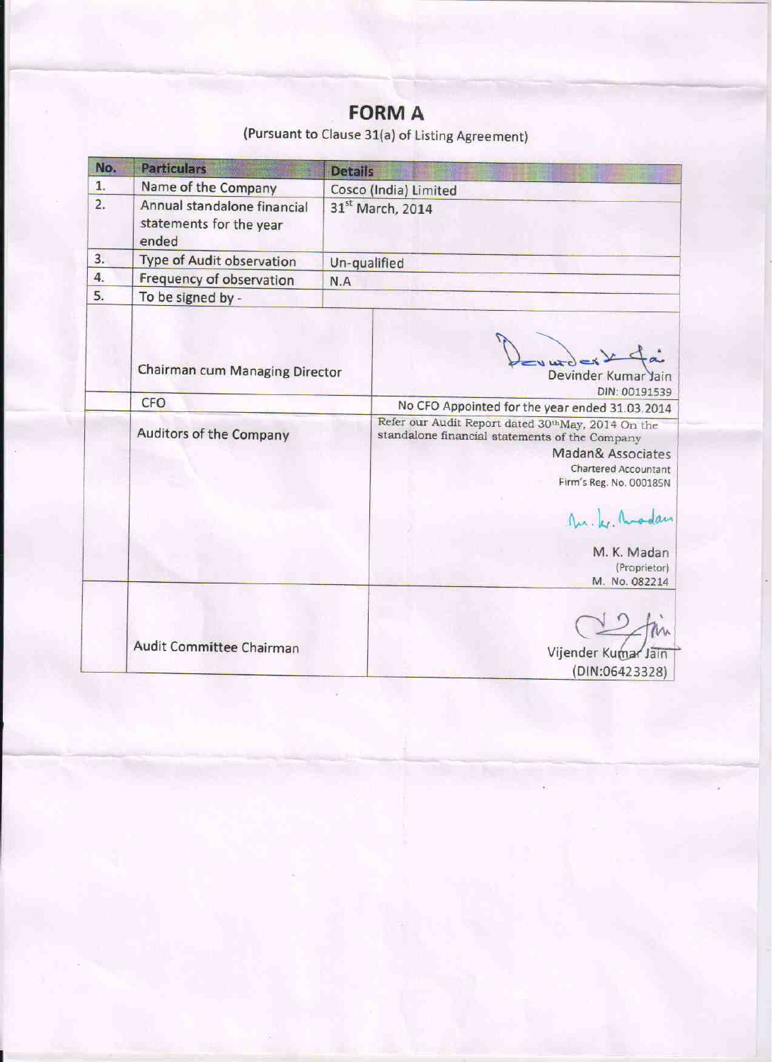# FORM A

(Pursuant to Clause 31(a) of Listing Agreement)

| No. | Particulars | Details |
|---|---|---|
| 1. | Name of the Company | Cosco (India) Limited |
| 2. | Annual standalone financial statements for the year ended | 31st March, 2014 |
| 3. | Type of Audit observation | Un-qualified |
| 4. | Frequency of observation | N.A |
| 5. | To be signed by - | |
| | Chairman cum Managing Director | Devinder Kumar Jain<br>DIN: 00191539 |
| | CFO | No CFO Appointed for the year ended 31.03.2014 |
| | Auditors of the Company | Refer our Audit Report dated 30thMay, 2014 On the standalone financial statements of the Company<br>Madan& Associates<br>Chartered Accountant<br>Firm's Reg. No. 000185N<br>M. K. Madan<br>(Proprietor)<br>M. No. 082214 |
| | Audit Committee Chairman | Vijender Kumar Jain<br>(DIN:06423328) |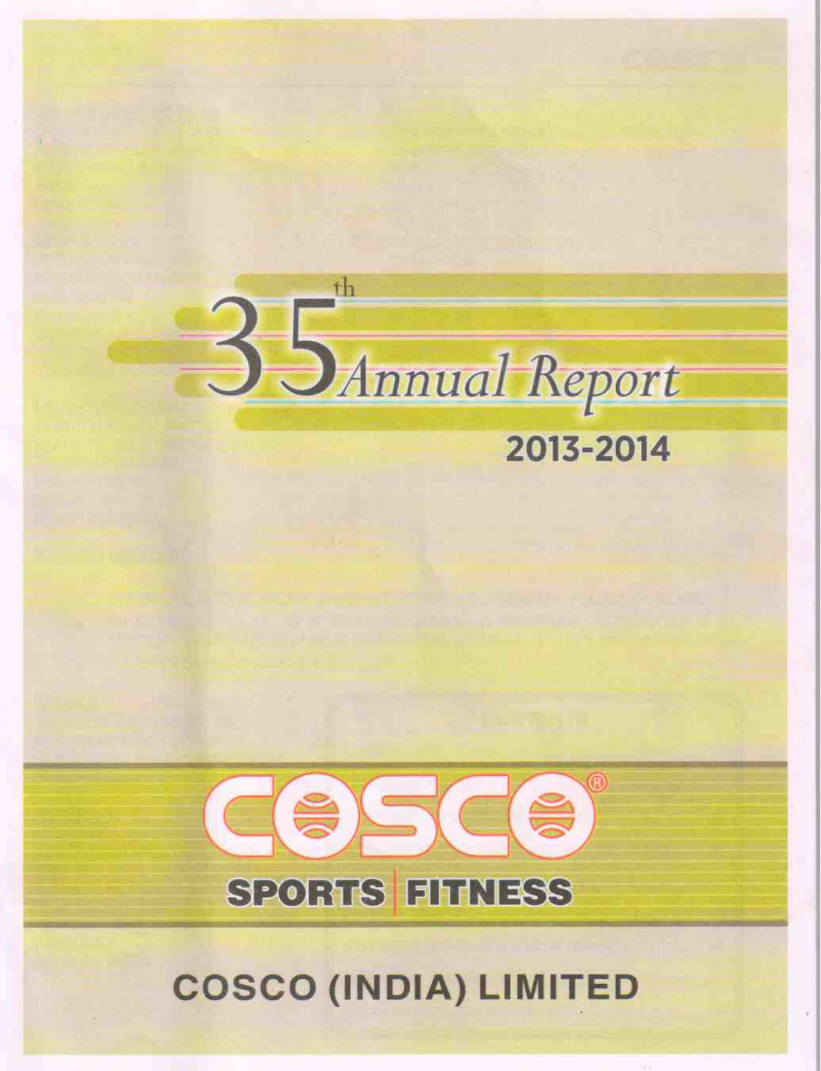# 35th Annual Report

## 2013-2014

COSCO®

SPORTS | FITNESS

## COSCO (INDIA) LIMITED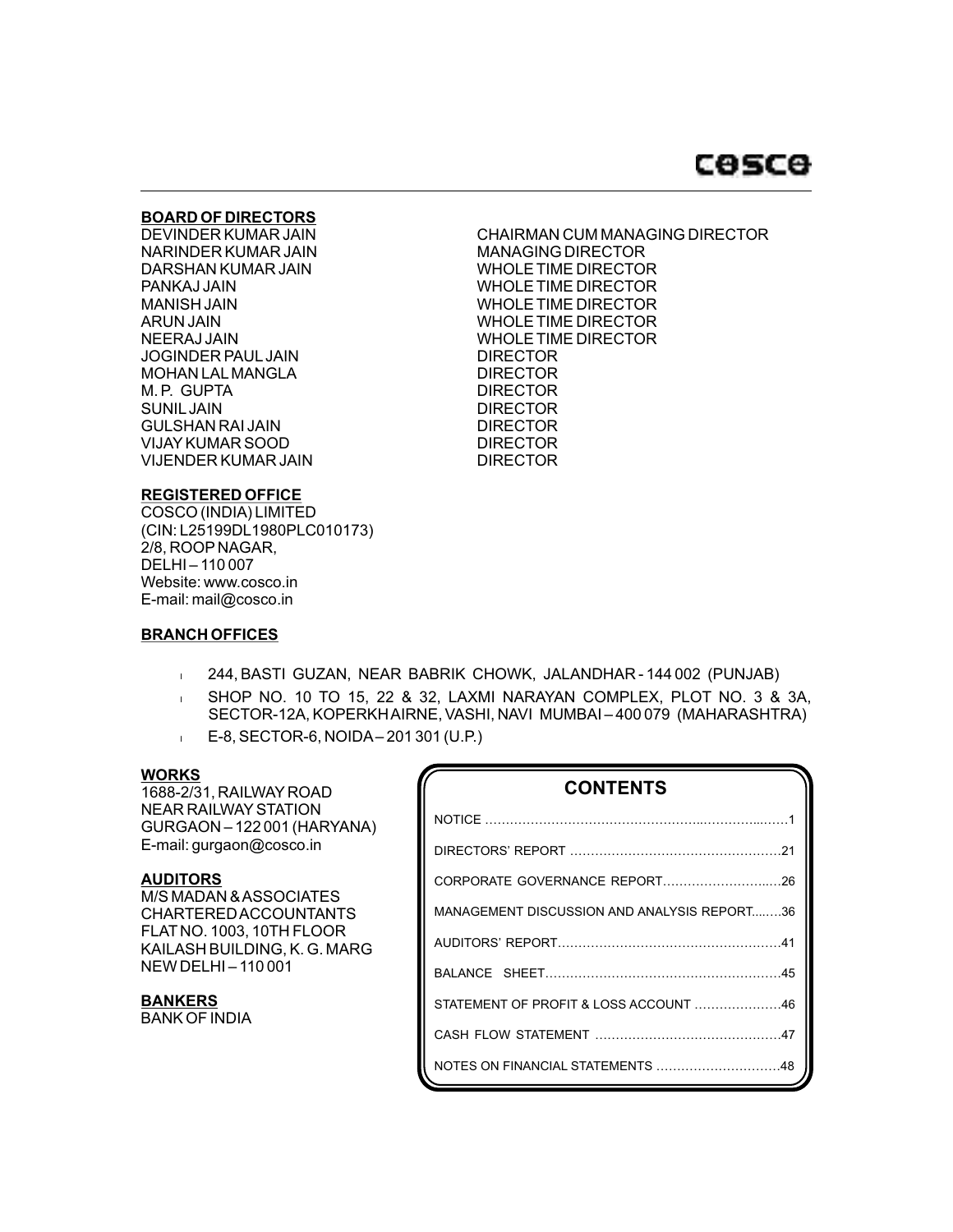## BOARD OF DIRECTORS

| | |
|---|---|
| DEVINDER KUMAR JAIN | CHAIRMAN CUM MANAGING DIRECTOR |
| NARINDER KUMAR JAIN | MANAGING DIRECTOR |
| DARSHAN KUMAR JAIN | WHOLE TIME DIRECTOR |
| PANKAJ JAIN | WHOLE TIME DIRECTOR |
| MANISH JAIN | WHOLE TIME DIRECTOR |
| ARUN JAIN | WHOLE TIME DIRECTOR |
| NEERAJ JAIN | WHOLE TIME DIRECTOR |
| JOGINDER PAUL JAIN | DIRECTOR |
| MOHAN LAL MANGLA | DIRECTOR |
| M. P. GUPTA | DIRECTOR |
| SUNIL JAIN | DIRECTOR |
| GULSHAN RAI JAIN | DIRECTOR |
| VIJAY KUMAR SOOD | DIRECTOR |
| VIJENDER KUMAR JAIN | DIRECTOR |

## REGISTERED OFFICE

COSCO (INDIA) LIMITED
(CIN: L25199DL1980PLC010173)
2/8, ROOP NAGAR,
DELHI – 110 007
Website: www.cosco.in
E-mail: mail@cosco.in

## BRANCH OFFICES

- 244, BASTI GUZAN, NEAR BABRIK CHOWK, JALANDHAR - 144 002 (PUNJAB)
- SHOP NO. 10 TO 15, 22 & 32, LAXMI NARAYAN COMPLEX, PLOT NO. 3 & 3A, SECTOR-12A, KOPERKHAIRNE, VASHI, NAVI MUMBAI – 400 079 (MAHARASHTRA)
- E-8, SECTOR-6, NOIDA – 201 301 (U.P.)

## WORKS

1688-2/31, RAILWAY ROAD
NEAR RAILWAY STATION
GURGAON – 122 001 (HARYANA)
E-mail: gurgaon@cosco.in

## AUDITORS

M/S MADAN & ASSOCIATES
CHARTERED ACCOUNTANTS
FLAT NO. 1003, 10TH FLOOR
KAILASH BUILDING, K. G. MARG
NEW DELHI – 110 001

## BANKERS

BANK OF INDIA

## CONTENTS

| | |
|---|---|
| NOTICE | 1 |
| DIRECTORS' REPORT | 21 |
| CORPORATE GOVERNANCE REPORT | 26 |
| MANAGEMENT DISCUSSION AND ANALYSIS REPORT | 36 |
| AUDITORS' REPORT | 41 |
| BALANCE SHEET | 45 |
| STATEMENT OF PROFIT & LOSS ACCOUNT | 46 |
| CASH FLOW STATEMENT | 47 |
| NOTES ON FINANCIAL STATEMENTS | 48 |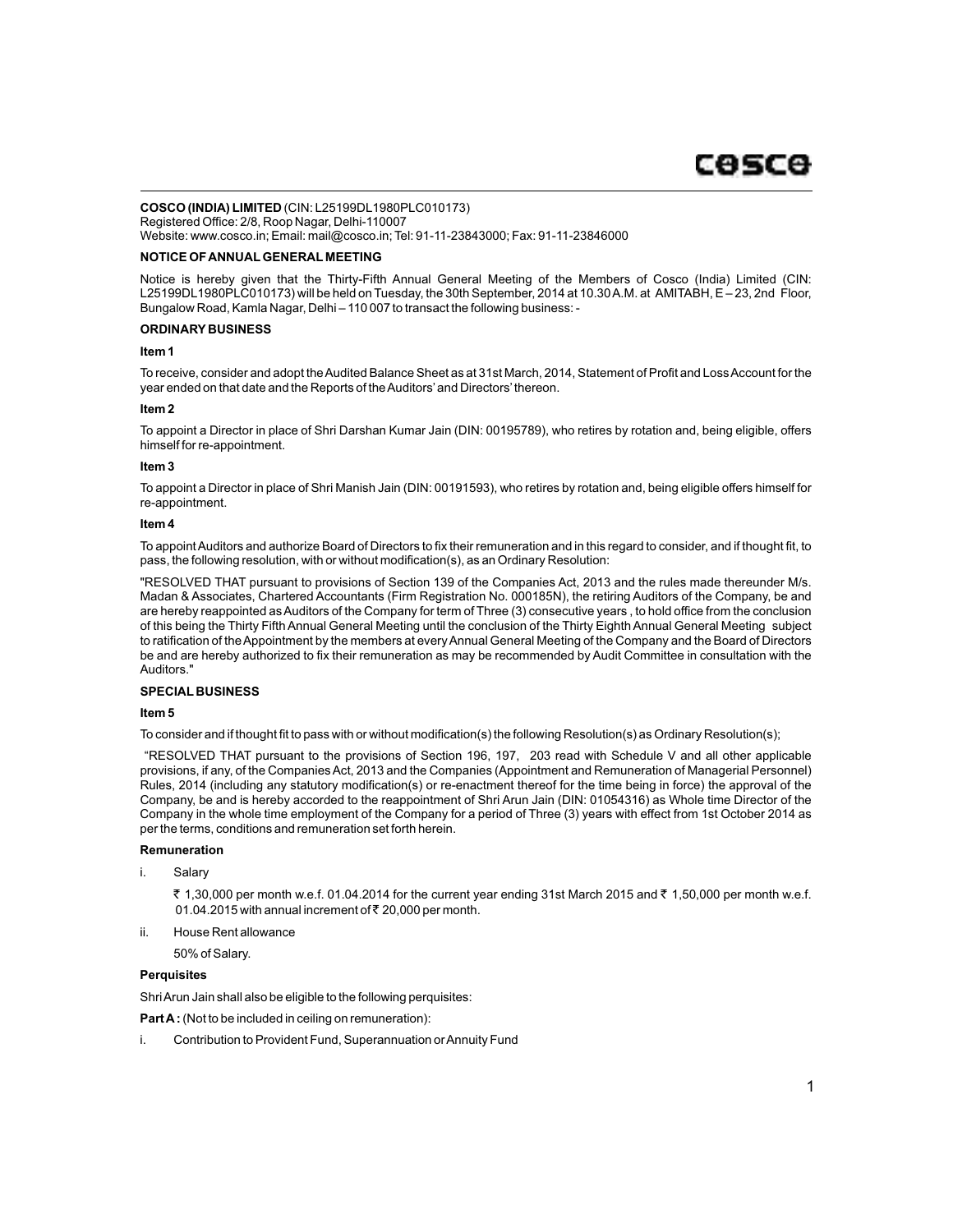**COSCO (INDIA) LIMITED** (CIN: L25199DL1980PLC010173)
Registered Office: 2/8, Roop Nagar, Delhi-110007
Website: www.cosco.in; Email: mail@cosco.in; Tel: 91-11-23843000; Fax: 91-11-23846000

**NOTICE OF ANNUAL GENERAL MEETING**

Notice is hereby given that the Thirty-Fifth Annual General Meeting of the Members of Cosco (India) Limited (CIN: L25199DL1980PLC010173) will be held on Tuesday, the 30th September, 2014 at 10.30 A.M. at AMITABH, E – 23, 2nd Floor, Bungalow Road, Kamla Nagar, Delhi – 110 007 to transact the following business: -

**ORDINARY BUSINESS**

**Item 1**

To receive, consider and adopt the Audited Balance Sheet as at 31st March, 2014, Statement of Profit and Loss Account for the year ended on that date and the Reports of the Auditors' and Directors' thereon.

**Item 2**

To appoint a Director in place of Shri Darshan Kumar Jain (DIN: 00195789), who retires by rotation and, being eligible, offers himself for re-appointment.

**Item 3**

To appoint a Director in place of Shri Manish Jain (DIN: 00191593), who retires by rotation and, being eligible offers himself for re-appointment.

**Item 4**

To appoint Auditors and authorize Board of Directors to fix their remuneration and in this regard to consider, and if thought fit, to pass, the following resolution, with or without modification(s), as an Ordinary Resolution:

"RESOLVED THAT pursuant to provisions of Section 139 of the Companies Act, 2013 and the rules made thereunder M/s. Madan & Associates, Chartered Accountants (Firm Registration No. 000185N), the retiring Auditors of the Company, be and are hereby reappointed as Auditors of the Company for term of Three (3) consecutive years , to hold office from the conclusion of this being the Thirty Fifth Annual General Meeting until the conclusion of the Thirty Eighth Annual General Meeting subject to ratification of the Appointment by the members at every Annual General Meeting of the Company and the Board of Directors be and are hereby authorized to fix their remuneration as may be recommended by Audit Committee in consultation with the Auditors."

**SPECIAL BUSINESS**

**Item 5**

To consider and if thought fit to pass with or without modification(s) the following Resolution(s) as Ordinary Resolution(s);

"RESOLVED THAT pursuant to the provisions of Section 196, 197, 203 read with Schedule V and all other applicable provisions, if any, of the Companies Act, 2013 and the Companies (Appointment and Remuneration of Managerial Personnel) Rules, 2014 (including any statutory modification(s) or re-enactment thereof for the time being in force) the approval of the Company, be and is hereby accorded to the reappointment of Shri Arun Jain (DIN: 01054316) as Whole time Director of the Company in the whole time employment of the Company for a period of Three (3) years with effect from 1st October 2014 as per the terms, conditions and remuneration set forth herein.

**Remuneration**

i. Salary

   ₹ 1,30,000 per month w.e.f. 01.04.2014 for the current year ending 31st March 2015 and ₹ 1,50,000 per month w.e.f. 01.04.2015 with annual increment of ₹ 20,000 per month.

ii. House Rent allowance

   50% of Salary.

**Perquisites**

Shri Arun Jain shall also be eligible to the following perquisites:

**Part A :** (Not to be included in ceiling on remuneration):

i. Contribution to Provident Fund, Superannuation or Annuity Fund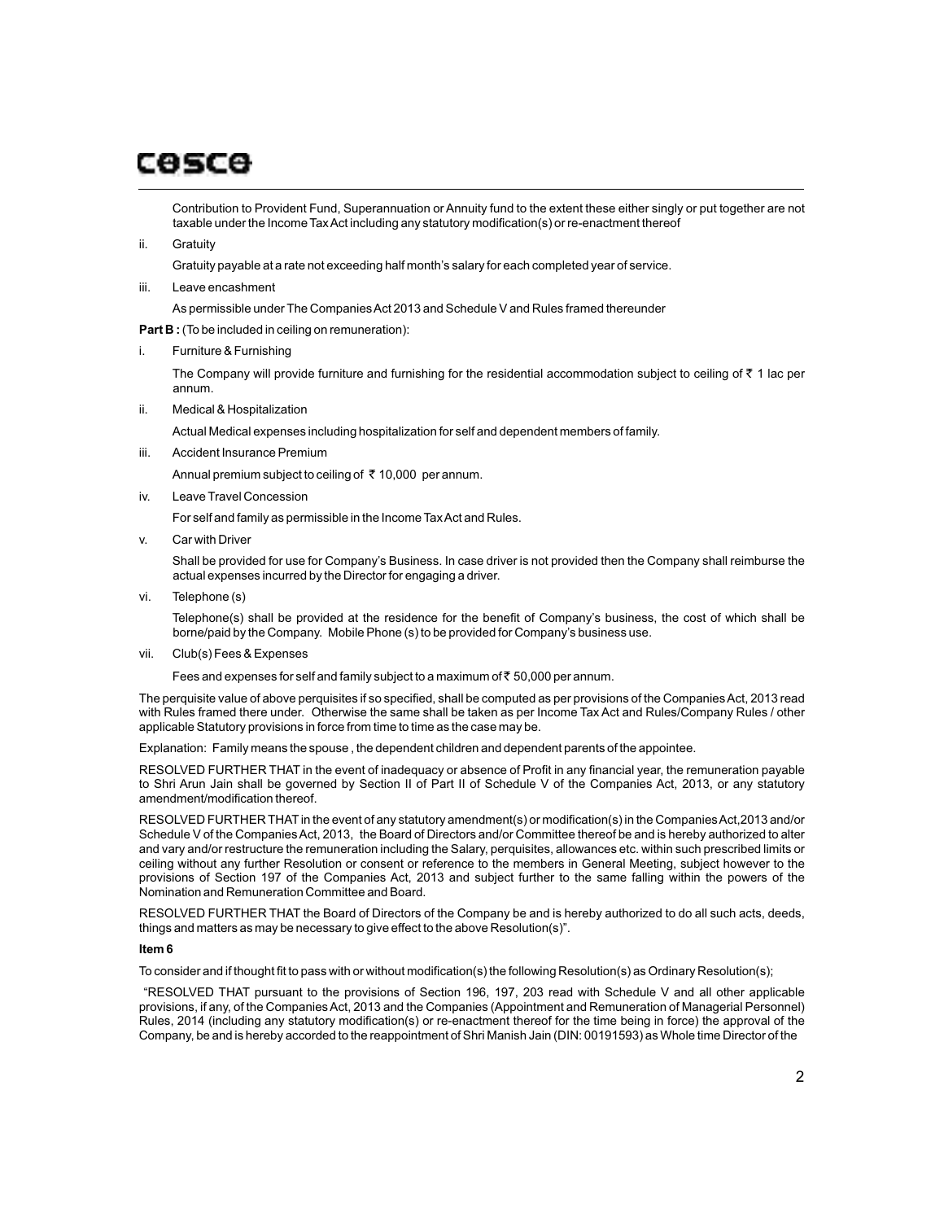Contribution to Provident Fund, Superannuation or Annuity fund to the extent these either singly or put together are not taxable under the Income Tax Act including any statutory modification(s) or re-enactment thereof

ii. Gratuity

Gratuity payable at a rate not exceeding half month's salary for each completed year of service.

iii. Leave encashment

As permissible under The Companies Act 2013 and Schedule V and Rules framed thereunder

**Part B :** (To be included in ceiling on remuneration):

i. Furniture & Furnishing

The Company will provide furniture and furnishing for the residential accommodation subject to ceiling of ₹ 1 lac per annum.

ii. Medical & Hospitalization

Actual Medical expenses including hospitalization for self and dependent members of family.

iii. Accident Insurance Premium

Annual premium subject to ceiling of ₹ 10,000 per annum.

iv. Leave Travel Concession

For self and family as permissible in the Income Tax Act and Rules.

v. Car with Driver

Shall be provided for use for Company's Business. In case driver is not provided then the Company shall reimburse the actual expenses incurred by the Director for engaging a driver.

vi. Telephone (s)

Telephone(s) shall be provided at the residence for the benefit of Company's business, the cost of which shall be borne/paid by the Company. Mobile Phone (s) to be provided for Company's business use.

vii. Club(s) Fees & Expenses

Fees and expenses for self and family subject to a maximum of ₹ 50,000 per annum.

The perquisite value of above perquisites if so specified, shall be computed as per provisions of the Companies Act, 2013 read with Rules framed there under. Otherwise the same shall be taken as per Income Tax Act and Rules/Company Rules / other applicable Statutory provisions in force from time to time as the case may be.

Explanation: Family means the spouse , the dependent children and dependent parents of the appointee.

RESOLVED FURTHER THAT in the event of inadequacy or absence of Profit in any financial year, the remuneration payable to Shri Arun Jain shall be governed by Section II of Part II of Schedule V of the Companies Act, 2013, or any statutory amendment/modification thereof.

RESOLVED FURTHER THAT in the event of any statutory amendment(s) or modification(s) in the Companies Act,2013 and/or Schedule V of the Companies Act, 2013, the Board of Directors and/or Committee thereof be and is hereby authorized to alter and vary and/or restructure the remuneration including the Salary, perquisites, allowances etc. within such prescribed limits or ceiling without any further Resolution or consent or reference to the members in General Meeting, subject however to the provisions of Section 197 of the Companies Act, 2013 and subject further to the same falling within the powers of the Nomination and Remuneration Committee and Board.

RESOLVED FURTHER THAT the Board of Directors of the Company be and is hereby authorized to do all such acts, deeds, things and matters as may be necessary to give effect to the above Resolution(s)".

**Item 6**

To consider and if thought fit to pass with or without modification(s) the following Resolution(s) as Ordinary Resolution(s);

"RESOLVED THAT pursuant to the provisions of Section 196, 197, 203 read with Schedule V and all other applicable provisions, if any, of the Companies Act, 2013 and the Companies (Appointment and Remuneration of Managerial Personnel) Rules, 2014 (including any statutory modification(s) or re-enactment thereof for the time being in force) the approval of the Company, be and is hereby accorded to the reappointment of Shri Manish Jain (DIN: 00191593) as Whole time Director of the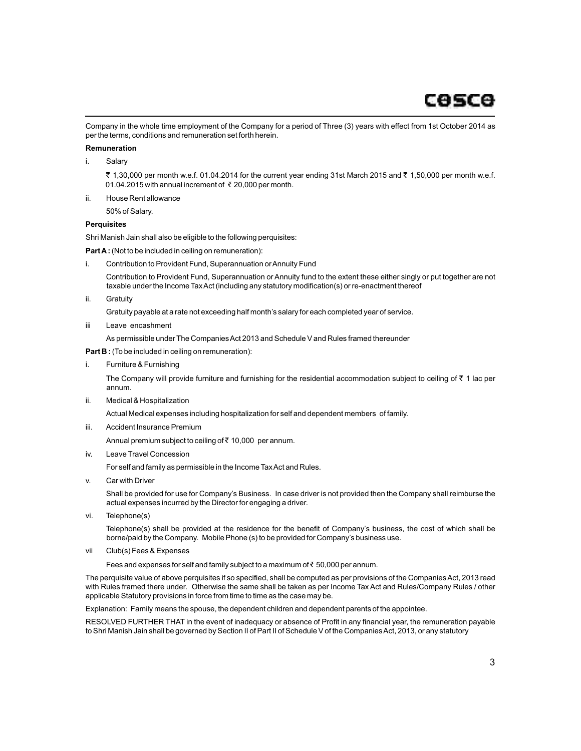Company in the whole time employment of the Company for a period of Three (3) years with effect from 1st October 2014 as per the terms, conditions and remuneration set forth herein.

**Remuneration**

i. Salary

₹ 1,30,000 per month w.e.f. 01.04.2014 for the current year ending 31st March 2015 and ₹ 1,50,000 per month w.e.f. 01.04.2015 with annual increment of ₹ 20,000 per month.

ii. House Rent allowance

50% of Salary.

**Perquisites**

Shri Manish Jain shall also be eligible to the following perquisites:

**Part A :** (Not to be included in ceiling on remuneration):

i. Contribution to Provident Fund, Superannuation or Annuity Fund

Contribution to Provident Fund, Superannuation or Annuity fund to the extent these either singly or put together are not taxable under the Income Tax Act (including any statutory modification(s) or re-enactment thereof

ii. Gratuity

Gratuity payable at a rate not exceeding half month's salary for each completed year of service.

iii Leave encashment

As permissible under The Companies Act 2013 and Schedule V and Rules framed thereunder

**Part B :** (To be included in ceiling on remuneration):

i. Furniture & Furnishing

The Company will provide furniture and furnishing for the residential accommodation subject to ceiling of ₹ 1 lac per annum.

ii. Medical & Hospitalization

Actual Medical expenses including hospitalization for self and dependent members of family.

iii. Accident Insurance Premium

Annual premium subject to ceiling of ₹ 10,000 per annum.

iv. Leave Travel Concession

For self and family as permissible in the Income Tax Act and Rules.

v. Car with Driver

Shall be provided for use for Company's Business. In case driver is not provided then the Company shall reimburse the actual expenses incurred by the Director for engaging a driver.

vi. Telephone(s)

Telephone(s) shall be provided at the residence for the benefit of Company's business, the cost of which shall be borne/paid by the Company. Mobile Phone (s) to be provided for Company's business use.

vii Club(s) Fees & Expenses

Fees and expenses for self and family subject to a maximum of ₹ 50,000 per annum.

The perquisite value of above perquisites if so specified, shall be computed as per provisions of the Companies Act, 2013 read with Rules framed there under. Otherwise the same shall be taken as per Income Tax Act and Rules/Company Rules / other applicable Statutory provisions in force from time to time as the case may be.

Explanation: Family means the spouse, the dependent children and dependent parents of the appointee.

RESOLVED FURTHER THAT in the event of inadequacy or absence of Profit in any financial year, the remuneration payable to Shri Manish Jain shall be governed by Section II of Part II of Schedule V of the Companies Act, 2013, or any statutory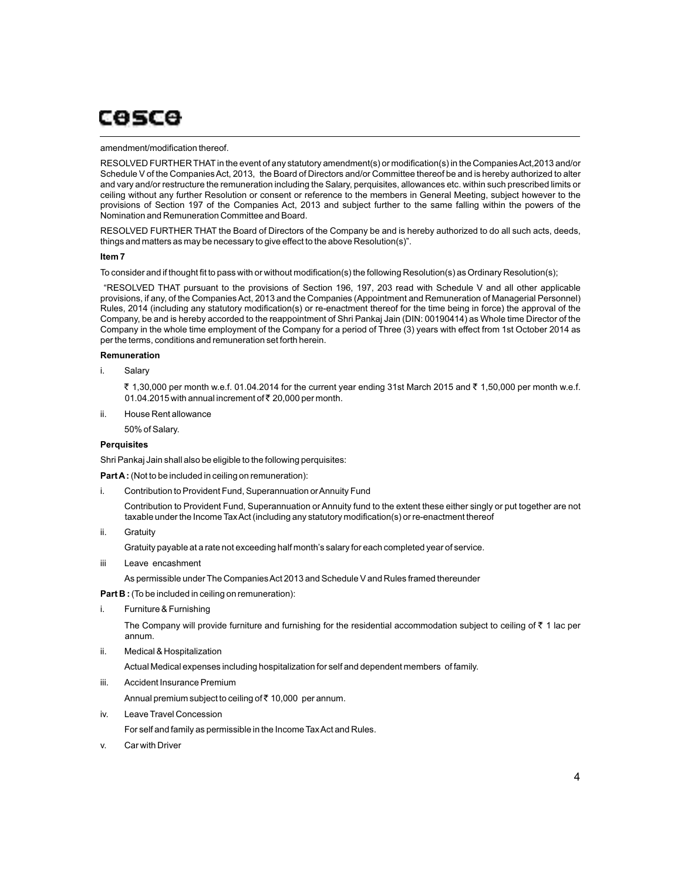amendment/modification thereof.

RESOLVED FURTHER THAT in the event of any statutory amendment(s) or modification(s) in the Companies Act,2013 and/or Schedule V of the Companies Act, 2013, the Board of Directors and/or Committee thereof be and is hereby authorized to alter and vary and/or restructure the remuneration including the Salary, perquisites, allowances etc. within such prescribed limits or ceiling without any further Resolution or consent or reference to the members in General Meeting, subject however to the provisions of Section 197 of the Companies Act, 2013 and subject further to the same falling within the powers of the Nomination and Remuneration Committee and Board.

RESOLVED FURTHER THAT the Board of Directors of the Company be and is hereby authorized to do all such acts, deeds, things and matters as may be necessary to give effect to the above Resolution(s)".

**Item 7**

To consider and if thought fit to pass with or without modification(s) the following Resolution(s) as Ordinary Resolution(s);

"RESOLVED THAT pursuant to the provisions of Section 196, 197, 203 read with Schedule V and all other applicable provisions, if any, of the Companies Act, 2013 and the Companies (Appointment and Remuneration of Managerial Personnel) Rules, 2014 (including any statutory modification(s) or re-enactment thereof for the time being in force) the approval of the Company, be and is hereby accorded to the reappointment of Shri Pankaj Jain (DIN: 00190414) as Whole time Director of the Company in the whole time employment of the Company for a period of Three (3) years with effect from 1st October 2014 as per the terms, conditions and remuneration set forth herein.

**Remuneration**

i. Salary

   ₹ 1,30,000 per month w.e.f. 01.04.2014 for the current year ending 31st March 2015 and ₹ 1,50,000 per month w.e.f. 01.04.2015 with annual increment of ₹ 20,000 per month.

ii. House Rent allowance

   50% of Salary.

**Perquisites**

Shri Pankaj Jain shall also be eligible to the following perquisites:

**Part A :** (Not to be included in ceiling on remuneration):

i. Contribution to Provident Fund, Superannuation or Annuity Fund

   Contribution to Provident Fund, Superannuation or Annuity fund to the extent these either singly or put together are not taxable under the Income Tax Act (including any statutory modification(s) or re-enactment thereof

ii. Gratuity

   Gratuity payable at a rate not exceeding half month's salary for each completed year of service.

iii Leave encashment

   As permissible under The Companies Act 2013 and Schedule V and Rules framed thereunder

**Part B :** (To be included in ceiling on remuneration):

i. Furniture & Furnishing

   The Company will provide furniture and furnishing for the residential accommodation subject to ceiling of ₹ 1 lac per annum.

ii. Medical & Hospitalization

   Actual Medical expenses including hospitalization for self and dependent members of family.

iii. Accident Insurance Premium

   Annual premium subject to ceiling of ₹ 10,000 per annum.

iv. Leave Travel Concession

   For self and family as permissible in the Income Tax Act and Rules.

v. Car with Driver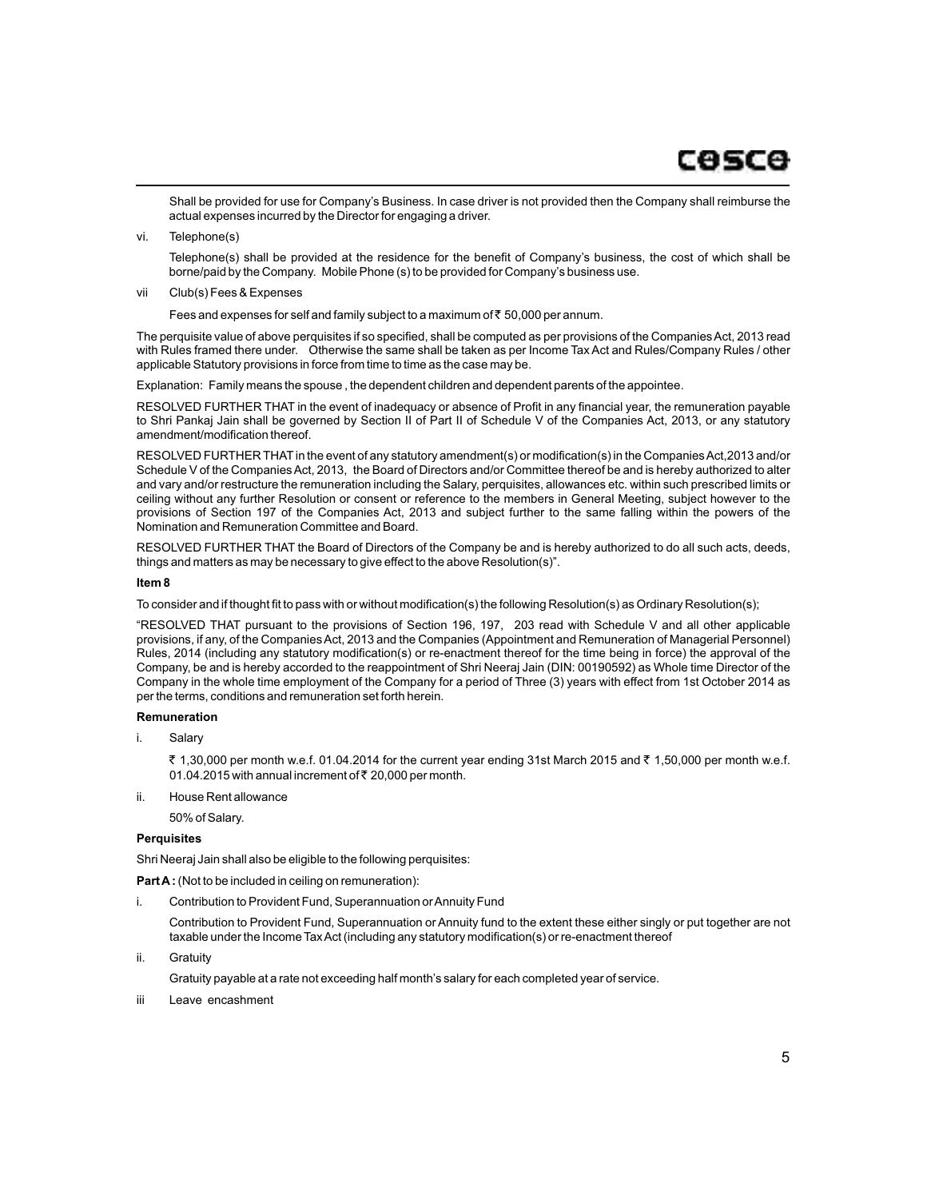Shall be provided for use for Company's Business. In case driver is not provided then the Company shall reimburse the actual expenses incurred by the Director for engaging a driver.

vi. Telephone(s)

Telephone(s) shall be provided at the residence for the benefit of Company's business, the cost of which shall be borne/paid by the Company. Mobile Phone (s) to be provided for Company's business use.

vii Club(s) Fees & Expenses

Fees and expenses for self and family subject to a maximum of ₹ 50,000 per annum.

The perquisite value of above perquisites if so specified, shall be computed as per provisions of the Companies Act, 2013 read with Rules framed there under. Otherwise the same shall be taken as per Income Tax Act and Rules/Company Rules / other applicable Statutory provisions in force from time to time as the case may be.

Explanation: Family means the spouse , the dependent children and dependent parents of the appointee.

RESOLVED FURTHER THAT in the event of inadequacy or absence of Profit in any financial year, the remuneration payable to Shri Pankaj Jain shall be governed by Section II of Part II of Schedule V of the Companies Act, 2013, or any statutory amendment/modification thereof.

RESOLVED FURTHER THAT in the event of any statutory amendment(s) or modification(s) in the Companies Act,2013 and/or Schedule V of the Companies Act, 2013, the Board of Directors and/or Committee thereof be and is hereby authorized to alter and vary and/or restructure the remuneration including the Salary, perquisites, allowances etc. within such prescribed limits or ceiling without any further Resolution or consent or reference to the members in General Meeting, subject however to the provisions of Section 197 of the Companies Act, 2013 and subject further to the same falling within the powers of the Nomination and Remuneration Committee and Board.

RESOLVED FURTHER THAT the Board of Directors of the Company be and is hereby authorized to do all such acts, deeds, things and matters as may be necessary to give effect to the above Resolution(s)".

**Item 8**

To consider and if thought fit to pass with or without modification(s) the following Resolution(s) as Ordinary Resolution(s);

"RESOLVED THAT pursuant to the provisions of Section 196, 197, 203 read with Schedule V and all other applicable provisions, if any, of the Companies Act, 2013 and the Companies (Appointment and Remuneration of Managerial Personnel) Rules, 2014 (including any statutory modification(s) or re-enactment thereof for the time being in force) the approval of the Company, be and is hereby accorded to the reappointment of Shri Neeraj Jain (DIN: 00190592) as Whole time Director of the Company in the whole time employment of the Company for a period of Three (3) years with effect from 1st October 2014 as per the terms, conditions and remuneration set forth herein.

**Remuneration**

i. Salary

₹ 1,30,000 per month w.e.f. 01.04.2014 for the current year ending 31st March 2015 and ₹ 1,50,000 per month w.e.f. 01.04.2015 with annual increment of ₹ 20,000 per month.

ii. House Rent allowance

50% of Salary.

**Perquisites**

Shri Neeraj Jain shall also be eligible to the following perquisites:

**Part A :** (Not to be included in ceiling on remuneration):

i. Contribution to Provident Fund, Superannuation or Annuity Fund

Contribution to Provident Fund, Superannuation or Annuity fund to the extent these either singly or put together are not taxable under the Income Tax Act (including any statutory modification(s) or re-enactment thereof

ii. Gratuity

Gratuity payable at a rate not exceeding half month's salary for each completed year of service.

iii Leave encashment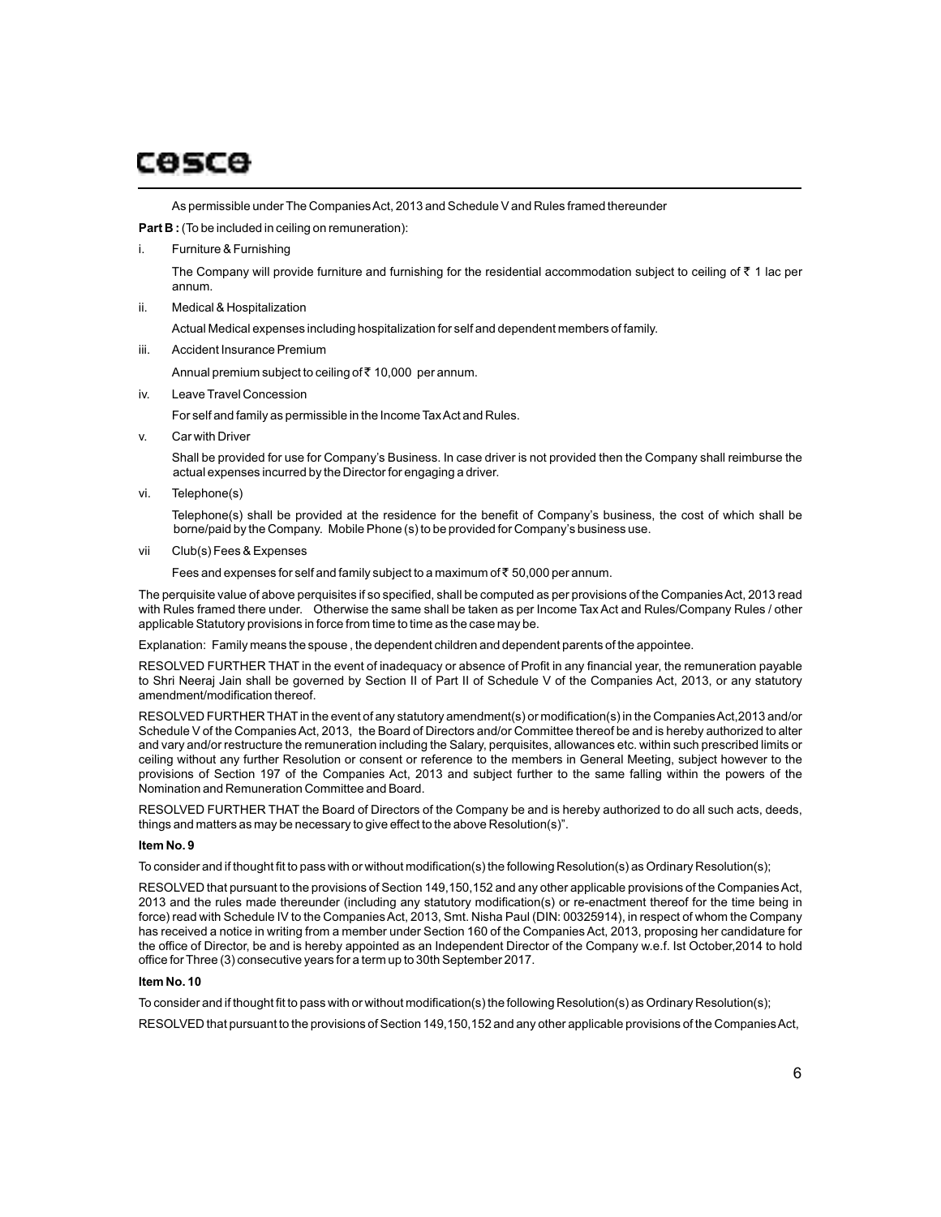As permissible under The Companies Act, 2013 and Schedule V and Rules framed thereunder

**Part B :** (To be included in ceiling on remuneration):

i. Furniture & Furnishing

The Company will provide furniture and furnishing for the residential accommodation subject to ceiling of ₹ 1 lac per annum.

ii. Medical & Hospitalization

Actual Medical expenses including hospitalization for self and dependent members of family.

iii. Accident Insurance Premium

Annual premium subject to ceiling of ₹ 10,000 per annum.

iv. Leave Travel Concession

For self and family as permissible in the Income Tax Act and Rules.

v. Car with Driver

Shall be provided for use for Company's Business. In case driver is not provided then the Company shall reimburse the actual expenses incurred by the Director for engaging a driver.

vi. Telephone(s)

Telephone(s) shall be provided at the residence for the benefit of Company's business, the cost of which shall be borne/paid by the Company. Mobile Phone (s) to be provided for Company's business use.

vii Club(s) Fees & Expenses

Fees and expenses for self and family subject to a maximum of ₹ 50,000 per annum.

The perquisite value of above perquisites if so specified, shall be computed as per provisions of the Companies Act, 2013 read with Rules framed there under. Otherwise the same shall be taken as per Income Tax Act and Rules/Company Rules / other applicable Statutory provisions in force from time to time as the case may be.

Explanation: Family means the spouse , the dependent children and dependent parents of the appointee.

RESOLVED FURTHER THAT in the event of inadequacy or absence of Profit in any financial year, the remuneration payable to Shri Neeraj Jain shall be governed by Section II of Part II of Schedule V of the Companies Act, 2013, or any statutory amendment/modification thereof.

RESOLVED FURTHER THAT in the event of any statutory amendment(s) or modification(s) in the Companies Act,2013 and/or Schedule V of the Companies Act, 2013, the Board of Directors and/or Committee thereof be and is hereby authorized to alter and vary and/or restructure the remuneration including the Salary, perquisites, allowances etc. within such prescribed limits or ceiling without any further Resolution or consent or reference to the members in General Meeting, subject however to the provisions of Section 197 of the Companies Act, 2013 and subject further to the same falling within the powers of the Nomination and Remuneration Committee and Board.

RESOLVED FURTHER THAT the Board of Directors of the Company be and is hereby authorized to do all such acts, deeds, things and matters as may be necessary to give effect to the above Resolution(s)".

**Item No. 9**

To consider and if thought fit to pass with or without modification(s) the following Resolution(s) as Ordinary Resolution(s);

RESOLVED that pursuant to the provisions of Section 149,150,152 and any other applicable provisions of the Companies Act, 2013 and the rules made thereunder (including any statutory modification(s) or re-enactment thereof for the time being in force) read with Schedule IV to the Companies Act, 2013, Smt. Nisha Paul (DIN: 00325914), in respect of whom the Company has received a notice in writing from a member under Section 160 of the Companies Act, 2013, proposing her candidature for the office of Director, be and is hereby appointed as an Independent Director of the Company w.e.f. Ist October,2014 to hold office for Three (3) consecutive years for a term up to 30th September 2017.

**Item No. 10**

To consider and if thought fit to pass with or without modification(s) the following Resolution(s) as Ordinary Resolution(s);

RESOLVED that pursuant to the provisions of Section 149,150,152 and any other applicable provisions of the Companies Act,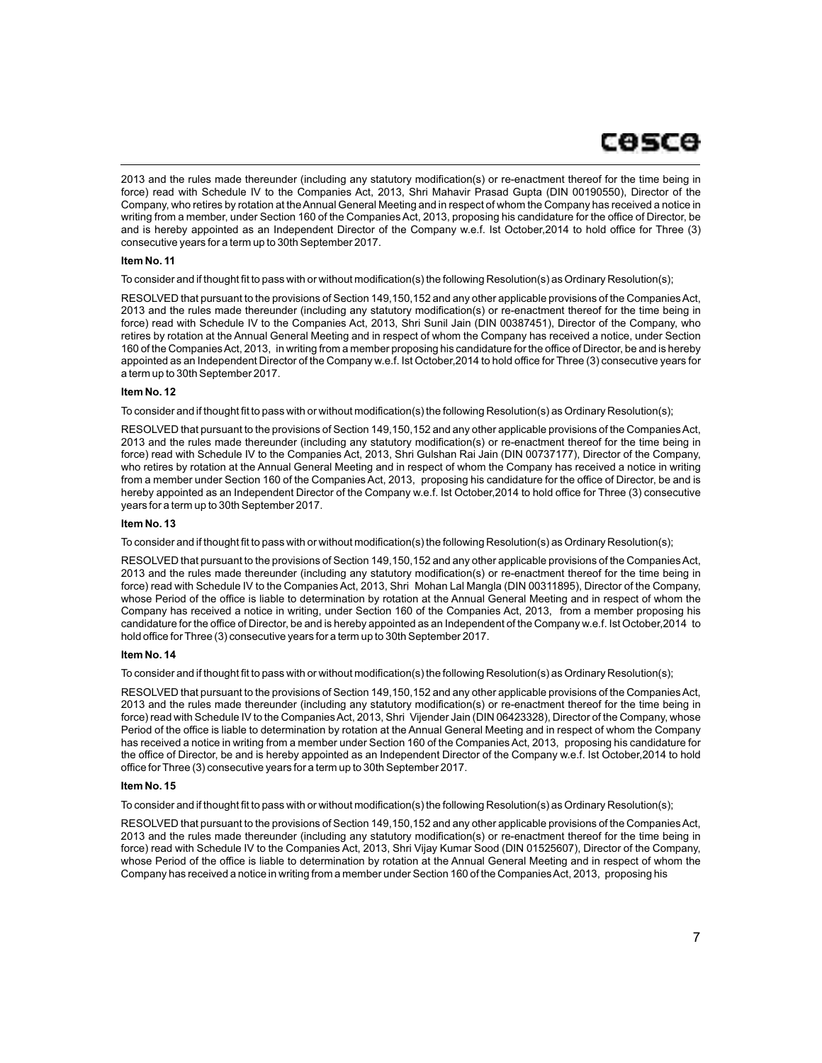2013 and the rules made thereunder (including any statutory modification(s) or re-enactment thereof for the time being in force) read with Schedule IV to the Companies Act, 2013, Shri Mahavir Prasad Gupta (DIN 00190550), Director of the Company, who retires by rotation at the Annual General Meeting and in respect of whom the Company has received a notice in writing from a member, under Section 160 of the Companies Act, 2013, proposing his candidature for the office of Director, be and is hereby appointed as an Independent Director of the Company w.e.f. Ist October,2014 to hold office for Three (3) consecutive years for a term up to 30th September 2017.

**Item No. 11**

To consider and if thought fit to pass with or without modification(s) the following Resolution(s) as Ordinary Resolution(s);

RESOLVED that pursuant to the provisions of Section 149,150,152 and any other applicable provisions of the Companies Act, 2013 and the rules made thereunder (including any statutory modification(s) or re-enactment thereof for the time being in force) read with Schedule IV to the Companies Act, 2013, Shri Sunil Jain (DIN 00387451), Director of the Company, who retires by rotation at the Annual General Meeting and in respect of whom the Company has received a notice, under Section 160 of the Companies Act, 2013, in writing from a member proposing his candidature for the office of Director, be and is hereby appointed as an Independent Director of the Company w.e.f. Ist October,2014 to hold office for Three (3) consecutive years for a term up to 30th September 2017.

**Item No. 12**

To consider and if thought fit to pass with or without modification(s) the following Resolution(s) as Ordinary Resolution(s);

RESOLVED that pursuant to the provisions of Section 149,150,152 and any other applicable provisions of the Companies Act, 2013 and the rules made thereunder (including any statutory modification(s) or re-enactment thereof for the time being in force) read with Schedule IV to the Companies Act, 2013, Shri Gulshan Rai Jain (DIN 00737177), Director of the Company, who retires by rotation at the Annual General Meeting and in respect of whom the Company has received a notice in writing from a member under Section 160 of the Companies Act, 2013, proposing his candidature for the office of Director, be and is hereby appointed as an Independent Director of the Company w.e.f. Ist October,2014 to hold office for Three (3) consecutive years for a term up to 30th September 2017.

**Item No. 13**

To consider and if thought fit to pass with or without modification(s) the following Resolution(s) as Ordinary Resolution(s);

RESOLVED that pursuant to the provisions of Section 149,150,152 and any other applicable provisions of the Companies Act, 2013 and the rules made thereunder (including any statutory modification(s) or re-enactment thereof for the time being in force) read with Schedule IV to the Companies Act, 2013, Shri Mohan Lal Mangla (DIN 00311895), Director of the Company, whose Period of the office is liable to determination by rotation at the Annual General Meeting and in respect of whom the Company has received a notice in writing, under Section 160 of the Companies Act, 2013, from a member proposing his candidature for the office of Director, be and is hereby appointed as an Independent of the Company w.e.f. Ist October,2014 to hold office for Three (3) consecutive years for a term up to 30th September 2017.

**Item No. 14**

To consider and if thought fit to pass with or without modification(s) the following Resolution(s) as Ordinary Resolution(s);

RESOLVED that pursuant to the provisions of Section 149,150,152 and any other applicable provisions of the Companies Act, 2013 and the rules made thereunder (including any statutory modification(s) or re-enactment thereof for the time being in force) read with Schedule IV to the Companies Act, 2013, Shri Vijender Jain (DIN 06423328), Director of the Company, whose Period of the office is liable to determination by rotation at the Annual General Meeting and in respect of whom the Company has received a notice in writing from a member under Section 160 of the Companies Act, 2013, proposing his candidature for the office of Director, be and is hereby appointed as an Independent Director of the Company w.e.f. Ist October,2014 to hold office for Three (3) consecutive years for a term up to 30th September 2017.

**Item No. 15**

To consider and if thought fit to pass with or without modification(s) the following Resolution(s) as Ordinary Resolution(s);

RESOLVED that pursuant to the provisions of Section 149,150,152 and any other applicable provisions of the Companies Act, 2013 and the rules made thereunder (including any statutory modification(s) or re-enactment thereof for the time being in force) read with Schedule IV to the Companies Act, 2013, Shri Vijay Kumar Sood (DIN 01525607), Director of the Company, whose Period of the office is liable to determination by rotation at the Annual General Meeting and in respect of whom the Company has received a notice in writing from a member under Section 160 of the Companies Act, 2013, proposing his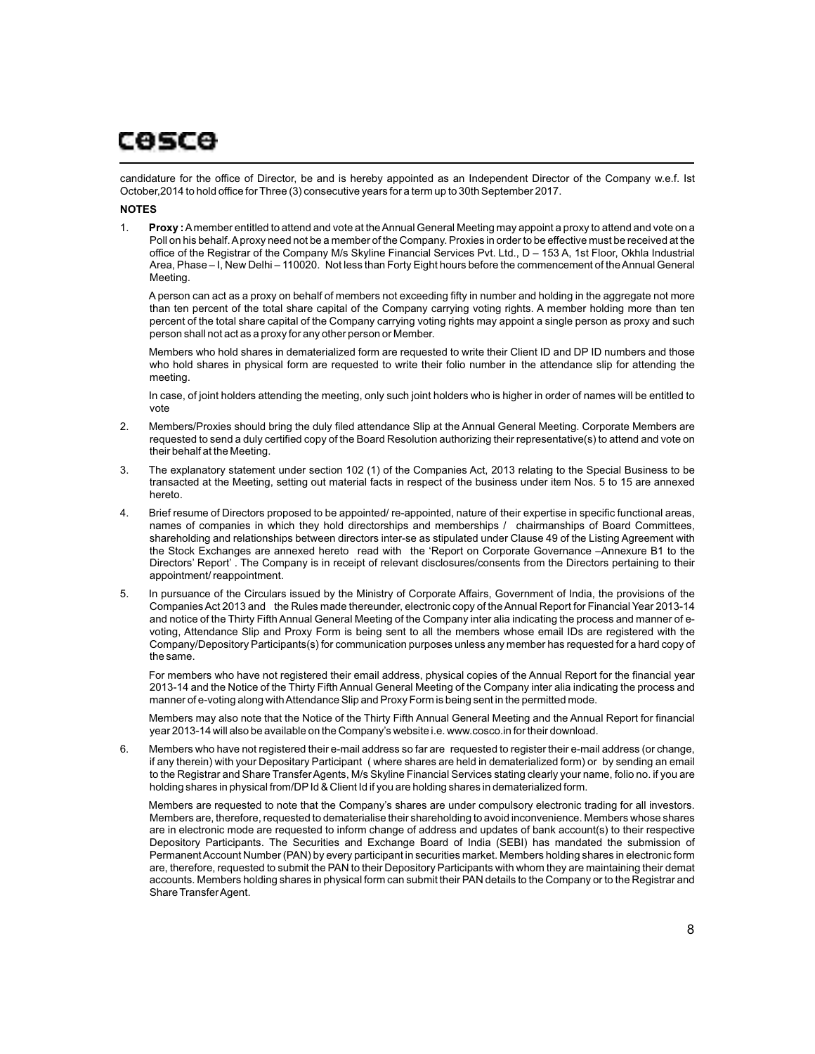candidature for the office of Director, be and is hereby appointed as an Independent Director of the Company w.e.f. Ist October,2014 to hold office for Three (3) consecutive years for a term up to 30th September 2017.

**NOTES**

1. **Proxy :** A member entitled to attend and vote at the Annual General Meeting may appoint a proxy to attend and vote on a Poll on his behalf. A proxy need not be a member of the Company. Proxies in order to be effective must be received at the office of the Registrar of the Company M/s Skyline Financial Services Pvt. Ltd., D – 153 A, 1st Floor, Okhla Industrial Area, Phase – I, New Delhi – 110020. Not less than Forty Eight hours before the commencement of the Annual General Meeting.

   A person can act as a proxy on behalf of members not exceeding fifty in number and holding in the aggregate not more than ten percent of the total share capital of the Company carrying voting rights. A member holding more than ten percent of the total share capital of the Company carrying voting rights may appoint a single person as proxy and such person shall not act as a proxy for any other person or Member.

   Members who hold shares in dematerialized form are requested to write their Client ID and DP ID numbers and those who hold shares in physical form are requested to write their folio number in the attendance slip for attending the meeting.

   In case, of joint holders attending the meeting, only such joint holders who is higher in order of names will be entitled to vote

2. Members/Proxies should bring the duly filed attendance Slip at the Annual General Meeting. Corporate Members are requested to send a duly certified copy of the Board Resolution authorizing their representative(s) to attend and vote on their behalf at the Meeting.

3. The explanatory statement under section 102 (1) of the Companies Act, 2013 relating to the Special Business to be transacted at the Meeting, setting out material facts in respect of the business under item Nos. 5 to 15 are annexed hereto.

4. Brief resume of Directors proposed to be appointed/ re-appointed, nature of their expertise in specific functional areas, names of companies in which they hold directorships and memberships / chairmanships of Board Committees, shareholding and relationships between directors inter-se as stipulated under Clause 49 of the Listing Agreement with the Stock Exchanges are annexed hereto read with the 'Report on Corporate Governance –Annexure B1 to the Directors' Report' . The Company is in receipt of relevant disclosures/consents from the Directors pertaining to their appointment/ reappointment.

5. In pursuance of the Circulars issued by the Ministry of Corporate Affairs, Government of India, the provisions of the Companies Act 2013 and the Rules made thereunder, electronic copy of the Annual Report for Financial Year 2013-14 and notice of the Thirty Fifth Annual General Meeting of the Company inter alia indicating the process and manner of e-voting, Attendance Slip and Proxy Form is being sent to all the members whose email IDs are registered with the Company/Depository Participants(s) for communication purposes unless any member has requested for a hard copy of the same.

   For members who have not registered their email address, physical copies of the Annual Report for the financial year 2013-14 and the Notice of the Thirty Fifth Annual General Meeting of the Company inter alia indicating the process and manner of e-voting along with Attendance Slip and Proxy Form is being sent in the permitted mode.

   Members may also note that the Notice of the Thirty Fifth Annual General Meeting and the Annual Report for financial year 2013-14 will also be available on the Company's website i.e. www.cosco.in for their download.

6. Members who have not registered their e-mail address so far are requested to register their e-mail address (or change, if any therein) with your Depositary Participant ( where shares are held in dematerialized form) or by sending an email to the Registrar and Share Transfer Agents, M/s Skyline Financial Services stating clearly your name, folio no. if you are holding shares in physical from/DP Id & Client Id if you are holding shares in dematerialized form.

   Members are requested to note that the Company's shares are under compulsory electronic trading for all investors. Members are, therefore, requested to dematerialise their shareholding to avoid inconvenience. Members whose shares are in electronic mode are requested to inform change of address and updates of bank account(s) to their respective Depository Participants. The Securities and Exchange Board of India (SEBI) has mandated the submission of Permanent Account Number (PAN) by every participant in securities market. Members holding shares in electronic form are, therefore, requested to submit the PAN to their Depository Participants with whom they are maintaining their demat accounts. Members holding shares in physical form can submit their PAN details to the Company or to the Registrar and Share Transfer Agent.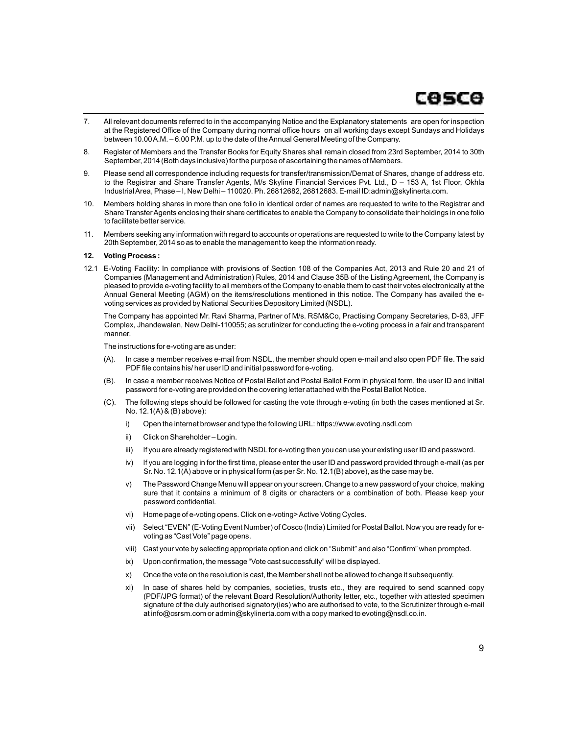7. All relevant documents referred to in the accompanying Notice and the Explanatory statements are open for inspection at the Registered Office of the Company during normal office hours on all working days except Sundays and Holidays between 10.00 A.M. – 6.00 P.M. up to the date of the Annual General Meeting of the Company.

8. Register of Members and the Transfer Books for Equity Shares shall remain closed from 23rd September, 2014 to 30th September, 2014 (Both days inclusive) for the purpose of ascertaining the names of Members.

9. Please send all correspondence including requests for transfer/transmission/Demat of Shares, change of address etc. to the Registrar and Share Transfer Agents, M/s Skyline Financial Services Pvt. Ltd., D – 153 A, 1st Floor, Okhla Industrial Area, Phase – I, New Delhi – 110020. Ph. 26812682, 26812683. E-mail ID:admin@skylinerta.com.

10. Members holding shares in more than one folio in identical order of names are requested to write to the Registrar and Share Transfer Agents enclosing their share certificates to enable the Company to consolidate their holdings in one folio to facilitate better service.

11. Members seeking any information with regard to accounts or operations are requested to write to the Company latest by 20th September, 2014 so as to enable the management to keep the information ready.

**12. Voting Process :**

12.1 E-Voting Facility: In compliance with provisions of Section 108 of the Companies Act, 2013 and Rule 20 and 21 of Companies (Management and Administration) Rules, 2014 and Clause 35B of the Listing Agreement, the Company is pleased to provide e-voting facility to all members of the Company to enable them to cast their votes electronically at the Annual General Meeting (AGM) on the items/resolutions mentioned in this notice. The Company has availed the e-voting services as provided by National Securities Depository Limited (NSDL).

The Company has appointed Mr. Ravi Sharma, Partner of M/s. RSM&Co, Practising Company Secretaries, D-63, JFF Complex, Jhandewalan, New Delhi-110055; as scrutinizer for conducting the e-voting process in a fair and transparent manner.

The instructions for e-voting are as under:

(A). In case a member receives e-mail from NSDL, the member should open e-mail and also open PDF file. The said PDF file contains his/ her user ID and initial password for e-voting.

(B). In case a member receives Notice of Postal Ballot and Postal Ballot Form in physical form, the user ID and initial password for e-voting are provided on the covering letter attached with the Postal Ballot Notice.

(C). The following steps should be followed for casting the vote through e-voting (in both the cases mentioned at Sr. No. 12.1(A) & (B) above):

i) Open the internet browser and type the following URL: https://www.evoting.nsdl.com

ii) Click on Shareholder – Login.

iii) If you are already registered with NSDL for e-voting then you can use your existing user ID and password.

iv) If you are logging in for the first time, please enter the user ID and password provided through e-mail (as per Sr. No. 12.1(A) above or in physical form (as per Sr. No. 12.1(B) above), as the case may be.

v) The Password Change Menu will appear on your screen. Change to a new password of your choice, making sure that it contains a minimum of 8 digits or characters or a combination of both. Please keep your password confidential.

vi) Home page of e-voting opens. Click on e-voting> Active Voting Cycles.

vii) Select "EVEN" (E-Voting Event Number) of Cosco (India) Limited for Postal Ballot. Now you are ready for e-voting as "Cast Vote" page opens.

viii) Cast your vote by selecting appropriate option and click on "Submit" and also "Confirm" when prompted.

ix) Upon confirmation, the message "Vote cast successfully" will be displayed.

x) Once the vote on the resolution is cast, the Member shall not be allowed to change it subsequently.

xi) In case of shares held by companies, societies, trusts etc., they are required to send scanned copy (PDF/JPG format) of the relevant Board Resolution/Authority letter, etc., together with attested specimen signature of the duly authorised signatory(ies) who are authorised to vote, to the Scrutinizer through e-mail at info@csrsm.com or admin@skylinerta.com with a copy marked to evoting@nsdl.co.in.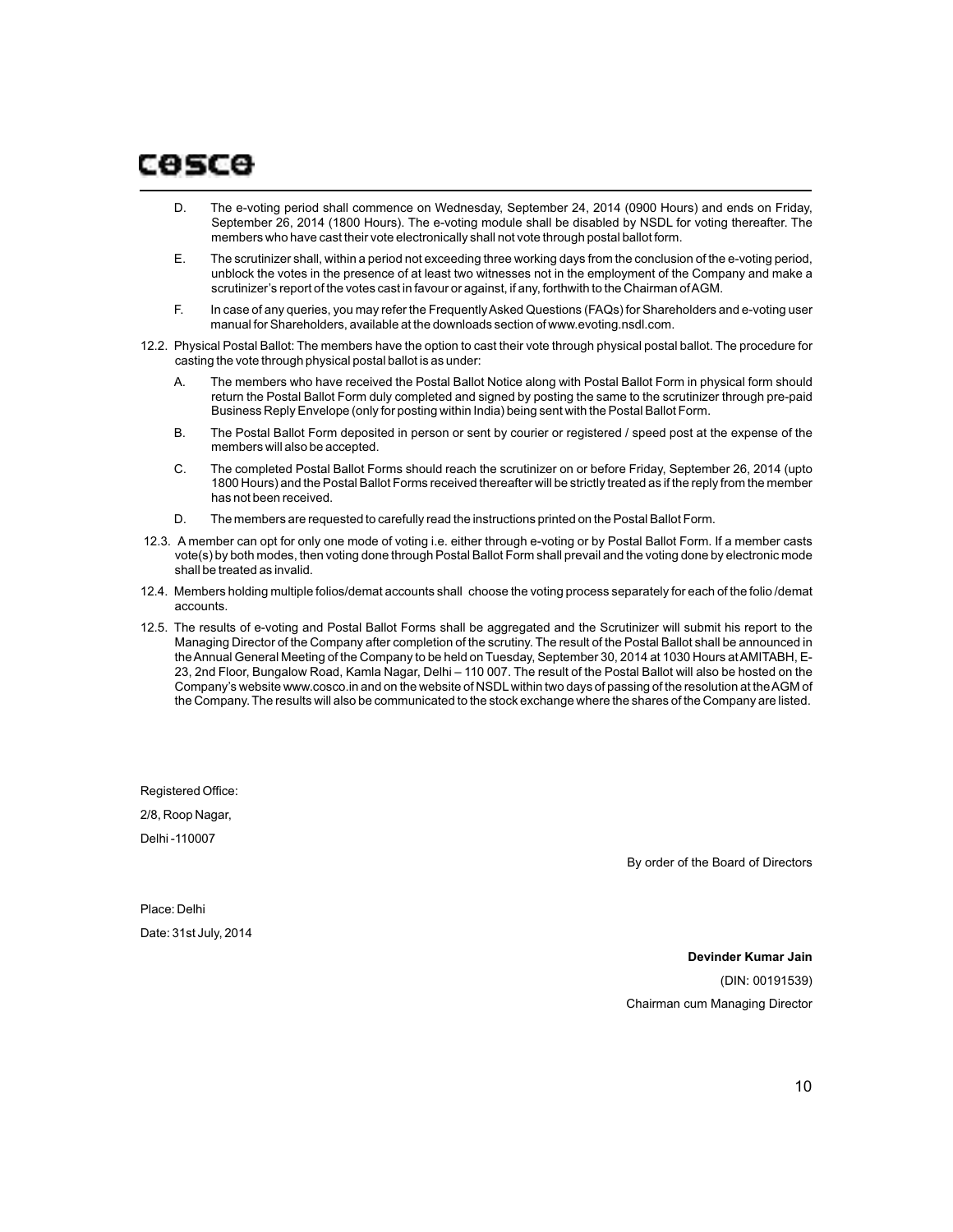D. The e-voting period shall commence on Wednesday, September 24, 2014 (0900 Hours) and ends on Friday, September 26, 2014 (1800 Hours). The e-voting module shall be disabled by NSDL for voting thereafter. The members who have cast their vote electronically shall not vote through postal ballot form.

E. The scrutinizer shall, within a period not exceeding three working days from the conclusion of the e-voting period, unblock the votes in the presence of at least two witnesses not in the employment of the Company and make a scrutinizer's report of the votes cast in favour or against, if any, forthwith to the Chairman of AGM.

F. In case of any queries, you may refer the Frequently Asked Questions (FAQs) for Shareholders and e-voting user manual for Shareholders, available at the downloads section of www.evoting.nsdl.com.

12.2. Physical Postal Ballot: The members have the option to cast their vote through physical postal ballot. The procedure for casting the vote through physical postal ballot is as under:

A. The members who have received the Postal Ballot Notice along with Postal Ballot Form in physical form should return the Postal Ballot Form duly completed and signed by posting the same to the scrutinizer through pre-paid Business Reply Envelope (only for posting within India) being sent with the Postal Ballot Form.

B. The Postal Ballot Form deposited in person or sent by courier or registered / speed post at the expense of the members will also be accepted.

C. The completed Postal Ballot Forms should reach the scrutinizer on or before Friday, September 26, 2014 (upto 1800 Hours) and the Postal Ballot Forms received thereafter will be strictly treated as if the reply from the member has not been received.

D. The members are requested to carefully read the instructions printed on the Postal Ballot Form.

12.3. A member can opt for only one mode of voting i.e. either through e-voting or by Postal Ballot Form. If a member casts vote(s) by both modes, then voting done through Postal Ballot Form shall prevail and the voting done by electronic mode shall be treated as invalid.

12.4. Members holding multiple folios/demat accounts shall choose the voting process separately for each of the folio /demat accounts.

12.5. The results of e-voting and Postal Ballot Forms shall be aggregated and the Scrutinizer will submit his report to the Managing Director of the Company after completion of the scrutiny. The result of the Postal Ballot shall be announced in the Annual General Meeting of the Company to be held on Tuesday, September 30, 2014 at 1030 Hours at AMITABH, E-23, 2nd Floor, Bungalow Road, Kamla Nagar, Delhi – 110 007. The result of the Postal Ballot will also be hosted on the Company's website www.cosco.in and on the website of NSDL within two days of passing of the resolution at the AGM of the Company. The results will also be communicated to the stock exchange where the shares of the Company are listed.

Registered Office:

2/8, Roop Nagar,

Delhi -110007

By order of the Board of Directors

Place: Delhi

Date: 31st July, 2014

**Devinder Kumar Jain**

(DIN: 00191539)

Chairman cum Managing Director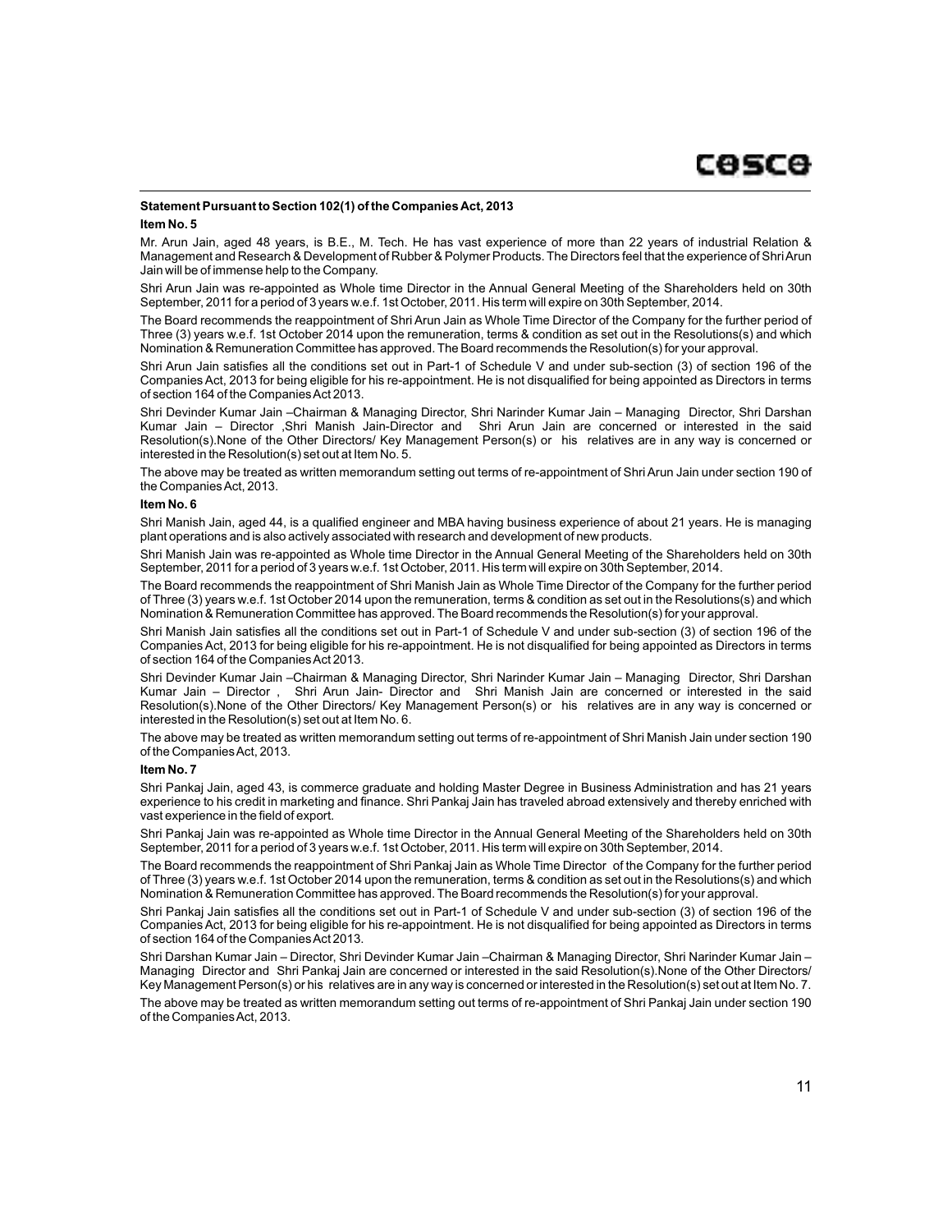**Statement Pursuant to Section 102(1) of the Companies Act, 2013**

**Item No. 5**

Mr. Arun Jain, aged 48 years, is B.E., M. Tech. He has vast experience of more than 22 years of industrial Relation & Management and Research & Development of Rubber & Polymer Products. The Directors feel that the experience of Shri Arun Jain will be of immense help to the Company.

Shri Arun Jain was re-appointed as Whole time Director in the Annual General Meeting of the Shareholders held on 30th September, 2011 for a period of 3 years w.e.f. 1st October, 2011. His term will expire on 30th September, 2014.

The Board recommends the reappointment of Shri Arun Jain as Whole Time Director of the Company for the further period of Three (3) years w.e.f. 1st October 2014 upon the remuneration, terms & condition as set out in the Resolutions(s) and which Nomination & Remuneration Committee has approved. The Board recommends the Resolution(s) for your approval.

Shri Arun Jain satisfies all the conditions set out in Part-1 of Schedule V and under sub-section (3) of section 196 of the Companies Act, 2013 for being eligible for his re-appointment. He is not disqualified for being appointed as Directors in terms of section 164 of the Companies Act 2013.

Shri Devinder Kumar Jain –Chairman & Managing Director, Shri Narinder Kumar Jain – Managing Director, Shri Darshan Kumar Jain – Director ,Shri Manish Jain-Director and Shri Arun Jain are concerned or interested in the said Resolution(s).None of the Other Directors/ Key Management Person(s) or his relatives are in any way is concerned or interested in the Resolution(s) set out at Item No. 5.

The above may be treated as written memorandum setting out terms of re-appointment of Shri Arun Jain under section 190 of the Companies Act, 2013.

**Item No. 6**

Shri Manish Jain, aged 44, is a qualified engineer and MBA having business experience of about 21 years. He is managing plant operations and is also actively associated with research and development of new products.

Shri Manish Jain was re-appointed as Whole time Director in the Annual General Meeting of the Shareholders held on 30th September, 2011 for a period of 3 years w.e.f. 1st October, 2011. His term will expire on 30th September, 2014.

The Board recommends the reappointment of Shri Manish Jain as Whole Time Director of the Company for the further period of Three (3) years w.e.f. 1st October 2014 upon the remuneration, terms & condition as set out in the Resolutions(s) and which Nomination & Remuneration Committee has approved. The Board recommends the Resolution(s) for your approval.

Shri Manish Jain satisfies all the conditions set out in Part-1 of Schedule V and under sub-section (3) of section 196 of the Companies Act, 2013 for being eligible for his re-appointment. He is not disqualified for being appointed as Directors in terms of section 164 of the Companies Act 2013.

Shri Devinder Kumar Jain –Chairman & Managing Director, Shri Narinder Kumar Jain – Managing Director, Shri Darshan Kumar Jain – Director , Shri Arun Jain- Director and Shri Manish Jain are concerned or interested in the said Resolution(s).None of the Other Directors/ Key Management Person(s) or his relatives are in any way is concerned or interested in the Resolution(s) set out at Item No. 6.

The above may be treated as written memorandum setting out terms of re-appointment of Shri Manish Jain under section 190 of the Companies Act, 2013.

**Item No. 7**

Shri Pankaj Jain, aged 43, is commerce graduate and holding Master Degree in Business Administration and has 21 years experience to his credit in marketing and finance. Shri Pankaj Jain has traveled abroad extensively and thereby enriched with vast experience in the field of export.

Shri Pankaj Jain was re-appointed as Whole time Director in the Annual General Meeting of the Shareholders held on 30th September, 2011 for a period of 3 years w.e.f. 1st October, 2011. His term will expire on 30th September, 2014.

The Board recommends the reappointment of Shri Pankaj Jain as Whole Time Director of the Company for the further period of Three (3) years w.e.f. 1st October 2014 upon the remuneration, terms & condition as set out in the Resolutions(s) and which Nomination & Remuneration Committee has approved. The Board recommends the Resolution(s) for your approval.

Shri Pankaj Jain satisfies all the conditions set out in Part-1 of Schedule V and under sub-section (3) of section 196 of the Companies Act, 2013 for being eligible for his re-appointment. He is not disqualified for being appointed as Directors in terms of section 164 of the Companies Act 2013.

Shri Darshan Kumar Jain – Director, Shri Devinder Kumar Jain –Chairman & Managing Director, Shri Narinder Kumar Jain – Managing Director and Shri Pankaj Jain are concerned or interested in the said Resolution(s).None of the Other Directors/ Key Management Person(s) or his relatives are in any way is concerned or interested in the Resolution(s) set out at Item No. 7.

The above may be treated as written memorandum setting out terms of re-appointment of Shri Pankaj Jain under section 190 of the Companies Act, 2013.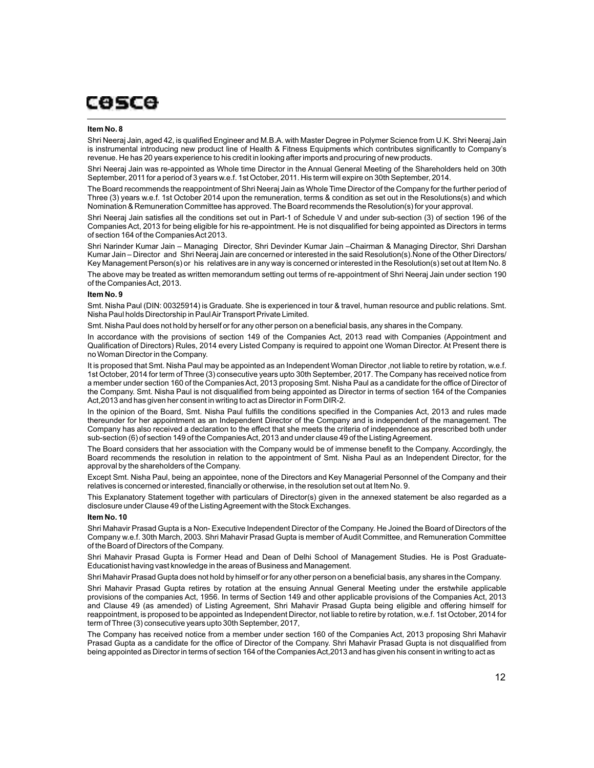### Item No. 8

Shri Neeraj Jain, aged 42, is qualified Engineer and M.B.A. with Master Degree in Polymer Science from U.K. Shri Neeraj Jain is instrumental introducing new product line of Health & Fitness Equipments which contributes significantly to Company's revenue. He has 20 years experience to his credit in looking after imports and procuring of new products.

Shri Neeraj Jain was re-appointed as Whole time Director in the Annual General Meeting of the Shareholders held on 30th September, 2011 for a period of 3 years w.e.f. 1st October, 2011. His term will expire on 30th September, 2014.

The Board recommends the reappointment of Shri Neeraj Jain as Whole Time Director of the Company for the further period of Three (3) years w.e.f. 1st October 2014 upon the remuneration, terms & condition as set out in the Resolutions(s) and which Nomination & Remuneration Committee has approved. The Board recommends the Resolution(s) for your approval.

Shri Neeraj Jain satisfies all the conditions set out in Part-1 of Schedule V and under sub-section (3) of section 196 of the Companies Act, 2013 for being eligible for his re-appointment. He is not disqualified for being appointed as Directors in terms of section 164 of the Companies Act 2013.

Shri Narinder Kumar Jain – Managing Director, Shri Devinder Kumar Jain –Chairman & Managing Director, Shri Darshan Kumar Jain – Director and Shri Neeraj Jain are concerned or interested in the said Resolution(s).None of the Other Directors/ Key Management Person(s) or his relatives are in any way is concerned or interested in the Resolution(s) set out at Item No. 8

The above may be treated as written memorandum setting out terms of re-appointment of Shri Neeraj Jain under section 190 of the Companies Act, 2013.

### Item No. 9

Smt. Nisha Paul (DIN: 00325914) is Graduate. She is experienced in tour & travel, human resource and public relations. Smt. Nisha Paul holds Directorship in Paul Air Transport Private Limited.

Smt. Nisha Paul does not hold by herself or for any other person on a beneficial basis, any shares in the Company.

In accordance with the provisions of section 149 of the Companies Act, 2013 read with Companies (Appointment and Qualification of Directors) Rules, 2014 every Listed Company is required to appoint one Woman Director. At Present there is no Woman Director in the Company.

It is proposed that Smt. Nisha Paul may be appointed as an Independent Woman Director ,not liable to retire by rotation, w.e.f. 1st October, 2014 for term of Three (3) consecutive years upto 30th September, 2017. The Company has received notice from a member under section 160 of the Companies Act, 2013 proposing Smt. Nisha Paul as a candidate for the office of Director of the Company. Smt. Nisha Paul is not disqualified from being appointed as Director in terms of section 164 of the Companies Act,2013 and has given her consent in writing to act as Director in Form DIR-2.

In the opinion of the Board, Smt. Nisha Paul fulfills the conditions specified in the Companies Act, 2013 and rules made thereunder for her appointment as an Independent Director of the Company and is independent of the management. The Company has also received a declaration to the effect that she meets the criteria of independence as prescribed both under sub-section (6) of section 149 of the Companies Act, 2013 and under clause 49 of the Listing Agreement.

The Board considers that her association with the Company would be of immense benefit to the Company. Accordingly, the Board recommends the resolution in relation to the appointment of Smt. Nisha Paul as an Independent Director, for the approval by the shareholders of the Company.

Except Smt. Nisha Paul, being an appointee, none of the Directors and Key Managerial Personnel of the Company and their relatives is concerned or interested, financially or otherwise, in the resolution set out at Item No. 9.

This Explanatory Statement together with particulars of Director(s) given in the annexed statement be also regarded as a disclosure under Clause 49 of the Listing Agreement with the Stock Exchanges.

### Item No. 10

Shri Mahavir Prasad Gupta is a Non- Executive Independent Director of the Company. He Joined the Board of Directors of the Company w.e.f. 30th March, 2003. Shri Mahavir Prasad Gupta is member of Audit Committee, and Remuneration Committee of the Board of Directors of the Company.

Shri Mahavir Prasad Gupta is Former Head and Dean of Delhi School of Management Studies. He is Post Graduate-Educationist having vast knowledge in the areas of Business and Management.

Shri Mahavir Prasad Gupta does not hold by himself or for any other person on a beneficial basis, any shares in the Company.

Shri Mahavir Prasad Gupta retires by rotation at the ensuing Annual General Meeting under the erstwhile applicable provisions of the companies Act, 1956. In terms of Section 149 and other applicable provisions of the Companies Act, 2013 and Clause 49 (as amended) of Listing Agreement, Shri Mahavir Prasad Gupta being eligible and offering himself for reappointment, is proposed to be appointed as Independent Director, not liable to retire by rotation, w.e.f. 1st October, 2014 for term of Three (3) consecutive years upto 30th September, 2017,

The Company has received notice from a member under section 160 of the Companies Act, 2013 proposing Shri Mahavir Prasad Gupta as a candidate for the office of Director of the Company. Shri Mahavir Prasad Gupta is not disqualified from being appointed as Director in terms of section 164 of the Companies Act,2013 and has given his consent in writing to act as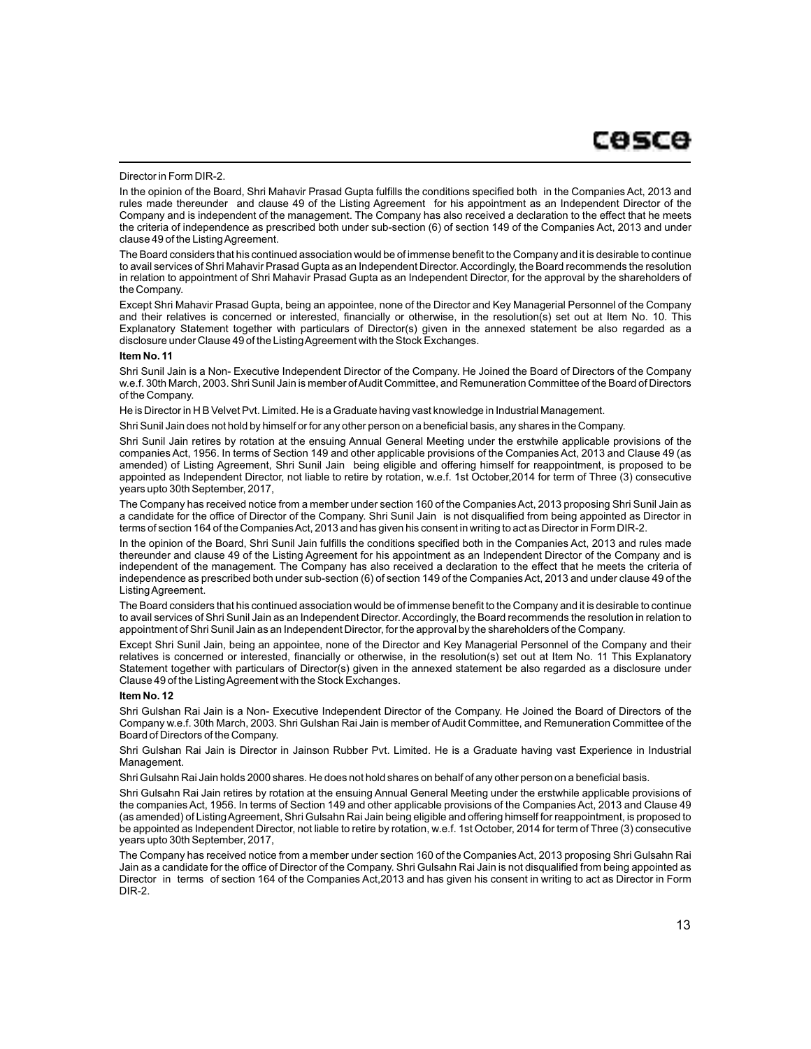Director in Form DIR-2.

In the opinion of the Board, Shri Mahavir Prasad Gupta fulfills the conditions specified both in the Companies Act, 2013 and rules made thereunder and clause 49 of the Listing Agreement for his appointment as an Independent Director of the Company and is independent of the management. The Company has also received a declaration to the effect that he meets the criteria of independence as prescribed both under sub-section (6) of section 149 of the Companies Act, 2013 and under clause 49 of the Listing Agreement.

The Board considers that his continued association would be of immense benefit to the Company and it is desirable to continue to avail services of Shri Mahavir Prasad Gupta as an Independent Director. Accordingly, the Board recommends the resolution in relation to appointment of Shri Mahavir Prasad Gupta as an Independent Director, for the approval by the shareholders of the Company.

Except Shri Mahavir Prasad Gupta, being an appointee, none of the Director and Key Managerial Personnel of the Company and their relatives is concerned or interested, financially or otherwise, in the resolution(s) set out at Item No. 10. This Explanatory Statement together with particulars of Director(s) given in the annexed statement be also regarded as a disclosure under Clause 49 of the Listing Agreement with the Stock Exchanges.

**Item No. 11**

Shri Sunil Jain is a Non- Executive Independent Director of the Company. He Joined the Board of Directors of the Company w.e.f. 30th March, 2003. Shri Sunil Jain is member of Audit Committee, and Remuneration Committee of the Board of Directors of the Company.

He is Director in H B Velvet Pvt. Limited. He is a Graduate having vast knowledge in Industrial Management.

Shri Sunil Jain does not hold by himself or for any other person on a beneficial basis, any shares in the Company.

Shri Sunil Jain retires by rotation at the ensuing Annual General Meeting under the erstwhile applicable provisions of the companies Act, 1956. In terms of Section 149 and other applicable provisions of the Companies Act, 2013 and Clause 49 (as amended) of Listing Agreement, Shri Sunil Jain being eligible and offering himself for reappointment, is proposed to be appointed as Independent Director, not liable to retire by rotation, w.e.f. 1st October,2014 for term of Three (3) consecutive years upto 30th September, 2017,

The Company has received notice from a member under section 160 of the Companies Act, 2013 proposing Shri Sunil Jain as a candidate for the office of Director of the Company. Shri Sunil Jain is not disqualified from being appointed as Director in terms of section 164 of the Companies Act, 2013 and has given his consent in writing to act as Director in Form DIR-2.

In the opinion of the Board, Shri Sunil Jain fulfills the conditions specified both in the Companies Act, 2013 and rules made thereunder and clause 49 of the Listing Agreement for his appointment as an Independent Director of the Company and is independent of the management. The Company has also received a declaration to the effect that he meets the criteria of independence as prescribed both under sub-section (6) of section 149 of the Companies Act, 2013 and under clause 49 of the Listing Agreement.

The Board considers that his continued association would be of immense benefit to the Company and it is desirable to continue to avail services of Shri Sunil Jain as an Independent Director. Accordingly, the Board recommends the resolution in relation to appointment of Shri Sunil Jain as an Independent Director, for the approval by the shareholders of the Company.

Except Shri Sunil Jain, being an appointee, none of the Director and Key Managerial Personnel of the Company and their relatives is concerned or interested, financially or otherwise, in the resolution(s) set out at Item No. 11 This Explanatory Statement together with particulars of Director(s) given in the annexed statement be also regarded as a disclosure under Clause 49 of the Listing Agreement with the Stock Exchanges.

**Item No. 12**

Shri Gulshan Rai Jain is a Non- Executive Independent Director of the Company. He Joined the Board of Directors of the Company w.e.f. 30th March, 2003. Shri Gulshan Rai Jain is member of Audit Committee, and Remuneration Committee of the Board of Directors of the Company.

Shri Gulshan Rai Jain is Director in Jainson Rubber Pvt. Limited. He is a Graduate having vast Experience in Industrial Management.

Shri Gulsahn Rai Jain holds 2000 shares. He does not hold shares on behalf of any other person on a beneficial basis.

Shri Gulsahn Rai Jain retires by rotation at the ensuing Annual General Meeting under the erstwhile applicable provisions of the companies Act, 1956. In terms of Section 149 and other applicable provisions of the Companies Act, 2013 and Clause 49 (as amended) of Listing Agreement, Shri Gulsahn Rai Jain being eligible and offering himself for reappointment, is proposed to be appointed as Independent Director, not liable to retire by rotation, w.e.f. 1st October, 2014 for term of Three (3) consecutive years upto 30th September, 2017,

The Company has received notice from a member under section 160 of the Companies Act, 2013 proposing Shri Gulsahn Rai Jain as a candidate for the office of Director of the Company. Shri Gulsahn Rai Jain is not disqualified from being appointed as Director in terms of section 164 of the Companies Act,2013 and has given his consent in writing to act as Director in Form DIR-2.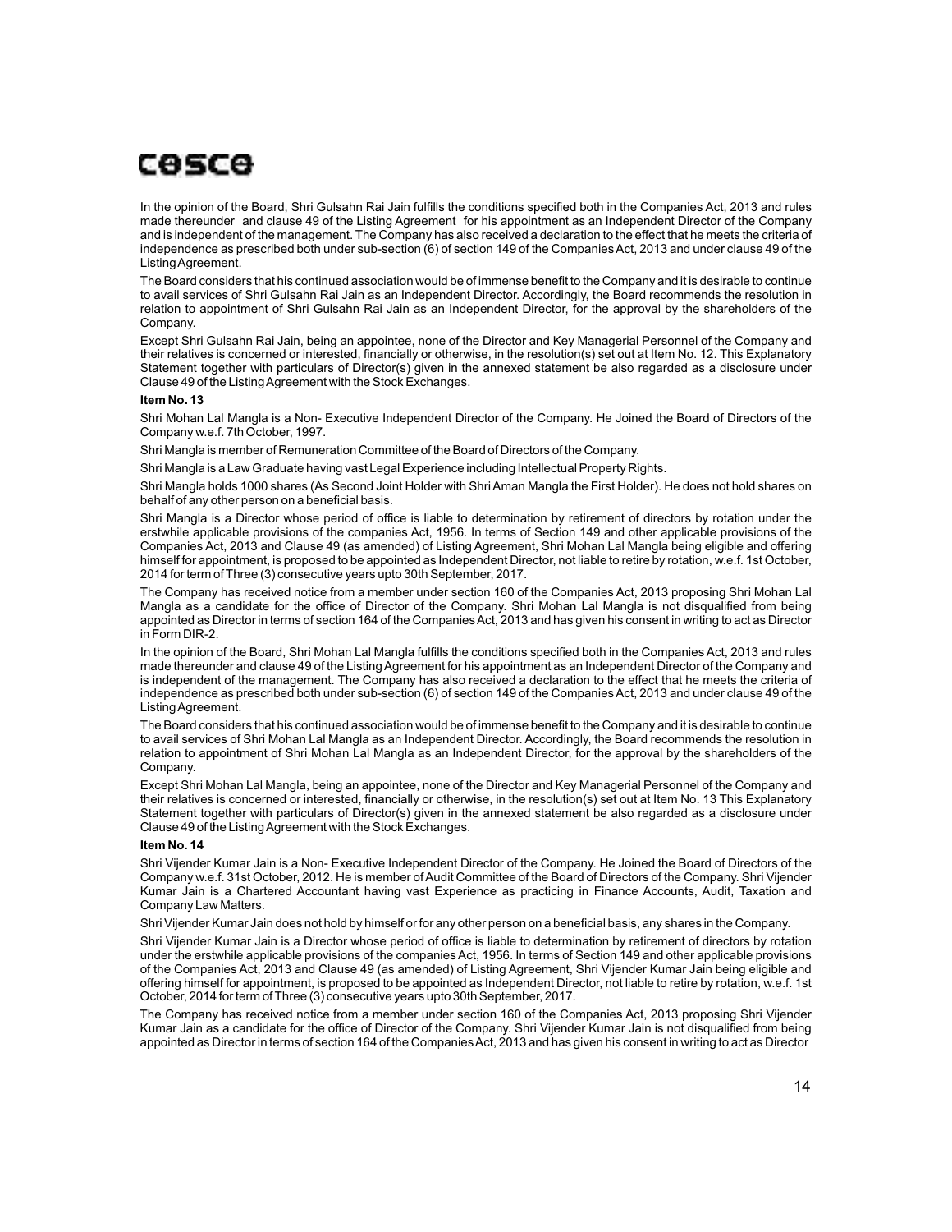In the opinion of the Board, Shri Gulsahn Rai Jain fulfills the conditions specified both in the Companies Act, 2013 and rules made thereunder and clause 49 of the Listing Agreement for his appointment as an Independent Director of the Company and is independent of the management. The Company has also received a declaration to the effect that he meets the criteria of independence as prescribed both under sub-section (6) of section 149 of the Companies Act, 2013 and under clause 49 of the Listing Agreement.

The Board considers that his continued association would be of immense benefit to the Company and it is desirable to continue to avail services of Shri Gulsahn Rai Jain as an Independent Director. Accordingly, the Board recommends the resolution in relation to appointment of Shri Gulsahn Rai Jain as an Independent Director, for the approval by the shareholders of the Company.

Except Shri Gulsahn Rai Jain, being an appointee, none of the Director and Key Managerial Personnel of the Company and their relatives is concerned or interested, financially or otherwise, in the resolution(s) set out at Item No. 12. This Explanatory Statement together with particulars of Director(s) given in the annexed statement be also regarded as a disclosure under Clause 49 of the Listing Agreement with the Stock Exchanges.

**Item No. 13**

Shri Mohan Lal Mangla is a Non- Executive Independent Director of the Company. He Joined the Board of Directors of the Company w.e.f. 7th October, 1997.

Shri Mangla is member of Remuneration Committee of the Board of Directors of the Company.

Shri Mangla is a Law Graduate having vast Legal Experience including Intellectual Property Rights.

Shri Mangla holds 1000 shares (As Second Joint Holder with Shri Aman Mangla the First Holder). He does not hold shares on behalf of any other person on a beneficial basis.

Shri Mangla is a Director whose period of office is liable to determination by retirement of directors by rotation under the erstwhile applicable provisions of the companies Act, 1956. In terms of Section 149 and other applicable provisions of the Companies Act, 2013 and Clause 49 (as amended) of Listing Agreement, Shri Mohan Lal Mangla being eligible and offering himself for appointment, is proposed to be appointed as Independent Director, not liable to retire by rotation, w.e.f. 1st October, 2014 for term of Three (3) consecutive years upto 30th September, 2017.

The Company has received notice from a member under section 160 of the Companies Act, 2013 proposing Shri Mohan Lal Mangla as a candidate for the office of Director of the Company. Shri Mohan Lal Mangla is not disqualified from being appointed as Director in terms of section 164 of the Companies Act, 2013 and has given his consent in writing to act as Director in Form DIR-2.

In the opinion of the Board, Shri Mohan Lal Mangla fulfills the conditions specified both in the Companies Act, 2013 and rules made thereunder and clause 49 of the Listing Agreement for his appointment as an Independent Director of the Company and is independent of the management. The Company has also received a declaration to the effect that he meets the criteria of independence as prescribed both under sub-section (6) of section 149 of the Companies Act, 2013 and under clause 49 of the Listing Agreement.

The Board considers that his continued association would be of immense benefit to the Company and it is desirable to continue to avail services of Shri Mohan Lal Mangla as an Independent Director. Accordingly, the Board recommends the resolution in relation to appointment of Shri Mohan Lal Mangla as an Independent Director, for the approval by the shareholders of the Company.

Except Shri Mohan Lal Mangla, being an appointee, none of the Director and Key Managerial Personnel of the Company and their relatives is concerned or interested, financially or otherwise, in the resolution(s) set out at Item No. 13 This Explanatory Statement together with particulars of Director(s) given in the annexed statement be also regarded as a disclosure under Clause 49 of the Listing Agreement with the Stock Exchanges.

**Item No. 14**

Shri Vijender Kumar Jain is a Non- Executive Independent Director of the Company. He Joined the Board of Directors of the Company w.e.f. 31st October, 2012. He is member of Audit Committee of the Board of Directors of the Company. Shri Vijender Kumar Jain is a Chartered Accountant having vast Experience as practicing in Finance Accounts, Audit, Taxation and Company Law Matters.

Shri Vijender Kumar Jain does not hold by himself or for any other person on a beneficial basis, any shares in the Company.

Shri Vijender Kumar Jain is a Director whose period of office is liable to determination by retirement of directors by rotation under the erstwhile applicable provisions of the companies Act, 1956. In terms of Section 149 and other applicable provisions of the Companies Act, 2013 and Clause 49 (as amended) of Listing Agreement, Shri Vijender Kumar Jain being eligible and offering himself for appointment, is proposed to be appointed as Independent Director, not liable to retire by rotation, w.e.f. 1st October, 2014 for term of Three (3) consecutive years upto 30th September, 2017.

The Company has received notice from a member under section 160 of the Companies Act, 2013 proposing Shri Vijender Kumar Jain as a candidate for the office of Director of the Company. Shri Vijender Kumar Jain is not disqualified from being appointed as Director in terms of section 164 of the Companies Act, 2013 and has given his consent in writing to act as Director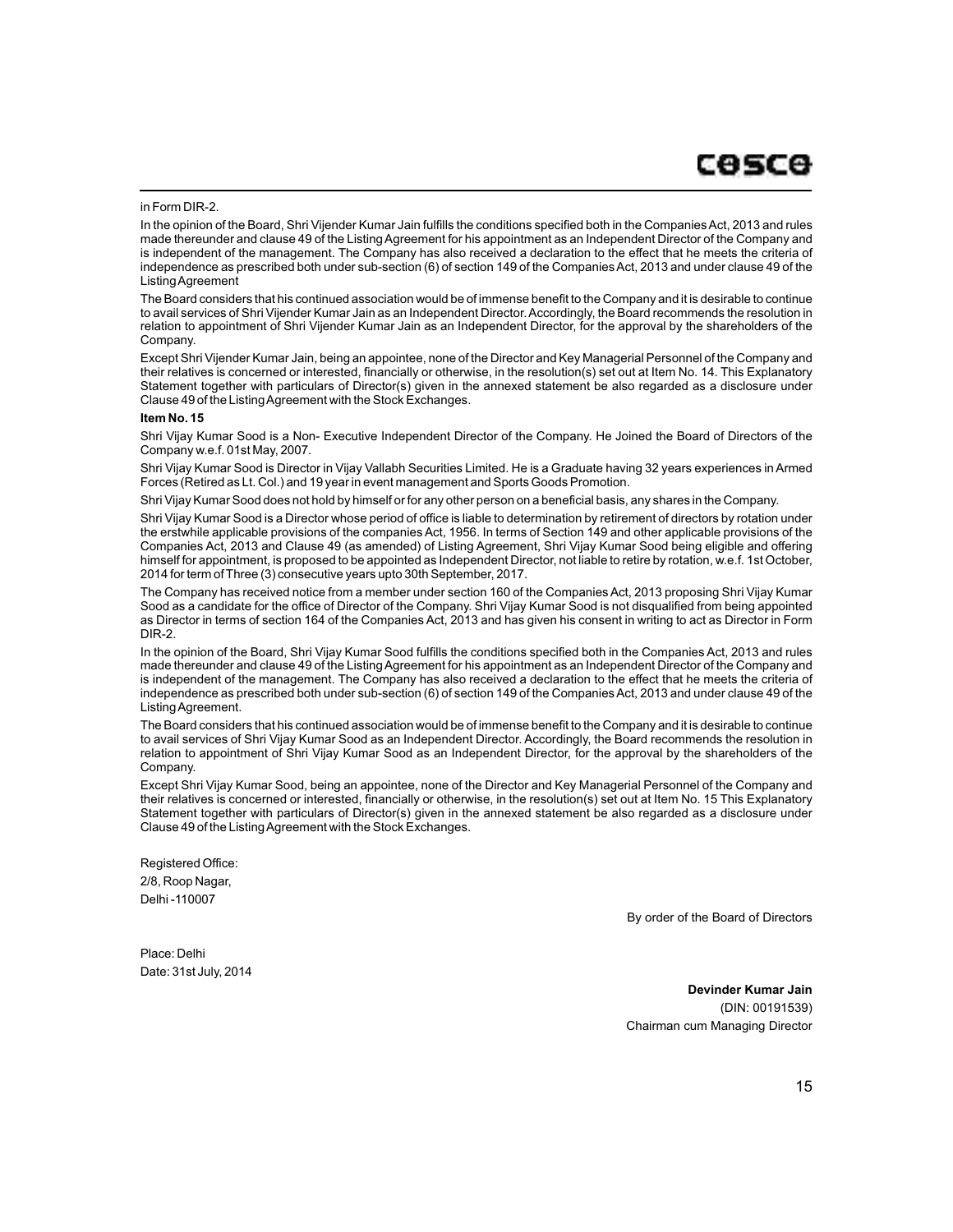in Form DIR-2.

In the opinion of the Board, Shri Vijender Kumar Jain fulfills the conditions specified both in the Companies Act, 2013 and rules made thereunder and clause 49 of the Listing Agreement for his appointment as an Independent Director of the Company and is independent of the management. The Company has also received a declaration to the effect that he meets the criteria of independence as prescribed both under sub-section (6) of section 149 of the Companies Act, 2013 and under clause 49 of the Listing Agreement

The Board considers that his continued association would be of immense benefit to the Company and it is desirable to continue to avail services of Shri Vijender Kumar Jain as an Independent Director. Accordingly, the Board recommends the resolution in relation to appointment of Shri Vijender Kumar Jain as an Independent Director, for the approval by the shareholders of the Company.

Except Shri Vijender Kumar Jain, being an appointee, none of the Director and Key Managerial Personnel of the Company and their relatives is concerned or interested, financially or otherwise, in the resolution(s) set out at Item No. 14. This Explanatory Statement together with particulars of Director(s) given in the annexed statement be also regarded as a disclosure under Clause 49 of the Listing Agreement with the Stock Exchanges.

**Item No. 15**

Shri Vijay Kumar Sood is a Non- Executive Independent Director of the Company. He Joined the Board of Directors of the Company w.e.f. 01st May, 2007.

Shri Vijay Kumar Sood is Director in Vijay Vallabh Securities Limited. He is a Graduate having 32 years experiences in Armed Forces (Retired as Lt. Col.) and 19 year in event management and Sports Goods Promotion.

Shri Vijay Kumar Sood does not hold by himself or for any other person on a beneficial basis, any shares in the Company.

Shri Vijay Kumar Sood is a Director whose period of office is liable to determination by retirement of directors by rotation under the erstwhile applicable provisions of the companies Act, 1956. In terms of Section 149 and other applicable provisions of the Companies Act, 2013 and Clause 49 (as amended) of Listing Agreement, Shri Vijay Kumar Sood being eligible and offering himself for appointment, is proposed to be appointed as Independent Director, not liable to retire by rotation, w.e.f. 1st October, 2014 for term of Three (3) consecutive years upto 30th September, 2017.

The Company has received notice from a member under section 160 of the Companies Act, 2013 proposing Shri Vijay Kumar Sood as a candidate for the office of Director of the Company. Shri Vijay Kumar Sood is not disqualified from being appointed as Director in terms of section 164 of the Companies Act, 2013 and has given his consent in writing to act as Director in Form DIR-2.

In the opinion of the Board, Shri Vijay Kumar Sood fulfills the conditions specified both in the Companies Act, 2013 and rules made thereunder and clause 49 of the Listing Agreement for his appointment as an Independent Director of the Company and is independent of the management. The Company has also received a declaration to the effect that he meets the criteria of independence as prescribed both under sub-section (6) of section 149 of the Companies Act, 2013 and under clause 49 of the Listing Agreement.

The Board considers that his continued association would be of immense benefit to the Company and it is desirable to continue to avail services of Shri Vijay Kumar Sood as an Independent Director. Accordingly, the Board recommends the resolution in relation to appointment of Shri Vijay Kumar Sood as an Independent Director, for the approval by the shareholders of the Company.

Except Shri Vijay Kumar Sood, being an appointee, none of the Director and Key Managerial Personnel of the Company and their relatives is concerned or interested, financially or otherwise, in the resolution(s) set out at Item No. 15 This Explanatory Statement together with particulars of Director(s) given in the annexed statement be also regarded as a disclosure under Clause 49 of the Listing Agreement with the Stock Exchanges.

Registered Office:
2/8, Roop Nagar,
Delhi -110007

By order of the Board of Directors

Place: Delhi
Date: 31st July, 2014

**Devinder Kumar Jain**
(DIN: 00191539)
Chairman cum Managing Director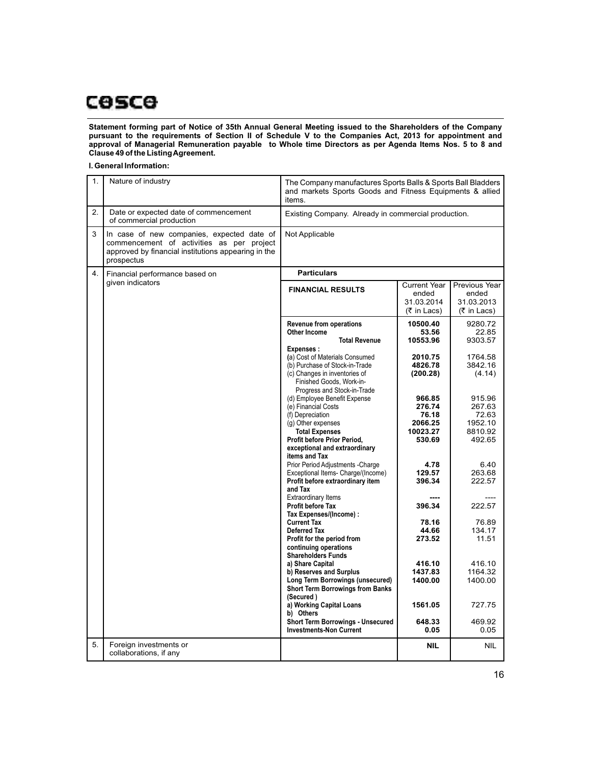**Statement forming part of Notice of 35th Annual General Meeting issued to the Shareholders of the Company pursuant to the requirements of Section II of Schedule V to the Companies Act, 2013 for appointment and approval of Managerial Remuneration payable to Whole time Directors as per Agenda Items Nos. 5 to 8 and Clause 49 of the Listing Agreement.**

**I. General Information:**

| | | | | |
|---|---|---|---|---|
| 1. | Nature of industry | The Company manufactures Sports Balls & Sports Ball Bladders and markets Sports Goods and Fitness Equipments & allied items. | | |
| 2. | Date or expected date of commencement of commercial production | Existing Company. Already in commercial production. | | |
| 3 | In case of new companies, expected date of commencement of activities as per project approved by financial institutions appearing in the prospectus | Not Applicable | | |
| 4. | Financial performance based on given indicators | **Particulars** | | |
| | | **FINANCIAL RESULTS** | Current Year ended 31.03.2014 (₹ in Lacs) | Previous Year ended 31.03.2013 (₹ in Lacs) |
| | | **Revenue from operations** | **10500.40** | 9280.72 |
| | | **Other Income** | **53.56** | 22.85 |
| | | **Total Revenue** | **10553.96** | 9303.57 |
| | | **Expenses :** | | |
| | | (a) Cost of Materials Consumed | **2010.75** | 1764.58 |
| | | (b) Purchase of Stock-in-Trade | **4826.78** | 3842.16 |
| | | (c) Changes in inventories of Finished Goods, Work-in-Progress and Stock-in-Trade | **(200.28)** | (4.14) |
| | | (d) Employee Benefit Expense | **966.85** | 915.96 |
| | | (e) Financial Costs | **276.74** | 267.63 |
| | | (f) Depreciation | **76.18** | 72.63 |
| | | (g) Other expenses | **2066.25** | 1952.10 |
| | | **Total Expenses** | **10023.27** | 8810.92 |
| | | **Profit before Prior Period, exceptional and extraordinary items and Tax** | **530.69** | 492.65 |
| | | Prior Period Adjustments -Charge | **4.78** | 6.40 |
| | | Exceptional Items- Charge/(Income) | **129.57** | 263.68 |
| | | **Profit before extraordinary item and Tax** | **396.34** | 222.57 |
| | | Extraordinary Items | **----** | ---- |
| | | **Profit before Tax** | **396.34** | 222.57 |
| | | **Tax Expenses/(Income) :** | | |
| | | **Current Tax** | **78.16** | 76.89 |
| | | **Deferred Tax** | **44.66** | 134.17 |
| | | **Profit for the period from continuing operations** | **273.52** | 11.51 |
| | | **Shareholders Funds** | | |
| | | **a) Share Capital** | **416.10** | 416.10 |
| | | **b) Reserves and Surplus** | **1437.83** | 1164.32 |
| | | **Long Term Borrowings (unsecured)** | **1400.00** | 1400.00 |
| | | **Short Term Borrowings from Banks (Secured )** | | |
| | | **a) Working Capital Loans** | **1561.05** | 727.75 |
| | | **b) Others** | | |
| | | **Short Term Borrowings - Unsecured** | **648.33** | 469.92 |
| | | **Investments-Non Current** | **0.05** | 0.05 |
| 5. | Foreign investments or collaborations, if any | | **NIL** | NIL |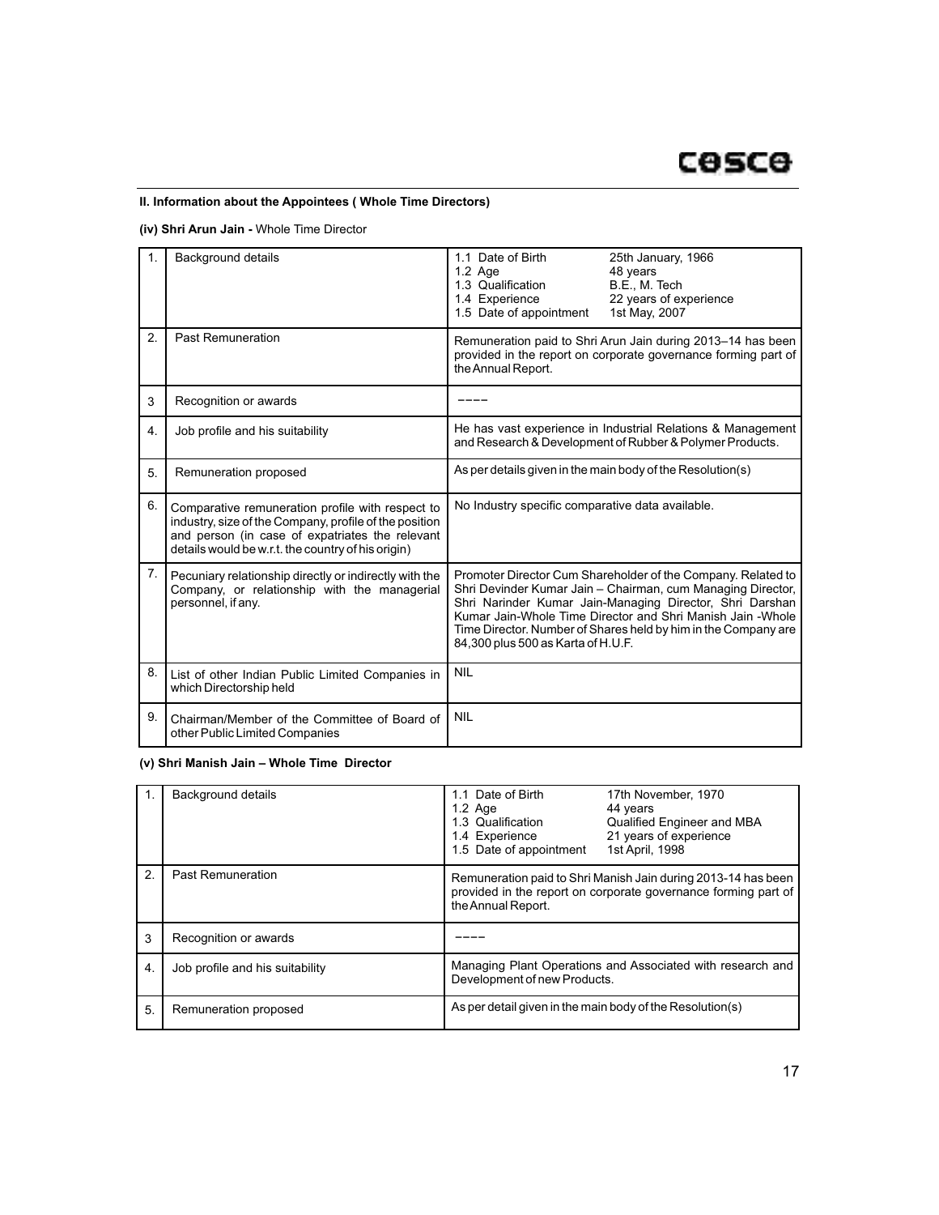**II. Information about the Appointees ( Whole Time Directors)**

**(iv) Shri Arun Jain -** Whole Time Director

| | | |
|---|---|---|
| 1. | Background details | 1.1 Date of Birth 25th January, 1966<br>1.2 Age 48 years<br>1.3 Qualification B.E., M. Tech<br>1.4 Experience 22 years of experience<br>1.5 Date of appointment 1st May, 2007 |
| 2. | Past Remuneration | Remuneration paid to Shri Arun Jain during 2013–14 has been provided in the report on corporate governance forming part of the Annual Report. |
| 3 | Recognition or awards | ---- |
| 4. | Job profile and his suitability | He has vast experience in Industrial Relations & Management and Research & Development of Rubber & Polymer Products. |
| 5. | Remuneration proposed | As per details given in the main body of the Resolution(s) |
| 6. | Comparative remuneration profile with respect to industry, size of the Company, profile of the position and person (in case of expatriates the relevant details would be w.r.t. the country of his origin) | No Industry specific comparative data available. |
| 7. | Pecuniary relationship directly or indirectly with the Company, or relationship with the managerial personnel, if any. | Promoter Director Cum Shareholder of the Company. Related to Shri Devinder Kumar Jain – Chairman, cum Managing Director, Shri Narinder Kumar Jain-Managing Director, Shri Darshan Kumar Jain-Whole Time Director and Shri Manish Jain -Whole Time Director. Number of Shares held by him in the Company are 84,300 plus 500 as Karta of H.U.F. |
| 8. | List of other Indian Public Limited Companies in which Directorship held | NIL |
| 9. | Chairman/Member of the Committee of Board of other Public Limited Companies | NIL |

**(v) Shri Manish Jain – Whole Time Director**

| | | |
|---|---|---|
| 1. | Background details | 1.1 Date of Birth 17th November, 1970<br>1.2 Age 44 years<br>1.3 Qualification Qualified Engineer and MBA<br>1.4 Experience 21 years of experience<br>1.5 Date of appointment 1st April, 1998 |
| 2. | Past Remuneration | Remuneration paid to Shri Manish Jain during 2013-14 has been provided in the report on corporate governance forming part of the Annual Report. |
| 3 | Recognition or awards | ---- |
| 4. | Job profile and his suitability | Managing Plant Operations and Associated with research and Development of new Products. |
| 5. | Remuneration proposed | As per detail given in the main body of the Resolution(s) |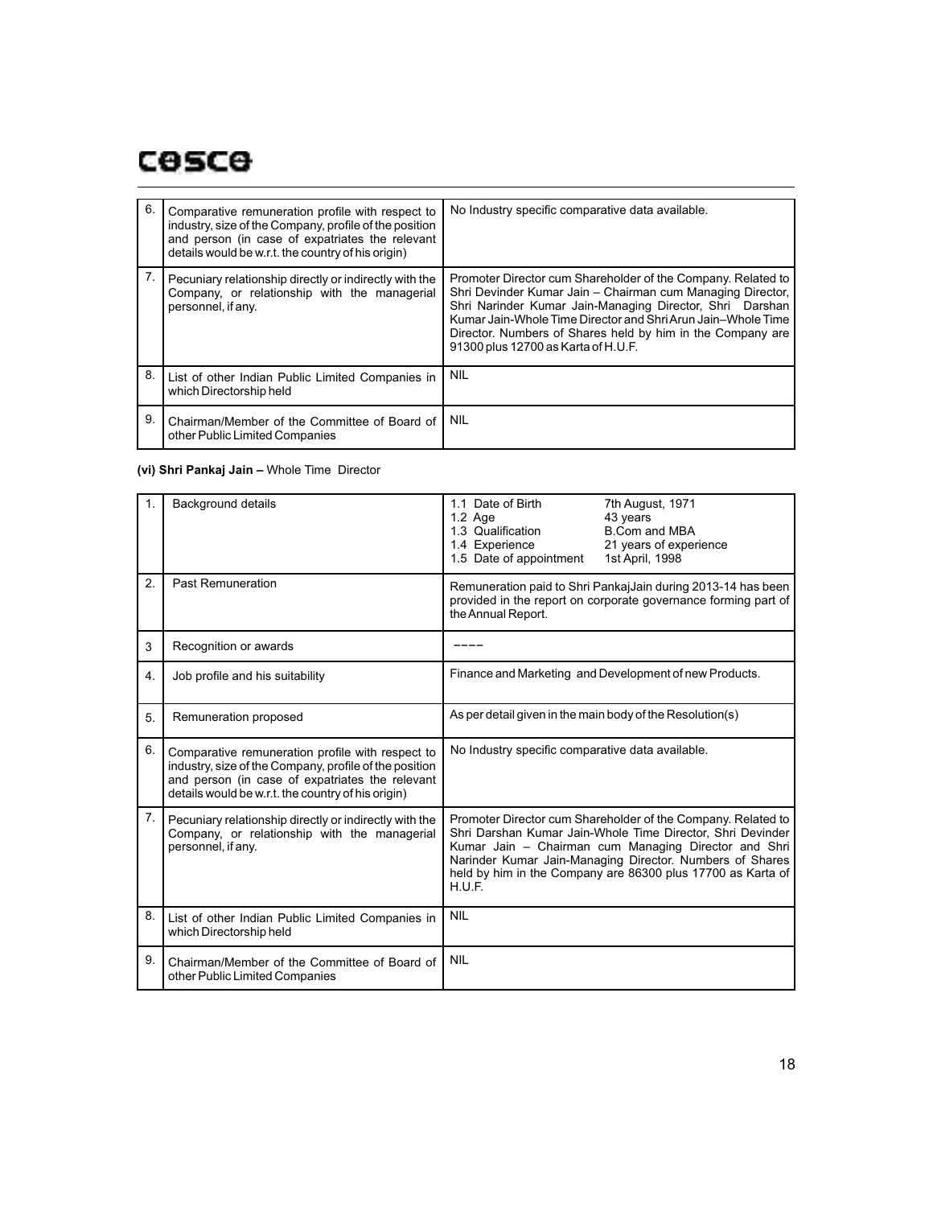| 6. | Comparative remuneration profile with respect to industry, size of the Company, profile of the position and person (in case of expatriates the relevant details would be w.r.t. the country of his origin) | No Industry specific comparative data available. |
|---|---|---|
| 7. | Pecuniary relationship directly or indirectly with the Company, or relationship with the managerial personnel, if any. | Promoter Director cum Shareholder of the Company. Related to Shri Devinder Kumar Jain – Chairman cum Managing Director, Shri Narinder Kumar Jain-Managing Director, Shri Darshan Kumar Jain-Whole Time Director and Shri Arun Jain–Whole Time Director. Numbers of Shares held by him in the Company are 91300 plus 12700 as Karta of H.U.F. |
| 8. | List of other Indian Public Limited Companies in which Directorship held | NIL |
| 9. | Chairman/Member of the Committee of Board of other Public Limited Companies | NIL |

**(vi) Shri Pankaj Jain –** Whole Time Director

| 1. | Background details | 1.1 Date of Birth: 7th August, 1971<br>1.2 Age: 43 years<br>1.3 Qualification: B.Com and MBA<br>1.4 Experience: 21 years of experience<br>1.5 Date of appointment: 1st April, 1998 |
|---|---|---|
| 2. | Past Remuneration | Remuneration paid to Shri PankajJain during 2013-14 has been provided in the report on corporate governance forming part of the Annual Report. |
| 3 | Recognition or awards | ---- |
| 4. | Job profile and his suitability | Finance and Marketing and Development of new Products. |
| 5. | Remuneration proposed | As per detail given in the main body of the Resolution(s) |
| 6. | Comparative remuneration profile with respect to industry, size of the Company, profile of the position and person (in case of expatriates the relevant details would be w.r.t. the country of his origin) | No Industry specific comparative data available. |
| 7. | Pecuniary relationship directly or indirectly with the Company, or relationship with the managerial personnel, if any. | Promoter Director cum Shareholder of the Company. Related to Shri Darshan Kumar Jain-Whole Time Director, Shri Devinder Kumar Jain – Chairman cum Managing Director and Shri Narinder Kumar Jain-Managing Director. Numbers of Shares held by him in the Company are 86300 plus 17700 as Karta of H.U.F. |
| 8. | List of other Indian Public Limited Companies in which Directorship held | NIL |
| 9. | Chairman/Member of the Committee of Board of other Public Limited Companies | NIL |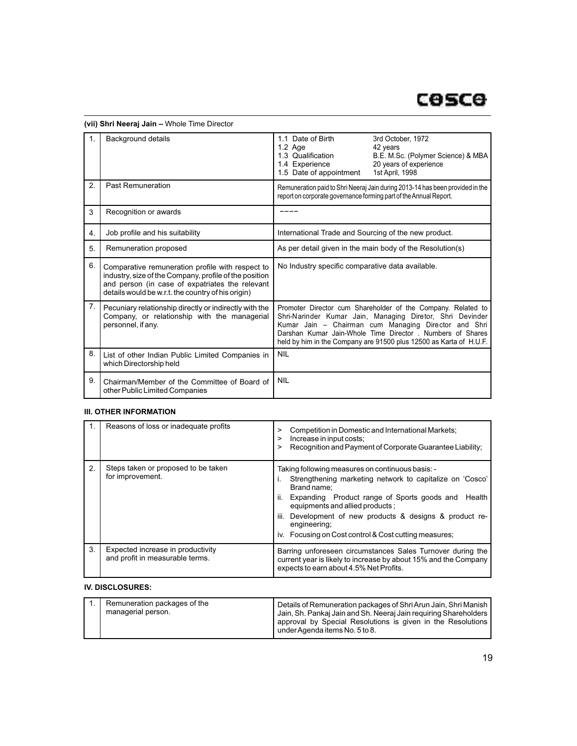**(vii) Shri Neeraj Jain –** Whole Time Director

| | | |
|---|---|---|
| 1. | Background details | 1.1 Date of Birth: 3rd October, 1972<br>1.2 Age: 42 years<br>1.3 Qualification: B.E. M.Sc. (Polymer Science) & MBA<br>1.4 Experience: 20 years of experience<br>1.5 Date of appointment: 1st April, 1998 |
| 2. | Past Remuneration | Remuneration paid to Shri Neeraj Jain during 2013-14 has been provided in the report on corporate governance forming part of the Annual Report. |
| 3 | Recognition or awards | –––– |
| 4. | Job profile and his suitability | International Trade and Sourcing of the new product. |
| 5. | Remuneration proposed | As per detail given in the main body of the Resolution(s) |
| 6. | Comparative remuneration profile with respect to industry, size of the Company, profile of the position and person (in case of expatriates the relevant details would be w.r.t. the country of his origin) | No Industry specific comparative data available. |
| 7. | Pecuniary relationship directly or indirectly with the Company, or relationship with the managerial personnel, if any. | Promoter Director cum Shareholder of the Company. Related to Shri-Narinder Kumar Jain, Managing Diretor, Shri Devinder Kumar Jain – Chairman cum Managing Director and Shri Darshan Kumar Jain-Whole Time Director . Numbers of Shares held by him in the Company are 91500 plus 12500 as Karta of H.U.F. |
| 8. | List of other Indian Public Limited Companies in which Directorship held | NIL |
| 9. | Chairman/Member of the Committee of Board of other Public Limited Companies | NIL |

**III. OTHER INFORMATION**

| | | |
|---|---|---|
| 1. | Reasons of loss or inadequate profits | > Competition in Domestic and International Markets;<br>> Increase in input costs;<br>> Recognition and Payment of Corporate Guarantee Liability; |
| 2. | Steps taken or proposed to be taken for improvement. | Taking following measures on continuous basis: -<br>i. Strengthening marketing network to capitalize on 'Cosco' Brand name;<br>ii. Expanding Product range of Sports goods and Health equipments and allied products ;<br>iii. Development of new products & designs & product re-engineering;<br>iv. Focusing on Cost control & Cost cutting measures; |
| 3. | Expected increase in productivity and profit in measurable terms. | Barring unforeseen circumstances Sales Turnover during the current year is likely to increase by about 15% and the Company expects to earn about 4.5% Net Profits. |

**IV. DISCLOSURES:**

| | | |
|---|---|---|
| 1. | Remuneration packages of the managerial person. | Details of Remuneration packages of Shri Arun Jain, Shri Manish Jain, Sh. Pankaj Jain and Sh. Neeraj Jain requiring Shareholders approval by Special Resolutions is given in the Resolutions under Agenda items No. 5 to 8. |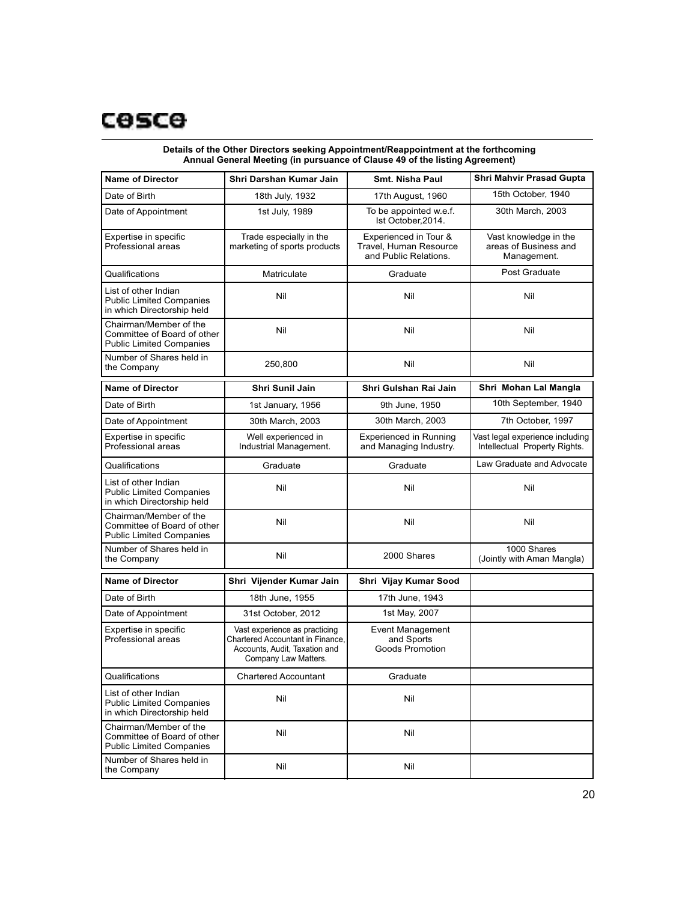**Details of the Other Directors seeking Appointment/Reappointment at the forthcoming Annual General Meeting (in pursuance of Clause 49 of the listing Agreement)**

| Name of Director | Shri Darshan Kumar Jain | Smt. Nisha Paul | Shri Mahvir Prasad Gupta |
|---|---|---|---|
| Date of Birth | 18th July, 1932 | 17th August, 1960 | 15th October, 1940 |
| Date of Appointment | 1st July, 1989 | To be appointed w.e.f. Ist October,2014. | 30th March, 2003 |
| Expertise in specific Professional areas | Trade especially in the marketing of sports products | Experienced in Tour & Travel, Human Resource and Public Relations. | Vast knowledge in the areas of Business and Management. |
| Qualifications | Matriculate | Graduate | Post Graduate |
| List of other Indian Public Limited Companies in which Directorship held | Nil | Nil | Nil |
| Chairman/Member of the Committee of Board of other Public Limited Companies | Nil | Nil | Nil |
| Number of Shares held in the Company | 250,800 | Nil | Nil |

| Name of Director | Shri Sunil Jain | Shri Gulshan Rai Jain | Shri Mohan Lal Mangla |
|---|---|---|---|
| Date of Birth | 1st January, 1956 | 9th June, 1950 | 10th September, 1940 |
| Date of Appointment | 30th March, 2003 | 30th March, 2003 | 7th October, 1997 |
| Expertise in specific Professional areas | Well experienced in Industrial Management. | Experienced in Running and Managing Industry. | Vast legal experience including Intellectual Property Rights. |
| Qualifications | Graduate | Graduate | Law Graduate and Advocate |
| List of other Indian Public Limited Companies in which Directorship held | Nil | Nil | Nil |
| Chairman/Member of the Committee of Board of other Public Limited Companies | Nil | Nil | Nil |
| Number of Shares held in the Company | Nil | 2000 Shares | 1000 Shares (Jointly with Aman Mangla) |

| Name of Director | Shri Vijender Kumar Jain | Shri Vijay Kumar Sood | |
|---|---|---|---|
| Date of Birth | 18th June, 1955 | 17th June, 1943 | |
| Date of Appointment | 31st October, 2012 | 1st May, 2007 | |
| Expertise in specific Professional areas | Vast experience as practicing Chartered Accountant in Finance, Accounts, Audit, Taxation and Company Law Matters. | Event Management and Sports Goods Promotion | |
| Qualifications | Chartered Accountant | Graduate | |
| List of other Indian Public Limited Companies in which Directorship held | Nil | Nil | |
| Chairman/Member of the Committee of Board of other Public Limited Companies | Nil | Nil | |
| Number of Shares held in the Company | Nil | Nil | |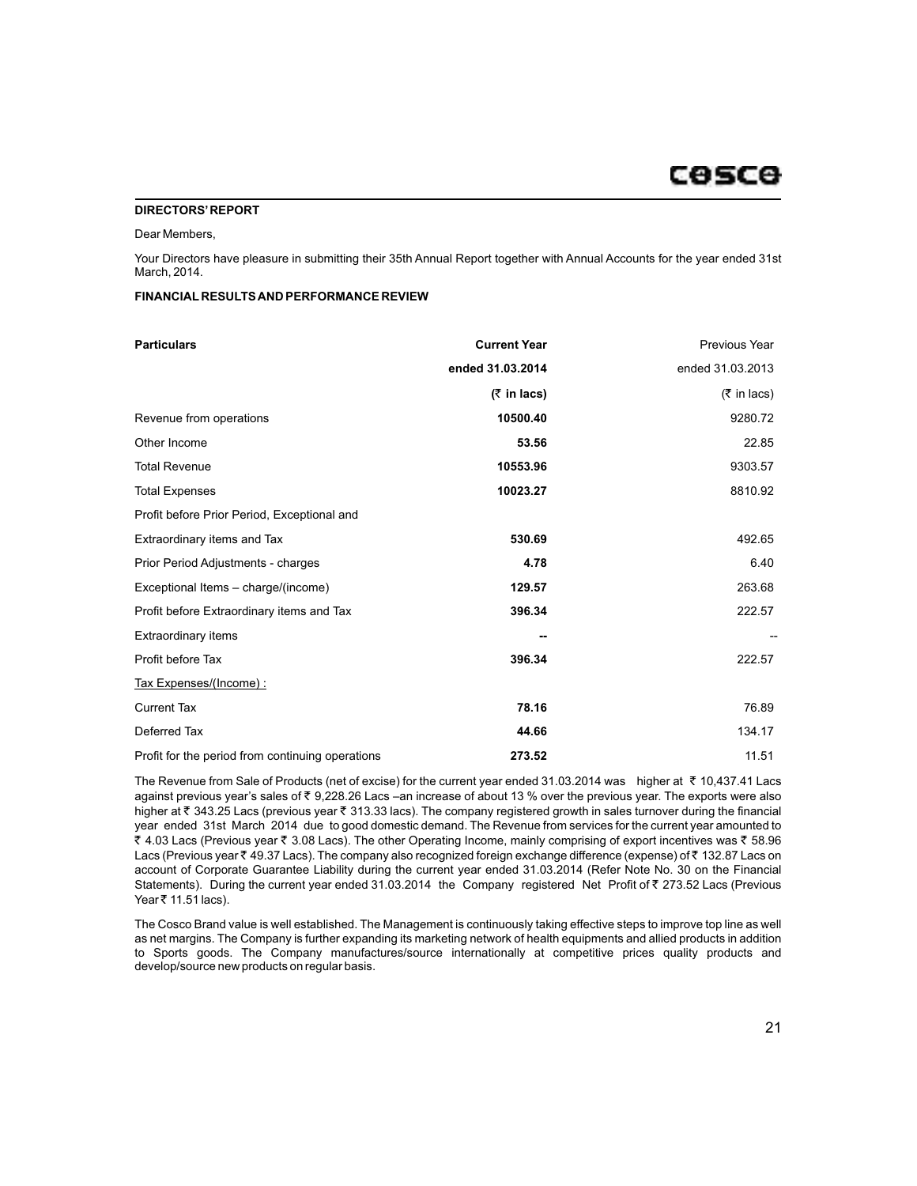## DIRECTORS' REPORT

Dear Members,

Your Directors have pleasure in submitting their 35th Annual Report together with Annual Accounts for the year ended 31st March, 2014.

### FINANCIAL RESULTS AND PERFORMANCE REVIEW

| **Particulars** | **Current Year ended 31.03.2014 (₹ in lacs)** | Previous Year ended 31.03.2013 (₹ in lacs) |
|---|---|---|
| Revenue from operations | **10500.40** | 9280.72 |
| Other Income | **53.56** | 22.85 |
| Total Revenue | **10553.96** | 9303.57 |
| Total Expenses | **10023.27** | 8810.92 |
| Profit before Prior Period, Exceptional and Extraordinary items and Tax | **530.69** | 492.65 |
| Prior Period Adjustments - charges | **4.78** | 6.40 |
| Exceptional Items – charge/(income) | **129.57** | 263.68 |
| Profit before Extraordinary items and Tax | **396.34** | 222.57 |
| Extraordinary items | **--** | -- |
| Profit before Tax | **396.34** | 222.57 |
| Tax Expenses/(Income) : | | |
| Current Tax | **78.16** | 76.89 |
| Deferred Tax | **44.66** | 134.17 |
| Profit for the period from continuing operations | **273.52** | 11.51 |

The Revenue from Sale of Products (net of excise) for the current year ended 31.03.2014 was higher at ₹ 10,437.41 Lacs against previous year's sales of ₹ 9,228.26 Lacs –an increase of about 13 % over the previous year. The exports were also higher at ₹ 343.25 Lacs (previous year ₹ 313.33 lacs). The company registered growth in sales turnover during the financial year ended 31st March 2014 due to good domestic demand. The Revenue from services for the current year amounted to ₹ 4.03 Lacs (Previous year ₹ 3.08 Lacs). The other Operating Income, mainly comprising of export incentives was ₹ 58.96 Lacs (Previous year ₹ 49.37 Lacs). The company also recognized foreign exchange difference (expense) of ₹ 132.87 Lacs on account of Corporate Guarantee Liability during the current year ended 31.03.2014 (Refer Note No. 30 on the Financial Statements). During the current year ended 31.03.2014 the Company registered Net Profit of ₹ 273.52 Lacs (Previous Year ₹ 11.51 lacs).

The Cosco Brand value is well established. The Management is continuously taking effective steps to improve top line as well as net margins. The Company is further expanding its marketing network of health equipments and allied products in addition to Sports goods. The Company manufactures/source internationally at competitive prices quality products and develop/source new products on regular basis.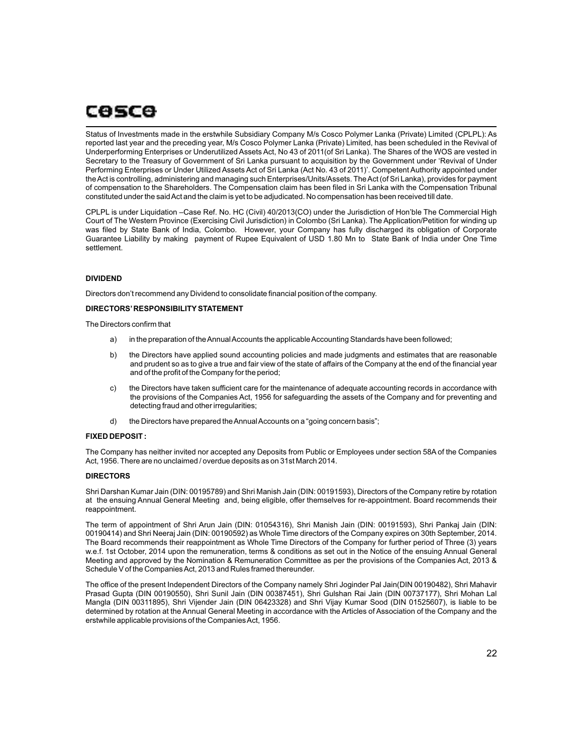Status of Investments made in the erstwhile Subsidiary Company M/s Cosco Polymer Lanka (Private) Limited (CPLPL): As reported last year and the preceding year, M/s Cosco Polymer Lanka (Private) Limited, has been scheduled in the Revival of Underperforming Enterprises or Underutilized Assets Act, No 43 of 2011(of Sri Lanka). The Shares of the WOS are vested in Secretary to the Treasury of Government of Sri Lanka pursuant to acquisition by the Government under 'Revival of Under Performing Enterprises or Under Utilized Assets Act of Sri Lanka (Act No. 43 of 2011)'. Competent Authority appointed under the Act is controlling, administering and managing such Enterprises/Units/Assets. The Act (of Sri Lanka), provides for payment of compensation to the Shareholders. The Compensation claim has been filed in Sri Lanka with the Compensation Tribunal constituted under the said Act and the claim is yet to be adjudicated. No compensation has been received till date.

CPLPL is under Liquidation –Case Ref. No. HC (Civil) 40/2013(CO) under the Jurisdiction of Hon'ble The Commercial High Court of The Western Province (Exercising Civil Jurisdiction) in Colombo (Sri Lanka). The Application/Petition for winding up was filed by State Bank of India, Colombo. However, your Company has fully discharged its obligation of Corporate Guarantee Liability by making payment of Rupee Equivalent of USD 1.80 Mn to State Bank of India under One Time settlement.

**DIVIDEND**

Directors don't recommend any Dividend to consolidate financial position of the company.

**DIRECTORS' RESPONSIBILITY STATEMENT**

The Directors confirm that

a) in the preparation of the Annual Accounts the applicable Accounting Standards have been followed;

b) the Directors have applied sound accounting policies and made judgments and estimates that are reasonable and prudent so as to give a true and fair view of the state of affairs of the Company at the end of the financial year and of the profit of the Company for the period;

c) the Directors have taken sufficient care for the maintenance of adequate accounting records in accordance with the provisions of the Companies Act, 1956 for safeguarding the assets of the Company and for preventing and detecting fraud and other irregularities;

d) the Directors have prepared the Annual Accounts on a "going concern basis";

**FIXED DEPOSIT :**

The Company has neither invited nor accepted any Deposits from Public or Employees under section 58A of the Companies Act, 1956. There are no unclaimed / overdue deposits as on 31st March 2014.

**DIRECTORS**

Shri Darshan Kumar Jain (DIN: 00195789) and Shri Manish Jain (DIN: 00191593), Directors of the Company retire by rotation at the ensuing Annual General Meeting and, being eligible, offer themselves for re-appointment. Board recommends their reappointment.

The term of appointment of Shri Arun Jain (DIN: 01054316), Shri Manish Jain (DIN: 00191593), Shri Pankaj Jain (DIN: 00190414) and Shri Neeraj Jain (DIN: 00190592) as Whole Time directors of the Company expires on 30th September, 2014. The Board recommends their reappointment as Whole Time Directors of the Company for further period of Three (3) years w.e.f. 1st October, 2014 upon the remuneration, terms & conditions as set out in the Notice of the ensuing Annual General Meeting and approved by the Nomination & Remuneration Committee as per the provisions of the Companies Act, 2013 & Schedule V of the Companies Act, 2013 and Rules framed thereunder.

The office of the present Independent Directors of the Company namely Shri Joginder Pal Jain(DIN 00190482), Shri Mahavir Prasad Gupta (DIN 00190550), Shri Sunil Jain (DIN 00387451), Shri Gulshan Rai Jain (DIN 00737177), Shri Mohan Lal Mangla (DIN 00311895), Shri Vijender Jain (DIN 06423328) and Shri Vijay Kumar Sood (DIN 01525607), is liable to be determined by rotation at the Annual General Meeting in accordance with the Articles of Association of the Company and the erstwhile applicable provisions of the Companies Act, 1956.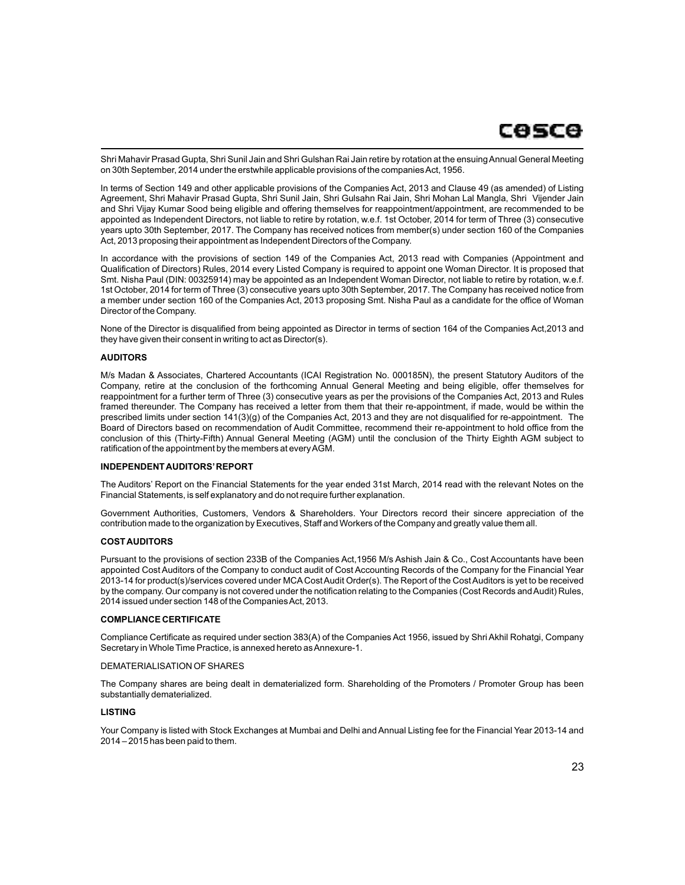Shri Mahavir Prasad Gupta, Shri Sunil Jain and Shri Gulshan Rai Jain retire by rotation at the ensuing Annual General Meeting on 30th September, 2014 under the erstwhile applicable provisions of the companies Act, 1956.

In terms of Section 149 and other applicable provisions of the Companies Act, 2013 and Clause 49 (as amended) of Listing Agreement, Shri Mahavir Prasad Gupta, Shri Sunil Jain, Shri Gulsahn Rai Jain, Shri Mohan Lal Mangla, Shri Vijender Jain and Shri Vijay Kumar Sood being eligible and offering themselves for reappointment/appointment, are recommended to be appointed as Independent Directors, not liable to retire by rotation, w.e.f. 1st October, 2014 for term of Three (3) consecutive years upto 30th September, 2017. The Company has received notices from member(s) under section 160 of the Companies Act, 2013 proposing their appointment as Independent Directors of the Company.

In accordance with the provisions of section 149 of the Companies Act, 2013 read with Companies (Appointment and Qualification of Directors) Rules, 2014 every Listed Company is required to appoint one Woman Director. It is proposed that Smt. Nisha Paul (DIN: 00325914) may be appointed as an Independent Woman Director, not liable to retire by rotation, w.e.f. 1st October, 2014 for term of Three (3) consecutive years upto 30th September, 2017. The Company has received notice from a member under section 160 of the Companies Act, 2013 proposing Smt. Nisha Paul as a candidate for the office of Woman Director of the Company.

None of the Director is disqualified from being appointed as Director in terms of section 164 of the Companies Act,2013 and they have given their consent in writing to act as Director(s).

**AUDITORS**

M/s Madan & Associates, Chartered Accountants (ICAI Registration No. 000185N), the present Statutory Auditors of the Company, retire at the conclusion of the forthcoming Annual General Meeting and being eligible, offer themselves for reappointment for a further term of Three (3) consecutive years as per the provisions of the Companies Act, 2013 and Rules framed thereunder. The Company has received a letter from them that their re-appointment, if made, would be within the prescribed limits under section 141(3)(g) of the Companies Act, 2013 and they are not disqualified for re-appointment. The Board of Directors based on recommendation of Audit Committee, recommend their re-appointment to hold office from the conclusion of this (Thirty-Fifth) Annual General Meeting (AGM) until the conclusion of the Thirty Eighth AGM subject to ratification of the appointment by the members at every AGM.

**INDEPENDENT AUDITORS' REPORT**

The Auditors' Report on the Financial Statements for the year ended 31st March, 2014 read with the relevant Notes on the Financial Statements, is self explanatory and do not require further explanation.

Government Authorities, Customers, Vendors & Shareholders. Your Directors record their sincere appreciation of the contribution made to the organization by Executives, Staff and Workers of the Company and greatly value them all.

**COST AUDITORS**

Pursuant to the provisions of section 233B of the Companies Act,1956 M/s Ashish Jain & Co., Cost Accountants have been appointed Cost Auditors of the Company to conduct audit of Cost Accounting Records of the Company for the Financial Year 2013-14 for product(s)/services covered under MCA Cost Audit Order(s). The Report of the Cost Auditors is yet to be received by the company. Our company is not covered under the notification relating to the Companies (Cost Records and Audit) Rules, 2014 issued under section 148 of the Companies Act, 2013.

**COMPLIANCE CERTIFICATE**

Compliance Certificate as required under section 383(A) of the Companies Act 1956, issued by Shri Akhil Rohatgi, Company Secretary in Whole Time Practice, is annexed hereto as Annexure-1.

DEMATERIALISATION OF SHARES

The Company shares are being dealt in dematerialized form. Shareholding of the Promoters / Promoter Group has been substantially dematerialized.

**LISTING**

Your Company is listed with Stock Exchanges at Mumbai and Delhi and Annual Listing fee for the Financial Year 2013-14 and 2014 – 2015 has been paid to them.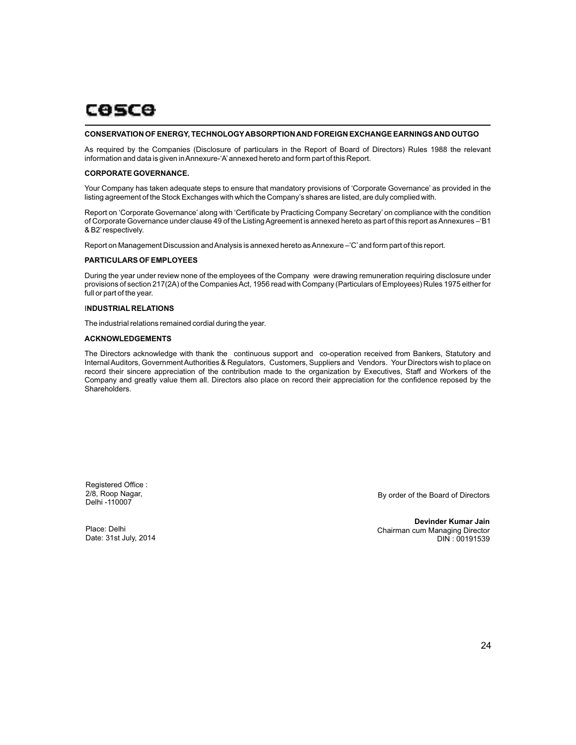## CONSERVATION OF ENERGY, TECHNOLOGY ABSORPTION AND FOREIGN EXCHANGE EARNINGS AND OUTGO

As required by the Companies (Disclosure of particulars in the Report of Board of Directors) Rules 1988 the relevant information and data is given in Annexure-'A' annexed hereto and form part of this Report.

## CORPORATE GOVERNANCE.

Your Company has taken adequate steps to ensure that mandatory provisions of 'Corporate Governance' as provided in the listing agreement of the Stock Exchanges with which the Company's shares are listed, are duly complied with.

Report on 'Corporate Governance' along with 'Certificate by Practicing Company Secretary' on compliance with the condition of Corporate Governance under clause 49 of the Listing Agreement is annexed hereto as part of this report as Annexures –'B1 & B2' respectively.

Report on Management Discussion and Analysis is annexed hereto as Annexure –'C' and form part of this report.

## PARTICULARS OF EMPLOYEES

During the year under review none of the employees of the Company were drawing remuneration requiring disclosure under provisions of section 217(2A) of the Companies Act, 1956 read with Company (Particulars of Employees) Rules 1975 either for full or part of the year.

## INDUSTRIAL RELATIONS

The industrial relations remained cordial during the year.

## ACKNOWLEDGEMENTS

The Directors acknowledge with thank the continuous support and co-operation received from Bankers, Statutory and Internal Auditors, Government Authorities & Regulators, Customers, Suppliers and Vendors. Your Directors wish to place on record their sincere appreciation of the contribution made to the organization by Executives, Staff and Workers of the Company and greatly value them all. Directors also place on record their appreciation for the confidence reposed by the Shareholders.

Registered Office :
2/8, Roop Nagar,
Delhi -110007

By order of the Board of Directors

Place: Delhi
Date: 31st July, 2014

**Devinder Kumar Jain**
Chairman cum Managing Director
DIN : 00191539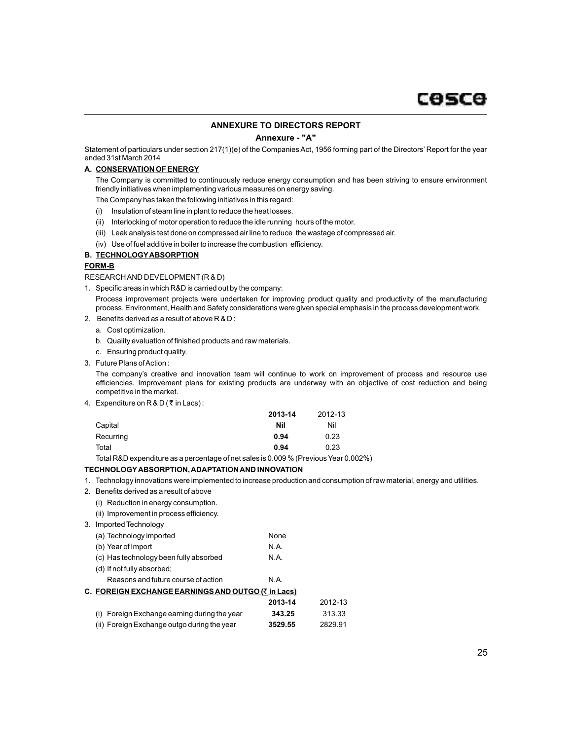# ANNEXURE TO DIRECTORS REPORT

## Annexure - "A"

Statement of particulars under section 217(1)(e) of the Companies Act, 1956 forming part of the Directors' Report for the year ended 31st March 2014

**A. CONSERVATION OF ENERGY**

The Company is committed to continuously reduce energy consumption and has been striving to ensure environment friendly initiatives when implementing various measures on energy saving.

The Company has taken the following initiatives in this regard:

(i) Insulation of steam line in plant to reduce the heat losses.

(ii) Interlocking of motor operation to reduce the idle running hours of the motor.

(iii) Leak analysis test done on compressed air line to reduce the wastage of compressed air.

(iv) Use of fuel additive in boiler to increase the combustion efficiency.

**B. TECHNOLOGY ABSORPTION**

**FORM-B**

RESEARCH AND DEVELOPMENT (R & D)

1. Specific areas in which R&D is carried out by the company:

   Process improvement projects were undertaken for improving product quality and productivity of the manufacturing process. Environment, Health and Safety considerations were given special emphasis in the process development work.

2. Benefits derived as a result of above R & D :

   a. Cost optimization.

   b. Quality evaluation of finished products and raw materials.

   c. Ensuring product quality.

3. Future Plans of Action :

   The company's creative and innovation team will continue to work on improvement of process and resource use efficiencies. Improvement plans for existing products are underway with an objective of cost reduction and being competitive in the market.

4. Expenditure on R & D (₹ in Lacs) :

| | 2013-14 | 2012-13 |
|---|---|---|
| Capital | **Nil** | Nil |
| Recurring | **0.94** | 0.23 |
| Total | **0.94** | 0.23 |

Total R&D expenditure as a percentage of net sales is 0.009 % (Previous Year 0.002%)

**TECHNOLOGY ABSORPTION, ADAPTATION AND INNOVATION**

1. Technology innovations were implemented to increase production and consumption of raw material, energy and utilities.

2. Benefits derived as a result of above

   (i) Reduction in energy consumption.

   (ii) Improvement in process efficiency.

3. Imported Technology

| | |
|---|---|
| (a) Technology imported | None |
| (b) Year of Import | N.A. |
| (c) Has technology been fully absorbed | N.A. |
| (d) If not fully absorbed; Reasons and future course of action | N.A. |

**C. FOREIGN EXCHANGE EARNINGS AND OUTGO (₹ in Lacs)**

| | 2013-14 | 2012-13 |
|---|---|---|
| (i) Foreign Exchange earning during the year | **343.25** | 313.33 |
| (ii) Foreign Exchange outgo during the year | **3529.55** | 2829.91 |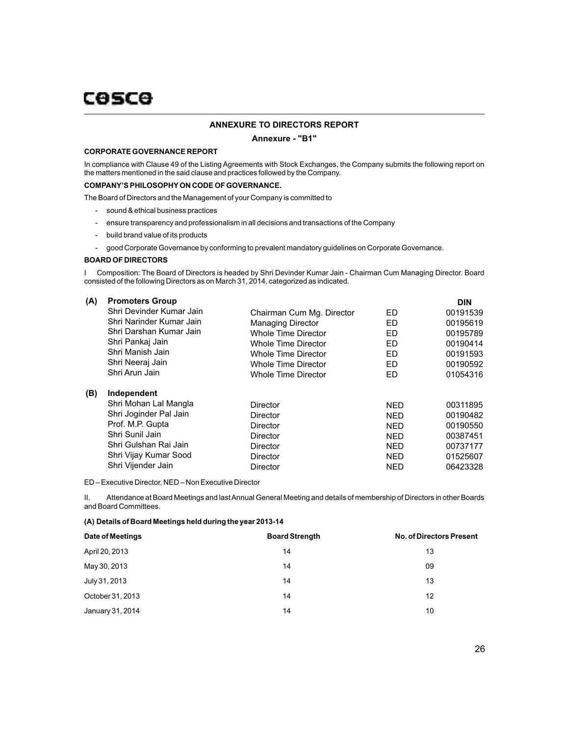## ANNEXURE TO DIRECTORS REPORT

### Annexure - "B1"

**CORPORATE GOVERNANCE REPORT**

In compliance with Clause 49 of the Listing Agreements with Stock Exchanges, the Company submits the following report on the matters mentioned in the said clause and practices followed by the Company.

**COMPANY'S PHILOSOPHY ON CODE OF GOVERNANCE.**

The Board of Directors and the Management of your Company is committed to

- sound & ethical business practices
- ensure transparency and professionalism in all decisions and transactions of the Company
- build brand value of its products
- good Corporate Governance by conforming to prevalent mandatory guidelines on Corporate Governance.

**BOARD OF DIRECTORS**

I Composition: The Board of Directors is headed by Shri Devinder Kumar Jain - Chairman Cum Managing Director. Board consisted of the following Directors as on March 31, 2014, categorized as indicated.

| | | | | DIN |
|---|---|---|---|---|
| **(A)** | **Promoters Group** | | | |
| | Shri Devinder Kumar Jain | Chairman Cum Mg. Director | ED | 00191539 |
| | Shri Narinder Kumar Jain | Managing Director | ED | 00195619 |
| | Shri Darshan Kumar Jain | Whole Time Director | ED | 00195789 |
| | Shri Pankaj Jain | Whole Time Director | ED | 00190414 |
| | Shri Manish Jain | Whole Time Director | ED | 00191593 |
| | Shri Neeraj Jain | Whole Time Director | ED | 00190592 |
| | Shri Arun Jain | Whole Time Director | ED | 01054316 |
| **(B)** | **Independent** | | | |
| | Shri Mohan Lal Mangla | Director | NED | 00311895 |
| | Shri Joginder Pal Jain | Director | NED | 00190482 |
| | Prof. M.P. Gupta | Director | NED | 00190550 |
| | Shri Sunil Jain | Director | NED | 00387451 |
| | Shri Gulshan Rai Jain | Director | NED | 00737177 |
| | Shri Vijay Kumar Sood | Director | NED | 01525607 |
| | Shri Vijender Jain | Director | NED | 06423328 |

ED – Executive Director, NED – Non Executive Director

II. Attendance at Board Meetings and last Annual General Meeting and details of membership of Directors in other Boards and Board Committees.

**(A) Details of Board Meetings held during the year 2013-14**

| Date of Meetings | Board Strength | No. of Directors Present |
|---|---|---|
| April 20, 2013 | 14 | 13 |
| May 30, 2013 | 14 | 09 |
| July 31, 2013 | 14 | 13 |
| October 31, 2013 | 14 | 12 |
| January 31, 2014 | 14 | 10 |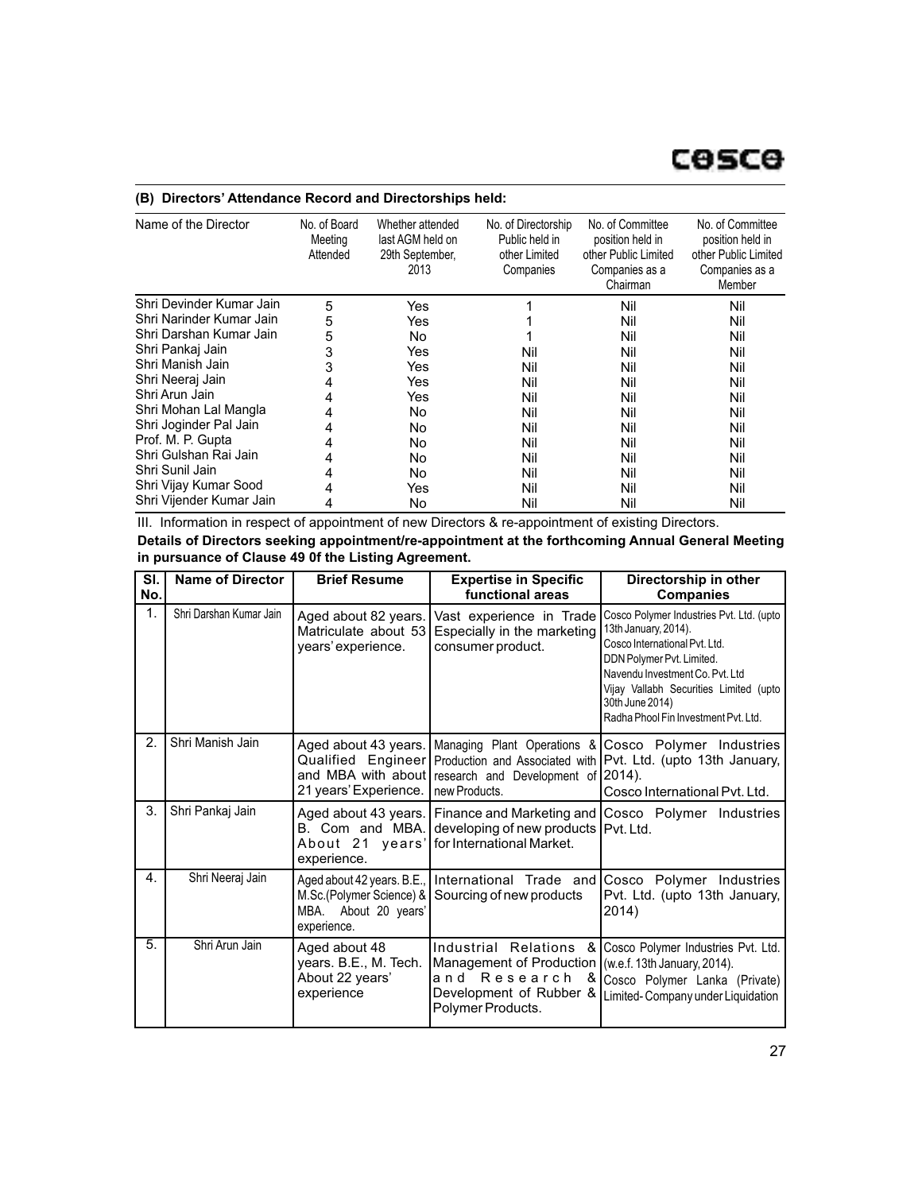### (B) Directors' Attendance Record and Directorships held:

| Name of the Director | No. of Board Meeting Attended | Whether attended last AGM held on 29th September, 2013 | No. of Directorship Public held in other Limited Companies | No. of Committee position held in other Public Limited Companies as a Chairman | No. of Committee position held in other Public Limited Companies as a Member |
|---|---|---|---|---|---|
| Shri Devinder Kumar Jain | 5 | Yes | 1 | Nil | Nil |
| Shri Narinder Kumar Jain | 5 | Yes | 1 | Nil | Nil |
| Shri Darshan Kumar Jain | 5 | No | 1 | Nil | Nil |
| Shri Pankaj Jain | 3 | Yes | Nil | Nil | Nil |
| Shri Manish Jain | 3 | Yes | Nil | Nil | Nil |
| Shri Neeraj Jain | 4 | Yes | Nil | Nil | Nil |
| Shri Arun Jain | 4 | Yes | Nil | Nil | Nil |
| Shri Mohan Lal Mangla | 4 | No | Nil | Nil | Nil |
| Shri Joginder Pal Jain | 4 | No | Nil | Nil | Nil |
| Prof. M. P. Gupta | 4 | No | Nil | Nil | Nil |
| Shri Gulshan Rai Jain | 4 | No | Nil | Nil | Nil |
| Shri Sunil Jain | 4 | No | Nil | Nil | Nil |
| Shri Vijay Kumar Sood | 4 | Yes | Nil | Nil | Nil |
| Shri Vijender Kumar Jain | 4 | No | Nil | Nil | Nil |

III. Information in respect of appointment of new Directors & re-appointment of existing Directors.

**Details of Directors seeking appointment/re-appointment at the forthcoming Annual General Meeting in pursuance of Clause 49 0f the Listing Agreement.**

| Sl. No. | Name of Director | Brief Resume | Expertise in Specific functional areas | Directorship in other Companies |
|---|---|---|---|---|
| 1. | Shri Darshan Kumar Jain | Aged about 82 years. Matriculate about 53 years' experience. | Vast experience in Trade Especially in the marketing consumer product. | Cosco Polymer Industries Pvt. Ltd. (upto 13th January, 2014). Cosco International Pvt. Ltd. DDN Polymer Pvt. Limited. Navendu Investment Co. Pvt. Ltd Vijay Vallabh Securities Limited (upto 30th June 2014) Radha Phool Fin Investment Pvt. Ltd. |
| 2. | Shri Manish Jain | Aged about 43 years. Qualified Engineer and MBA with about 21 years' Experience. | Managing Plant Operations & Production and Associated with research and Development of new Products. | Cosco Polymer Industries Pvt. Ltd. (upto 13th January, 2014). Cosco International Pvt. Ltd. |
| 3. | Shri Pankaj Jain | Aged about 43 years. B. Com and MBA. About 21 years' experience. | Finance and Marketing and developing of new products for International Market. | Cosco Polymer Industries Pvt. Ltd. |
| 4. | Shri Neeraj Jain | Aged about 42 years. B.E., M.Sc.(Polymer Science) & MBA. About 20 years' experience. | International Trade and Sourcing of new products | Cosco Polymer Industries Pvt. Ltd. (upto 13th January, 2014) |
| 5. | Shri Arun Jain | Aged about 48 years. B.E., M. Tech. About 22 years' experience | Industrial Relations & Management of Production and Research & Development of Rubber & Polymer Products. | Cosco Polymer Industries Pvt. Ltd. (w.e.f. 13th January, 2014). Cosco Polymer Lanka (Private) Limited- Company under Liquidation |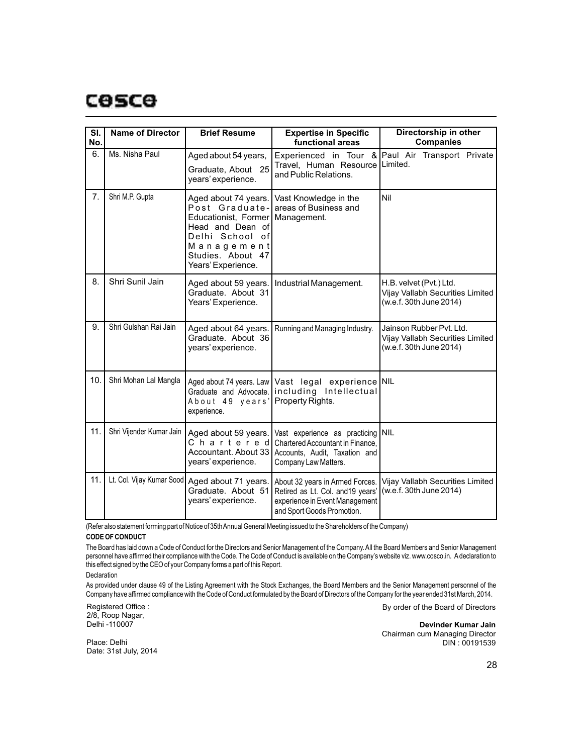| Sl. No. | Name of Director | Brief Resume | Expertise in Specific functional areas | Directorship in other Companies |
|---|---|---|---|---|
| 6. | Ms. Nisha Paul | Aged about 54 years, Graduate, About 25 years' experience. | Experienced in Tour & Travel, Human Resource and Public Relations. | Paul Air Transport Private Limited. |
| 7. | Shri M.P. Gupta | Aged about 74 years. Post Graduate-Educationist, Former Head and Dean of Delhi School of Management Studies. About 47 Years' Experience. | Vast Knowledge in the areas of Business and Management. | Nil |
| 8. | Shri Sunil Jain | Aged about 59 years. Graduate. About 31 Years' Experience. | Industrial Management. | H.B. velvet (Pvt.) Ltd. Vijay Vallabh Securities Limited (w.e.f. 30th June 2014) |
| 9. | Shri Gulshan Rai Jain | Aged about 64 years. Graduate. About 36 years' experience. | Running and Managing Industry. | Jainson Rubber Pvt. Ltd. Vijay Vallabh Securities Limited (w.e.f. 30th June 2014) |
| 10. | Shri Mohan Lal Mangla | Aged about 74 years. Law Graduate and Advocate. About 49 years' experience. | Vast legal experience including Intellectual Property Rights. | NIL |
| 11. | Shri Vijender Kumar Jain | Aged about 59 years. Chartered Accountant. About 33 years' experience. | Vast experience as practicing Chartered Accountant in Finance, Accounts, Audit, Taxation and Company Law Matters. | NIL |
| 11. | Lt. Col. Vijay Kumar Sood | Aged about 71 years. Graduate. About 51 years' experience. | About 32 years in Armed Forces. Retired as Lt. Col. and19 years' experience in Event Management and Sport Goods Promotion. | Vijay Vallabh Securities Limited (w.e.f. 30th June 2014) |

(Refer also statement forming part of Notice of 35th Annual General Meeting issued to the Shareholders of the Company)

**CODE OF CONDUCT**

The Board has laid down a Code of Conduct for the Directors and Senior Management of the Company. All the Board Members and Senior Management personnel have affirmed their compliance with the Code. The Code of Conduct is available on the Company's website viz. www.cosco.in. A declaration to this effect signed by the CEO of your Company forms a part of this Report.

Declaration

As provided under clause 49 of the Listing Agreement with the Stock Exchanges, the Board Members and the Senior Management personnel of the Company have affirmed compliance with the Code of Conduct formulated by the Board of Directors of the Company for the year ended 31st March, 2014.

Registered Office :
2/8, Roop Nagar,
Delhi -110007

Place: Delhi
Date: 31st July, 2014

By order of the Board of Directors

**Devinder Kumar Jain**
Chairman cum Managing Director
DIN : 00191539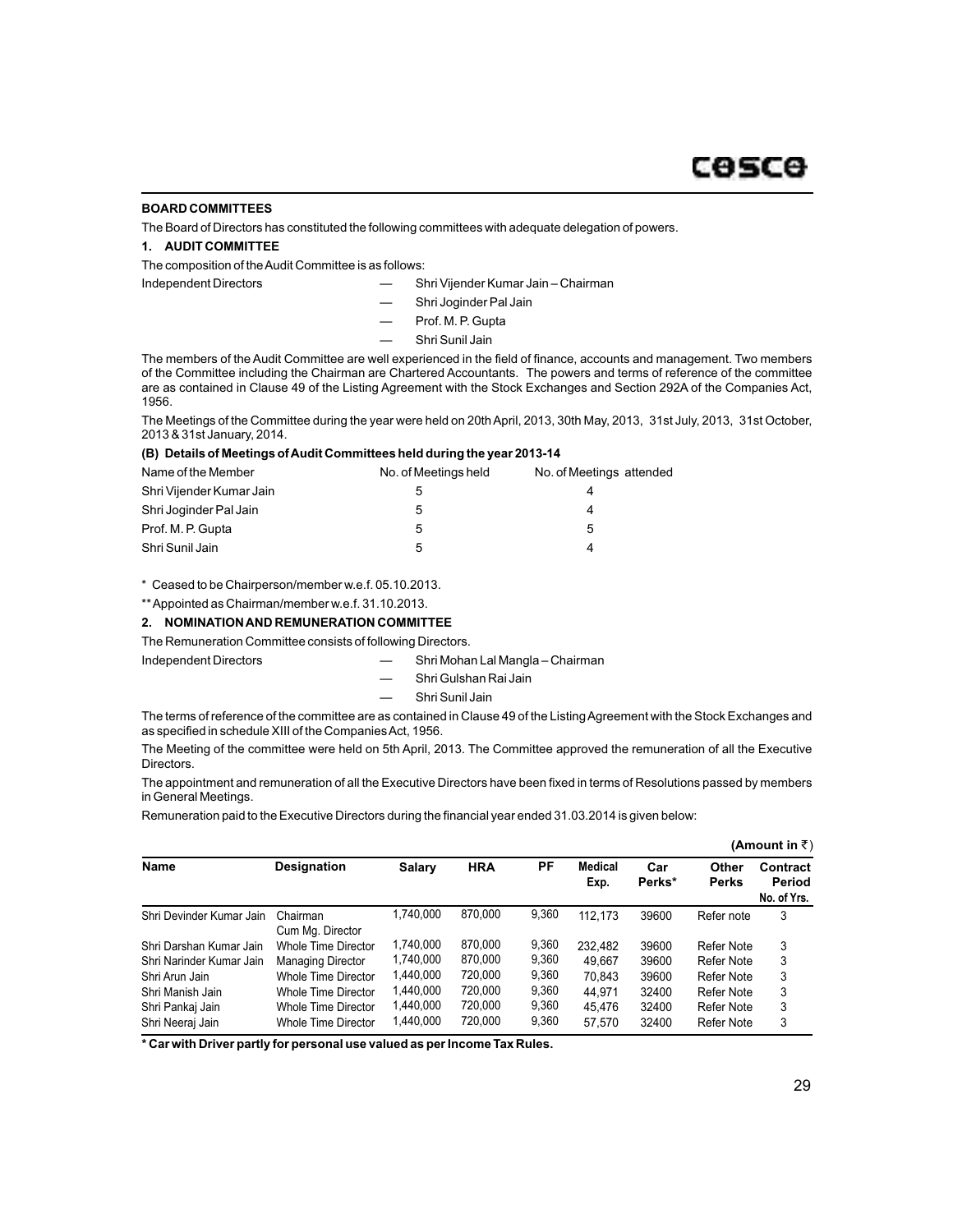## BOARD COMMITTEES

The Board of Directors has constituted the following committees with adequate delegation of powers.

### 1. AUDIT COMMITTEE

The composition of the Audit Committee is as follows:

Independent Directors
- — Shri Vijender Kumar Jain – Chairman
- — Shri Joginder Pal Jain
- — Prof. M. P. Gupta
- — Shri Sunil Jain

The members of the Audit Committee are well experienced in the field of finance, accounts and management. Two members of the Committee including the Chairman are Chartered Accountants. The powers and terms of reference of the committee are as contained in Clause 49 of the Listing Agreement with the Stock Exchanges and Section 292A of the Companies Act, 1956.

The Meetings of the Committee during the year were held on 20th April, 2013, 30th May, 2013, 31st July, 2013, 31st October, 2013 & 31st January, 2014.

**(B) Details of Meetings of Audit Committees held during the year 2013-14**

| Name of the Member | No. of Meetings held | No. of Meetings attended |
|---|---|---|
| Shri Vijender Kumar Jain | 5 | 4 |
| Shri Joginder Pal Jain | 5 | 4 |
| Prof. M. P. Gupta | 5 | 5 |
| Shri Sunil Jain | 5 | 4 |

\* Ceased to be Chairperson/member w.e.f. 05.10.2013.

** Appointed as Chairman/member w.e.f. 31.10.2013.

### 2. NOMINATION AND REMUNERATION COMMITTEE

The Remuneration Committee consists of following Directors.

Independent Directors
- — Shri Mohan Lal Mangla – Chairman
- — Shri Gulshan Rai Jain
- — Shri Sunil Jain

The terms of reference of the committee are as contained in Clause 49 of the Listing Agreement with the Stock Exchanges and as specified in schedule XIII of the Companies Act, 1956.

The Meeting of the committee were held on 5th April, 2013. The Committee approved the remuneration of all the Executive Directors.

The appointment and remuneration of all the Executive Directors have been fixed in terms of Resolutions passed by members in General Meetings.

Remuneration paid to the Executive Directors during the financial year ended 31.03.2014 is given below:

**(Amount in ₹)**

| Name | Designation | Salary | HRA | PF | Medical Exp. | Car Perks* | Other Perks | Contract Period No. of Yrs. |
|---|---|---|---|---|---|---|---|---|
| Shri Devinder Kumar Jain | Chairman Cum Mg. Director | 1,740,000 | 870,000 | 9,360 | 112,173 | 39600 | Refer note | 3 |
| Shri Darshan Kumar Jain | Whole Time Director | 1,740,000 | 870,000 | 9,360 | 232,482 | 39600 | Refer Note | 3 |
| Shri Narinder Kumar Jain | Managing Director | 1,740,000 | 870,000 | 9,360 | 49,667 | 39600 | Refer Note | 3 |
| Shri Arun Jain | Whole Time Director | 1,440,000 | 720,000 | 9,360 | 70,843 | 39600 | Refer Note | 3 |
| Shri Manish Jain | Whole Time Director | 1,440,000 | 720,000 | 9,360 | 44,971 | 32400 | Refer Note | 3 |
| Shri Pankaj Jain | Whole Time Director | 1,440,000 | 720,000 | 9,360 | 45,476 | 32400 | Refer Note | 3 |
| Shri Neeraj Jain | Whole Time Director | 1,440,000 | 720,000 | 9,360 | 57,570 | 32400 | Refer Note | 3 |

**\* Car with Driver partly for personal use valued as per Income Tax Rules.**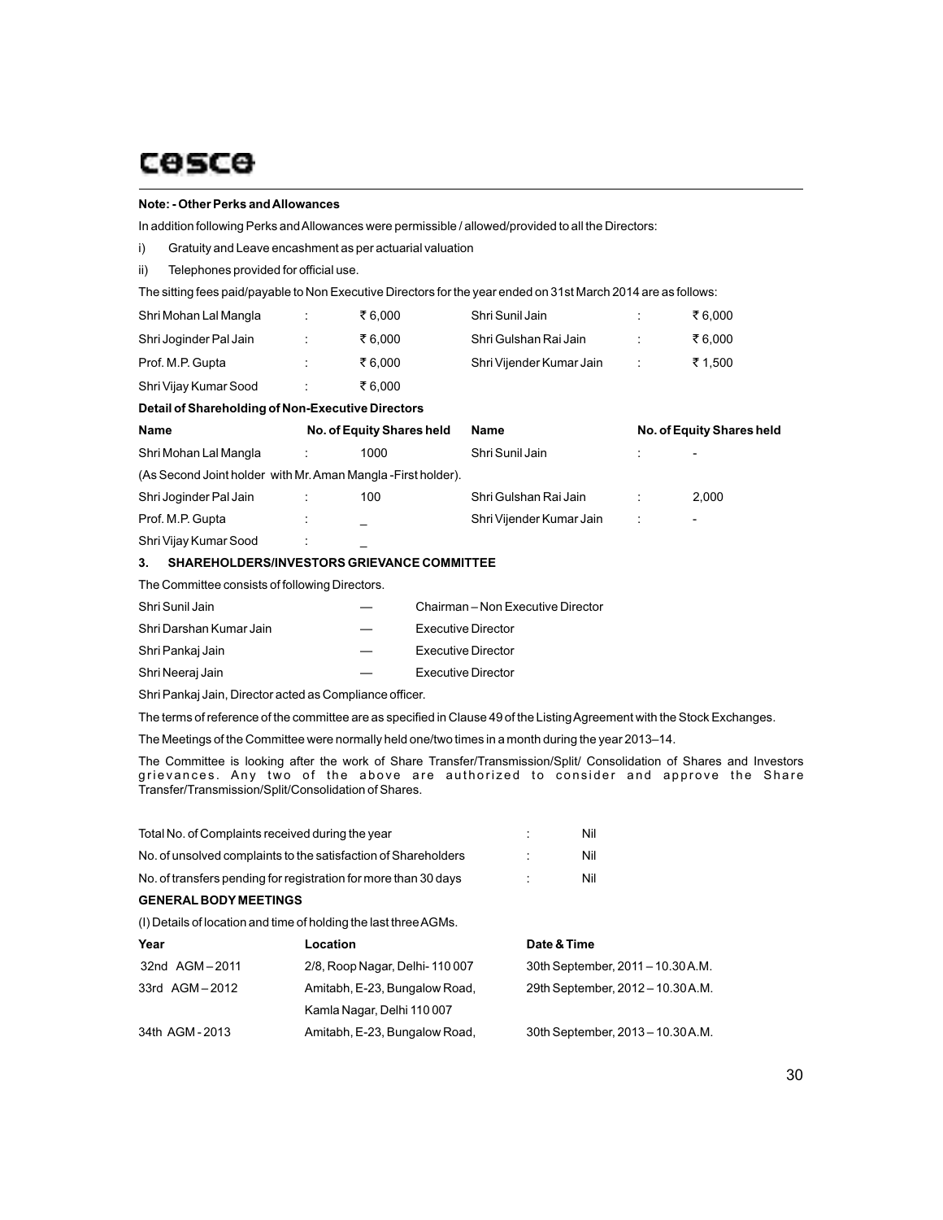**Note: - Other Perks and Allowances**

In addition following Perks and Allowances were permissible / allowed/provided to all the Directors:

i) Gratuity and Leave encashment as per actuarial valuation

ii) Telephones provided for official use.

The sitting fees paid/payable to Non Executive Directors for the year ended on 31st March 2014 are as follows:

| | | | | | |
|---|---|---|---|---|---|
| Shri Mohan Lal Mangla | : | ₹ 6,000 | Shri Sunil Jain | : | ₹ 6,000 |
| Shri Joginder Pal Jain | : | ₹ 6,000 | Shri Gulshan Rai Jain | : | ₹ 6,000 |
| Prof. M.P. Gupta | : | ₹ 6,000 | Shri Vijender Kumar Jain | : | ₹ 1,500 |
| Shri Vijay Kumar Sood | : | ₹ 6,000 | | | |

**Detail of Shareholding of Non-Executive Directors**

| Name | | No. of Equity Shares held | Name | | No. of Equity Shares held |
|---|---|---|---|---|---|
| Shri Mohan Lal Mangla | : | 1000 | Shri Sunil Jain | : | - |
| (As Second Joint holder with Mr. Aman Mangla -First holder). | | | | | |
| Shri Joginder Pal Jain | : | 100 | Shri Gulshan Rai Jain | : | 2,000 |
| Prof. M.P. Gupta | : | _ | Shri Vijender Kumar Jain | : | - |
| Shri Vijay Kumar Sood | : | _ | | | |

### 3. SHAREHOLDERS/INVESTORS GRIEVANCE COMMITTEE

The Committee consists of following Directors.

| | | |
|---|---|---|
| Shri Sunil Jain | — | Chairman – Non Executive Director |
| Shri Darshan Kumar Jain | — | Executive Director |
| Shri Pankaj Jain | — | Executive Director |
| Shri Neeraj Jain | — | Executive Director |

Shri Pankaj Jain, Director acted as Compliance officer.

The terms of reference of the committee are as specified in Clause 49 of the Listing Agreement with the Stock Exchanges.

The Meetings of the Committee were normally held one/two times in a month during the year 2013–14.

The Committee is looking after the work of Share Transfer/Transmission/Split/ Consolidation of Shares and Investors grievances. Any two of the above are authorized to consider and approve the Share Transfer/Transmission/Split/Consolidation of Shares.

| | | |
|---|---|---|
| Total No. of Complaints received during the year | : | Nil |
| No. of unsolved complaints to the satisfaction of Shareholders | : | Nil |
| No. of transfers pending for registration for more than 30 days | : | Nil |

**GENERAL BODY MEETINGS**

(I) Details of location and time of holding the last three AGMs.

| Year | Location | Date & Time |
|---|---|---|
| 32nd AGM – 2011 | 2/8, Roop Nagar, Delhi- 110 007 | 30th September, 2011 – 10.30 A.M. |
| 33rd AGM – 2012 | Amitabh, E-23, Bungalow Road, Kamla Nagar, Delhi 110 007 | 29th September, 2012 – 10.30 A.M. |
| 34th AGM - 2013 | Amitabh, E-23, Bungalow Road, | 30th September, 2013 – 10.30 A.M. |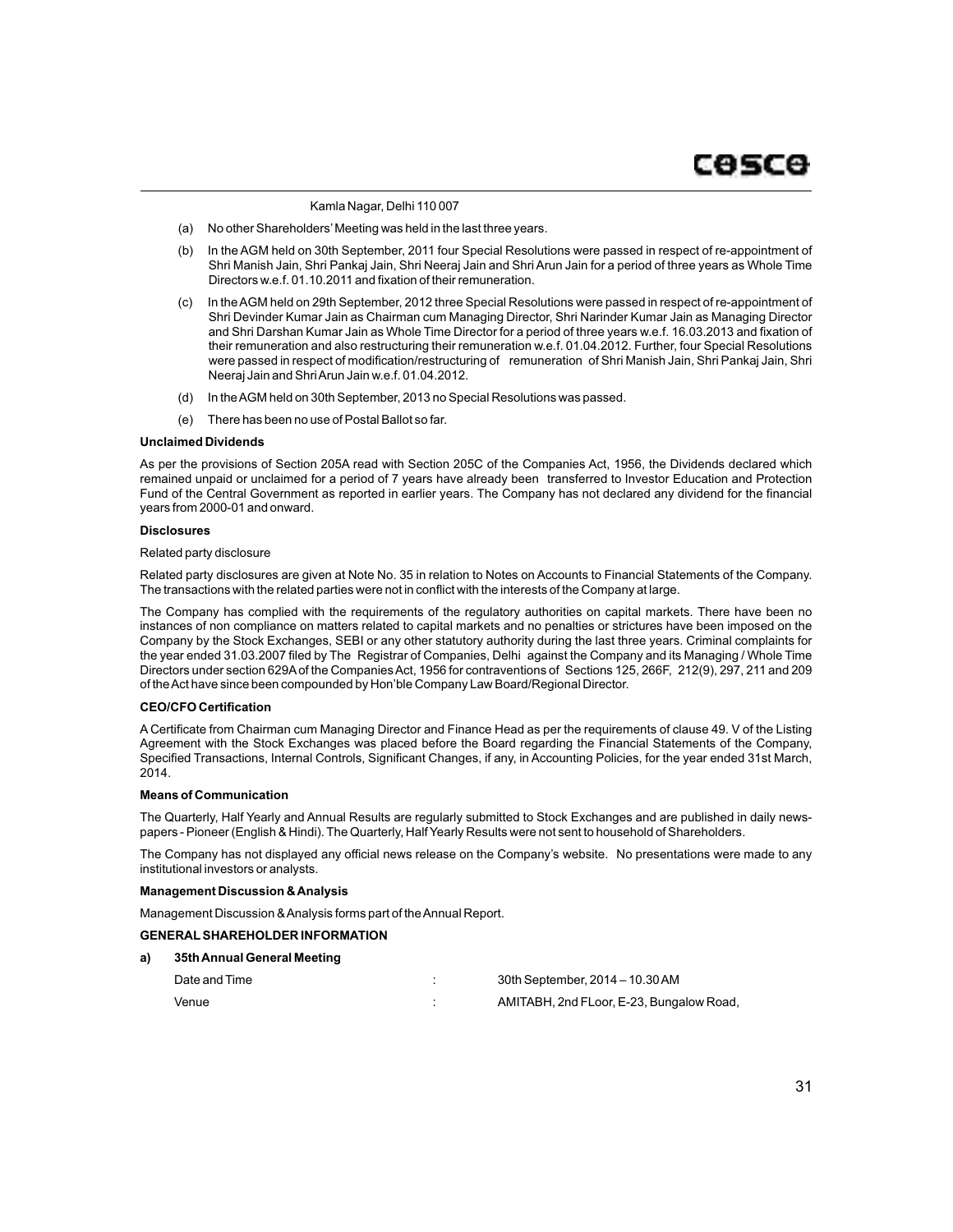Kamla Nagar, Delhi 110 007

(a) No other Shareholders' Meeting was held in the last three years.

(b) In the AGM held on 30th September, 2011 four Special Resolutions were passed in respect of re-appointment of Shri Manish Jain, Shri Pankaj Jain, Shri Neeraj Jain and Shri Arun Jain for a period of three years as Whole Time Directors w.e.f. 01.10.2011 and fixation of their remuneration.

(c) In the AGM held on 29th September, 2012 three Special Resolutions were passed in respect of re-appointment of Shri Devinder Kumar Jain as Chairman cum Managing Director, Shri Narinder Kumar Jain as Managing Director and Shri Darshan Kumar Jain as Whole Time Director for a period of three years w.e.f. 16.03.2013 and fixation of their remuneration and also restructuring their remuneration w.e.f. 01.04.2012. Further, four Special Resolutions were passed in respect of modification/restructuring of remuneration of Shri Manish Jain, Shri Pankaj Jain, Shri Neeraj Jain and Shri Arun Jain w.e.f. 01.04.2012.

(d) In the AGM held on 30th September, 2013 no Special Resolutions was passed.

(e) There has been no use of Postal Ballot so far.

**Unclaimed Dividends**

As per the provisions of Section 205A read with Section 205C of the Companies Act, 1956, the Dividends declared which remained unpaid or unclaimed for a period of 7 years have already been transferred to Investor Education and Protection Fund of the Central Government as reported in earlier years. The Company has not declared any dividend for the financial years from 2000-01 and onward.

**Disclosures**

Related party disclosure

Related party disclosures are given at Note No. 35 in relation to Notes on Accounts to Financial Statements of the Company. The transactions with the related parties were not in conflict with the interests of the Company at large.

The Company has complied with the requirements of the regulatory authorities on capital markets. There have been no instances of non compliance on matters related to capital markets and no penalties or strictures have been imposed on the Company by the Stock Exchanges, SEBI or any other statutory authority during the last three years. Criminal complaints for the year ended 31.03.2007 filed by The Registrar of Companies, Delhi against the Company and its Managing / Whole Time Directors under section 629A of the Companies Act, 1956 for contraventions of Sections 125, 266F, 212(9), 297, 211 and 209 of the Act have since been compounded by Hon'ble Company Law Board/Regional Director.

**CEO/CFO Certification**

A Certificate from Chairman cum Managing Director and Finance Head as per the requirements of clause 49. V of the Listing Agreement with the Stock Exchanges was placed before the Board regarding the Financial Statements of the Company, Specified Transactions, Internal Controls, Significant Changes, if any, in Accounting Policies, for the year ended 31st March, 2014.

**Means of Communication**

The Quarterly, Half Yearly and Annual Results are regularly submitted to Stock Exchanges and are published in daily news-papers - Pioneer (English & Hindi). The Quarterly, Half Yearly Results were not sent to household of Shareholders.

The Company has not displayed any official news release on the Company's website. No presentations were made to any institutional investors or analysts.

**Management Discussion & Analysis**

Management Discussion & Analysis forms part of the Annual Report.

**GENERAL SHAREHOLDER INFORMATION**

**a) 35th Annual General Meeting**

| | | |
|---|---|---|
| Date and Time | : | 30th September, 2014 – 10.30 AM |
| Venue | : | AMITABH, 2nd FLoor, E-23, Bungalow Road, |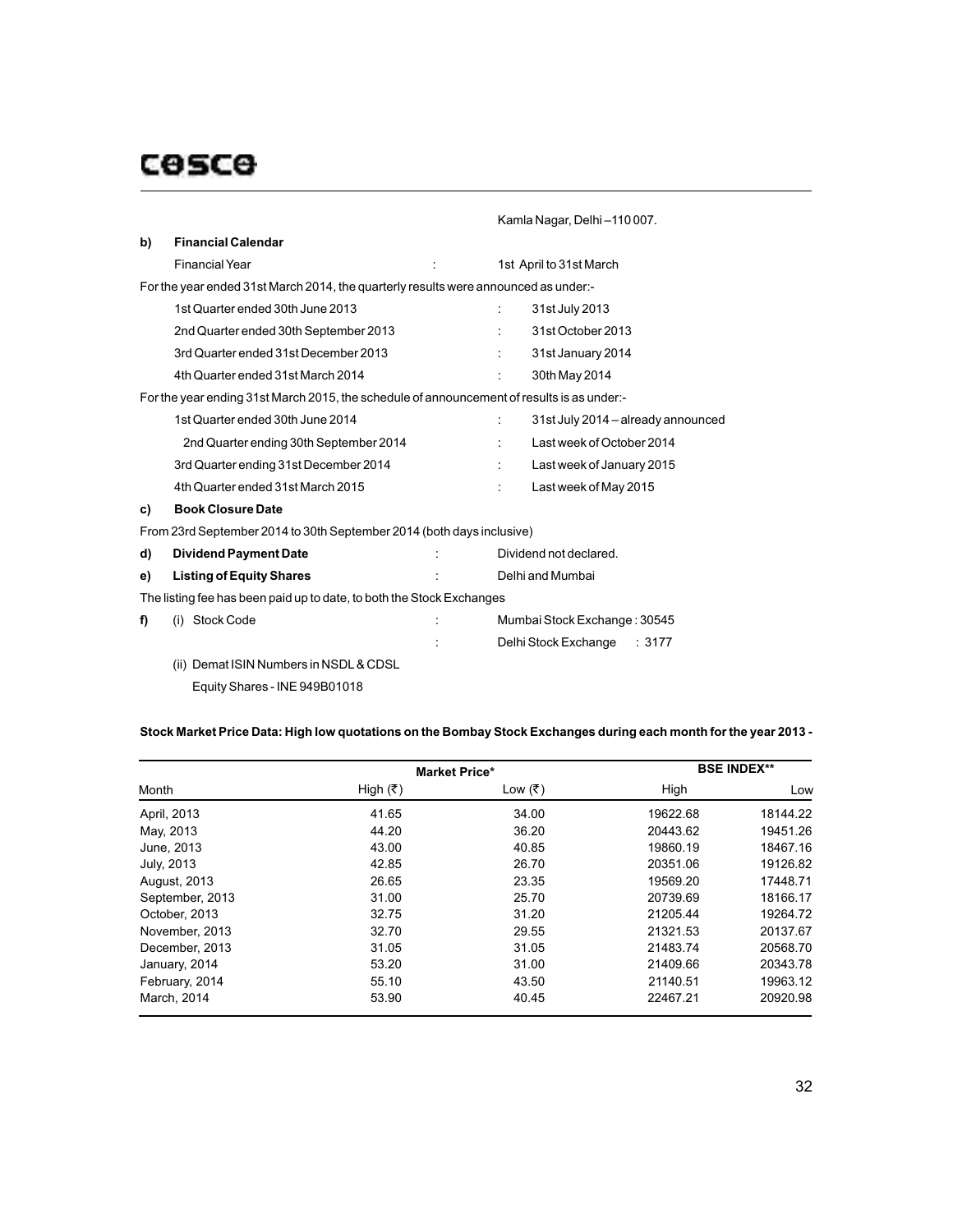Kamla Nagar, Delhi – 110 007.

**b) Financial Calendar**

Financial Year : 1st April to 31st March

For the year ended 31st March 2014, the quarterly results were announced as under:-

| | | |
|---|---|---|
| 1st Quarter ended 30th June 2013 | : | 31st July 2013 |
| 2nd Quarter ended 30th September 2013 | : | 31st October 2013 |
| 3rd Quarter ended 31st December 2013 | : | 31st January 2014 |
| 4th Quarter ended 31st March 2014 | : | 30th May 2014 |

For the year ending 31st March 2015, the schedule of announcement of results is as under:-

| | | |
|---|---|---|
| 1st Quarter ended 30th June 2014 | : | 31st July 2014 – already announced |
| 2nd Quarter ending 30th September 2014 | : | Last week of October 2014 |
| 3rd Quarter ending 31st December 2014 | : | Last week of January 2015 |
| 4th Quarter ended 31st March 2015 | : | Last week of May 2015 |

**c) Book Closure Date**

From 23rd September 2014 to 30th September 2014 (both days inclusive)

**d) Dividend Payment Date** : Dividend not declared.

**e) Listing of Equity Shares** : Delhi and Mumbai

The listing fee has been paid up to date, to both the Stock Exchanges

**f)** (i) Stock Code : Mumbai Stock Exchange : 30545

: Delhi Stock Exchange : 3177

(ii) Demat ISIN Numbers in NSDL & CDSL

Equity Shares - INE 949B01018

**Stock Market Price Data: High low quotations on the Bombay Stock Exchanges during each month for the year 2013 -**

| | Market Price* | | BSE INDEX** | |
|---|---|---|---|---|
| Month | High (₹) | Low (₹) | High | Low |
| April, 2013 | 41.65 | 34.00 | 19622.68 | 18144.22 |
| May, 2013 | 44.20 | 36.20 | 20443.62 | 19451.26 |
| June, 2013 | 43.00 | 40.85 | 19860.19 | 18467.16 |
| July, 2013 | 42.85 | 26.70 | 20351.06 | 19126.82 |
| August, 2013 | 26.65 | 23.35 | 19569.20 | 17448.71 |
| September, 2013 | 31.00 | 25.70 | 20739.69 | 18166.17 |
| October, 2013 | 32.75 | 31.20 | 21205.44 | 19264.72 |
| November, 2013 | 32.70 | 29.55 | 21321.53 | 20137.67 |
| December, 2013 | 31.05 | 31.05 | 21483.74 | 20568.70 |
| January, 2014 | 53.20 | 31.00 | 21409.66 | 20343.78 |
| February, 2014 | 55.10 | 43.50 | 21140.51 | 19963.12 |
| March, 2014 | 53.90 | 40.45 | 22467.21 | 20920.98 |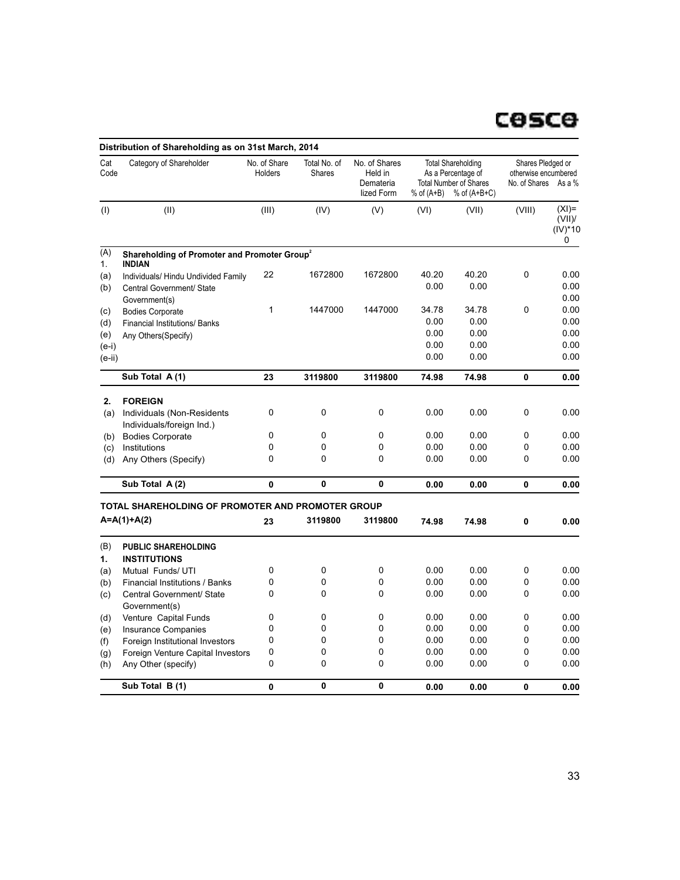## Distribution of Shareholding as on 31st March, 2014

| Cat Code | Category of Shareholder | No. of Share Holders | Total No. of Shares | No. of Shares Held in Dematerialized Form | Total Shareholding As a Percentage of Total Number of Shares % of (A+B) | % of (A+B+C) | Shares Pledged or otherwise encumbered No. of Shares | As a % |
|---|---|---|---|---|---|---|---|---|
| (I) | (II) | (III) | (IV) | (V) | (VI) | (VII) | (VIII) | (XI)= (VII)/(IV)*100 |
| (A) | **Shareholding of Promoter and Promoter Group[2]** | | | | | | | |
| 1. | **INDIAN** | | | | | | | |
| (a) | Individuals/ Hindu Undivided Family | 22 | 1672800 | 1672800 | 40.20 | 40.20 | 0 | 0.00 |
| (b) | Central Government/ State Government(s) | | | | 0.00 | 0.00 | | 0.00 |
| | | | | | | | | 0.00 |
| (c) | Bodies Corporate | 1 | 1447000 | 1447000 | 34.78 | 34.78 | 0 | 0.00 |
| (d) | Financial Institutions/ Banks | | | | 0.00 | 0.00 | | 0.00 |
| (e) | Any Others(Specify) | | | | 0.00 | 0.00 | | 0.00 |
| (e-i) | | | | | 0.00 | 0.00 | | 0.00 |
| (e-ii) | | | | | 0.00 | 0.00 | | 0.00 |
| | **Sub Total A (1)** | **23** | **3119800** | **3119800** | **74.98** | **74.98** | **0** | **0.00** |
| **2.** | **FOREIGN** | | | | | | | |
| (a) | Individuals (Non-Residents Individuals/foreign Ind.) | 0 | 0 | 0 | 0.00 | 0.00 | 0 | 0.00 |
| (b) | Bodies Corporate | 0 | 0 | 0 | 0.00 | 0.00 | 0 | 0.00 |
| (c) | Institutions | 0 | 0 | 0 | 0.00 | 0.00 | 0 | 0.00 |
| (d) | Any Others (Specify) | 0 | 0 | 0 | 0.00 | 0.00 | 0 | 0.00 |
| | **Sub Total A (2)** | **0** | **0** | **0** | **0.00** | **0.00** | **0** | **0.00** |
| | **TOTAL SHAREHOLDING OF PROMOTER AND PROMOTER GROUP A=A(1)+A(2)** | **23** | **3119800** | **3119800** | **74.98** | **74.98** | **0** | **0.00** |
| (B) | **PUBLIC SHAREHOLDING** | | | | | | | |
| **1.** | **INSTITUTIONS** | | | | | | | |
| (a) | Mutual Funds/ UTI | 0 | 0 | 0 | 0.00 | 0.00 | 0 | 0.00 |
| (b) | Financial Institutions / Banks | 0 | 0 | 0 | 0.00 | 0.00 | 0 | 0.00 |
| (c) | Central Government/ State Government(s) | 0 | 0 | 0 | 0.00 | 0.00 | 0 | 0.00 |
| (d) | Venture Capital Funds | 0 | 0 | 0 | 0.00 | 0.00 | 0 | 0.00 |
| (e) | Insurance Companies | 0 | 0 | 0 | 0.00 | 0.00 | 0 | 0.00 |
| (f) | Foreign Institutional Investors | 0 | 0 | 0 | 0.00 | 0.00 | 0 | 0.00 |
| (g) | Foreign Venture Capital Investors | 0 | 0 | 0 | 0.00 | 0.00 | 0 | 0.00 |
| (h) | Any Other (specify) | 0 | 0 | 0 | 0.00 | 0.00 | 0 | 0.00 |
| | **Sub Total B (1)** | **0** | **0** | **0** | **0.00** | **0.00** | **0** | **0.00** |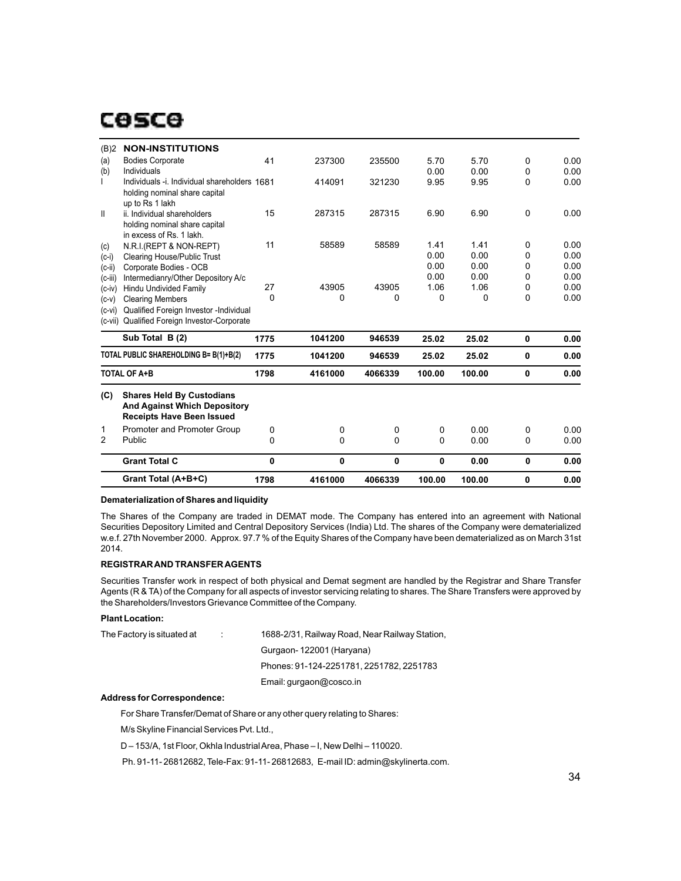# cosco

| (B)2 | NON-INSTITUTIONS | | | | | | | |
|---|---|---|---|---|---|---|---|---|
| (a) | Bodies Corporate | 41 | 237300 | 235500 | 5.70 | 5.70 | 0 | 0.00 |
| (b) | Individuals | | | | 0.00 | 0.00 | 0 | 0.00 |
| I | Individuals -i. Individual shareholders holding nominal share capital up to Rs 1 lakh | 1681 | 414091 | 321230 | 9.95 | 9.95 | 0 | 0.00 |
| II | ii. Individual shareholders holding nominal share capital in excess of Rs. 1 lakh. | 15 | 287315 | 287315 | 6.90 | 6.90 | 0 | 0.00 |
| (c) | N.R.I.(REPT & NON-REPT) | 11 | 58589 | 58589 | 1.41 | 1.41 | 0 | 0.00 |
| (c-i) | Clearing House/Public Trust | | | | 0.00 | 0.00 | 0 | 0.00 |
| (c-ii) | Corporate Bodies - OCB | | | | 0.00 | 0.00 | 0 | 0.00 |
| (c-iii) | Intermedianry/Other Depository A/c | | | | 0.00 | 0.00 | 0 | 0.00 |
| (c-iv) | Hindu Undivided Family | 27 | 43905 | 43905 | 1.06 | 1.06 | 0 | 0.00 |
| (c-v) | Clearing Members | 0 | 0 | 0 | 0 | 0 | 0 | 0.00 |
| (c-vi) | Qualified Foreign Investor -Individual | | | | | | | |
| (c-vii) | Qualified Foreign Investor-Corporate | | | | | | | |
| | **Sub Total B (2)** | **1775** | **1041200** | **946539** | **25.02** | **25.02** | **0** | **0.00** |
| | **TOTAL PUBLIC SHAREHOLDING B= B(1)+B(2)** | **1775** | **1041200** | **946539** | **25.02** | **25.02** | **0** | **0.00** |
| | **TOTAL OF A+B** | **1798** | **4161000** | **4066339** | **100.00** | **100.00** | **0** | **0.00** |
| **(C)** | **Shares Held By Custodians And Against Which Depository Receipts Have Been Issued** | | | | | | | |
| 1 | Promoter and Promoter Group | 0 | 0 | 0 | 0 | 0.00 | 0 | 0.00 |
| 2 | Public | 0 | 0 | 0 | 0 | 0.00 | 0 | 0.00 |
| | **Grant Total C** | **0** | **0** | **0** | **0** | **0.00** | **0** | **0.00** |
| | **Grant Total (A+B+C)** | **1798** | **4161000** | **4066339** | **100.00** | **100.00** | **0** | **0.00** |

**Dematerialization of Shares and liquidity**

The Shares of the Company are traded in DEMAT mode. The Company has entered into an agreement with National Securities Depository Limited and Central Depository Services (India) Ltd. The shares of the Company were dematerialized w.e.f. 27th November 2000. Approx. 97.7 % of the Equity Shares of the Company have been dematerialized as on March 31st 2014.

**REGISTRAR AND TRANSFER AGENTS**

Securities Transfer work in respect of both physical and Demat segment are handled by the Registrar and Share Transfer Agents (R & TA) of the Company for all aspects of investor servicing relating to shares. The Share Transfers were approved by the Shareholders/Investors Grievance Committee of the Company.

**Plant Location:**

The Factory is situated at : 1688-2/31, Railway Road, Near Railway Station,
Gurgaon- 122001 (Haryana)
Phones: 91-124-2251781, 2251782, 2251783
Email: gurgaon@cosco.in

**Address for Correspondence:**

For Share Transfer/Demat of Share or any other query relating to Shares:

M/s Skyline Financial Services Pvt. Ltd.,

D – 153/A, 1st Floor, Okhla Industrial Area, Phase – I, New Delhi – 110020.

Ph. 91-11- 26812682, Tele-Fax: 91-11- 26812683, E-mail ID: admin@skylinerta.com.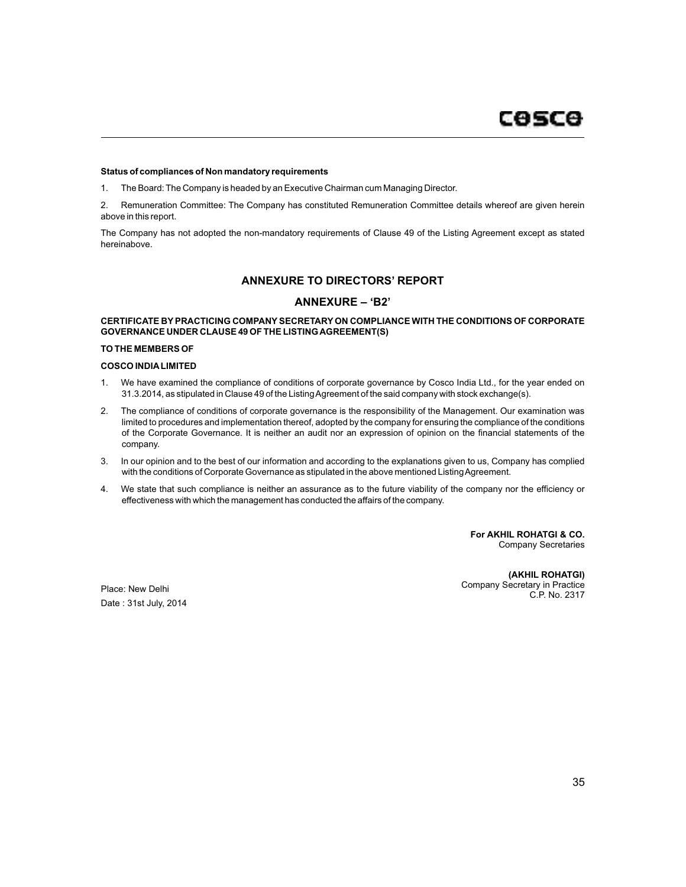**Status of compliances of Non mandatory requirements**

1. The Board: The Company is headed by an Executive Chairman cum Managing Director.

2. Remuneration Committee: The Company has constituted Remuneration Committee details whereof are given herein above in this report.

The Company has not adopted the non-mandatory requirements of Clause 49 of the Listing Agreement except as stated hereinabove.

## ANNEXURE TO DIRECTORS' REPORT

## ANNEXURE – 'B2'

**CERTIFICATE BY PRACTICING COMPANY SECRETARY ON COMPLIANCE WITH THE CONDITIONS OF CORPORATE GOVERNANCE UNDER CLAUSE 49 OF THE LISTING AGREEMENT(S)**

**TO THE MEMBERS OF**

**COSCO INDIA LIMITED**

1. We have examined the compliance of conditions of corporate governance by Cosco India Ltd., for the year ended on 31.3.2014, as stipulated in Clause 49 of the Listing Agreement of the said company with stock exchange(s).
2. The compliance of conditions of corporate governance is the responsibility of the Management. Our examination was limited to procedures and implementation thereof, adopted by the company for ensuring the compliance of the conditions of the Corporate Governance. It is neither an audit nor an expression of opinion on the financial statements of the company.
3. In our opinion and to the best of our information and according to the explanations given to us, Company has complied with the conditions of Corporate Governance as stipulated in the above mentioned Listing Agreement.
4. We state that such compliance is neither an assurance as to the future viability of the company nor the efficiency or effectiveness with which the management has conducted the affairs of the company.

**For AKHIL ROHATGI & CO.**
Company Secretaries

**(AKHIL ROHATGI)**
Company Secretary in Practice
C.P. No. 2317

Place: New Delhi
Date : 31st July, 2014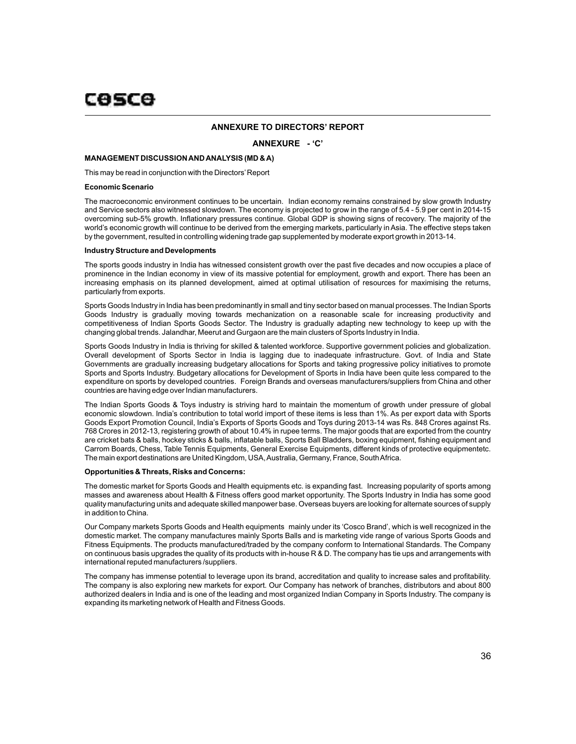## ANNEXURE TO DIRECTORS' REPORT

### ANNEXURE - 'C'

**MANAGEMENT DISCUSSION AND ANALYSIS (MD & A)**

This may be read in conjunction with the Directors' Report

**Economic Scenario**

The macroeconomic environment continues to be uncertain. Indian economy remains constrained by slow growth Industry and Service sectors also witnessed slowdown. The economy is projected to grow in the range of 5.4 - 5.9 per cent in 2014-15 overcoming sub-5% growth. Inflationary pressures continue. Global GDP is showing signs of recovery. The majority of the world's economic growth will continue to be derived from the emerging markets, particularly in Asia. The effective steps taken by the government, resulted in controlling widening trade gap supplemented by moderate export growth in 2013-14.

**Industry Structure and Developments**

The sports goods industry in India has witnessed consistent growth over the past five decades and now occupies a place of prominence in the Indian economy in view of its massive potential for employment, growth and export. There has been an increasing emphasis on its planned development, aimed at optimal utilisation of resources for maximising the returns, particularly from exports.

Sports Goods Industry in India has been predominantly in small and tiny sector based on manual processes. The Indian Sports Goods Industry is gradually moving towards mechanization on a reasonable scale for increasing productivity and competitiveness of Indian Sports Goods Sector. The Industry is gradually adapting new technology to keep up with the changing global trends. Jalandhar, Meerut and Gurgaon are the main clusters of Sports Industry in India.

Sports Goods Industry in India is thriving for skilled & talented workforce. Supportive government policies and globalization. Overall development of Sports Sector in India is lagging due to inadequate infrastructure. Govt. of India and State Governments are gradually increasing budgetary allocations for Sports and taking progressive policy initiatives to promote Sports and Sports Industry. Budgetary allocations for Development of Sports in India have been quite less compared to the expenditure on sports by developed countries. Foreign Brands and overseas manufacturers/suppliers from China and other countries are having edge over Indian manufacturers.

The Indian Sports Goods & Toys industry is striving hard to maintain the momentum of growth under pressure of global economic slowdown. India's contribution to total world import of these items is less than 1%. As per export data with Sports Goods Export Promotion Council, India's Exports of Sports Goods and Toys during 2013-14 was Rs. 848 Crores against Rs. 768 Crores in 2012-13, registering growth of about 10.4% in rupee terms. The major goods that are exported from the country are cricket bats & balls, hockey sticks & balls, inflatable balls, Sports Ball Bladders, boxing equipment, fishing equipment and Carrom Boards, Chess, Table Tennis Equipments, General Exercise Equipments, different kinds of protective equipmentetc. The main export destinations are United Kingdom, USA, Australia, Germany, France, South Africa.

**Opportunities & Threats, Risks and Concerns:**

The domestic market for Sports Goods and Health equipments etc. is expanding fast. Increasing popularity of sports among masses and awareness about Health & Fitness offers good market opportunity. The Sports Industry in India has some good quality manufacturing units and adequate skilled manpower base. Overseas buyers are looking for alternate sources of supply in addition to China.

Our Company markets Sports Goods and Health equipments mainly under its 'Cosco Brand', which is well recognized in the domestic market. The company manufactures mainly Sports Balls and is marketing vide range of various Sports Goods and Fitness Equipments. The products manufactured/traded by the company conform to International Standards. The Company on continuous basis upgrades the quality of its products with in-house R & D. The company has tie ups and arrangements with international reputed manufacturers /suppliers.

The company has immense potential to leverage upon its brand, accreditation and quality to increase sales and profitability. The company is also exploring new markets for export. Our Company has network of branches, distributors and about 800 authorized dealers in India and is one of the leading and most organized Indian Company in Sports Industry. The company is expanding its marketing network of Health and Fitness Goods.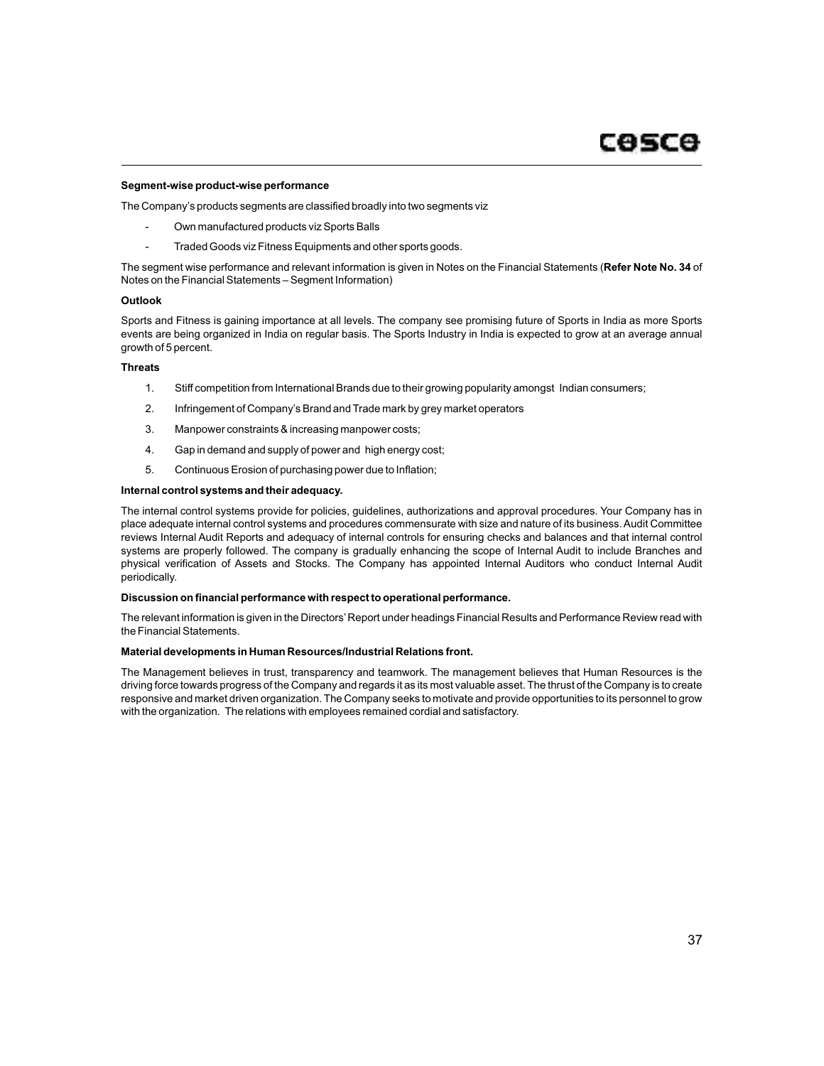**Segment-wise product-wise performance**

The Company's products segments are classified broadly into two segments viz

- Own manufactured products viz Sports Balls
- Traded Goods viz Fitness Equipments and other sports goods.

The segment wise performance and relevant information is given in Notes on the Financial Statements (**Refer Note No. 34** of Notes on the Financial Statements – Segment Information)

**Outlook**

Sports and Fitness is gaining importance at all levels. The company see promising future of Sports in India as more Sports events are being organized in India on regular basis. The Sports Industry in India is expected to grow at an average annual growth of 5 percent.

**Threats**

1. Stiff competition from International Brands due to their growing popularity amongst Indian consumers;
2. Infringement of Company's Brand and Trade mark by grey market operators
3. Manpower constraints & increasing manpower costs;
4. Gap in demand and supply of power and high energy cost;
5. Continuous Erosion of purchasing power due to Inflation;

**Internal control systems and their adequacy.**

The internal control systems provide for policies, guidelines, authorizations and approval procedures. Your Company has in place adequate internal control systems and procedures commensurate with size and nature of its business. Audit Committee reviews Internal Audit Reports and adequacy of internal controls for ensuring checks and balances and that internal control systems are properly followed. The company is gradually enhancing the scope of Internal Audit to include Branches and physical verification of Assets and Stocks. The Company has appointed Internal Auditors who conduct Internal Audit periodically.

**Discussion on financial performance with respect to operational performance.**

The relevant information is given in the Directors' Report under headings Financial Results and Performance Review read with the Financial Statements.

**Material developments in Human Resources/Industrial Relations front.**

The Management believes in trust, transparency and teamwork. The management believes that Human Resources is the driving force towards progress of the Company and regards it as its most valuable asset. The thrust of the Company is to create responsive and market driven organization. The Company seeks to motivate and provide opportunities to its personnel to grow with the organization. The relations with employees remained cordial and satisfactory.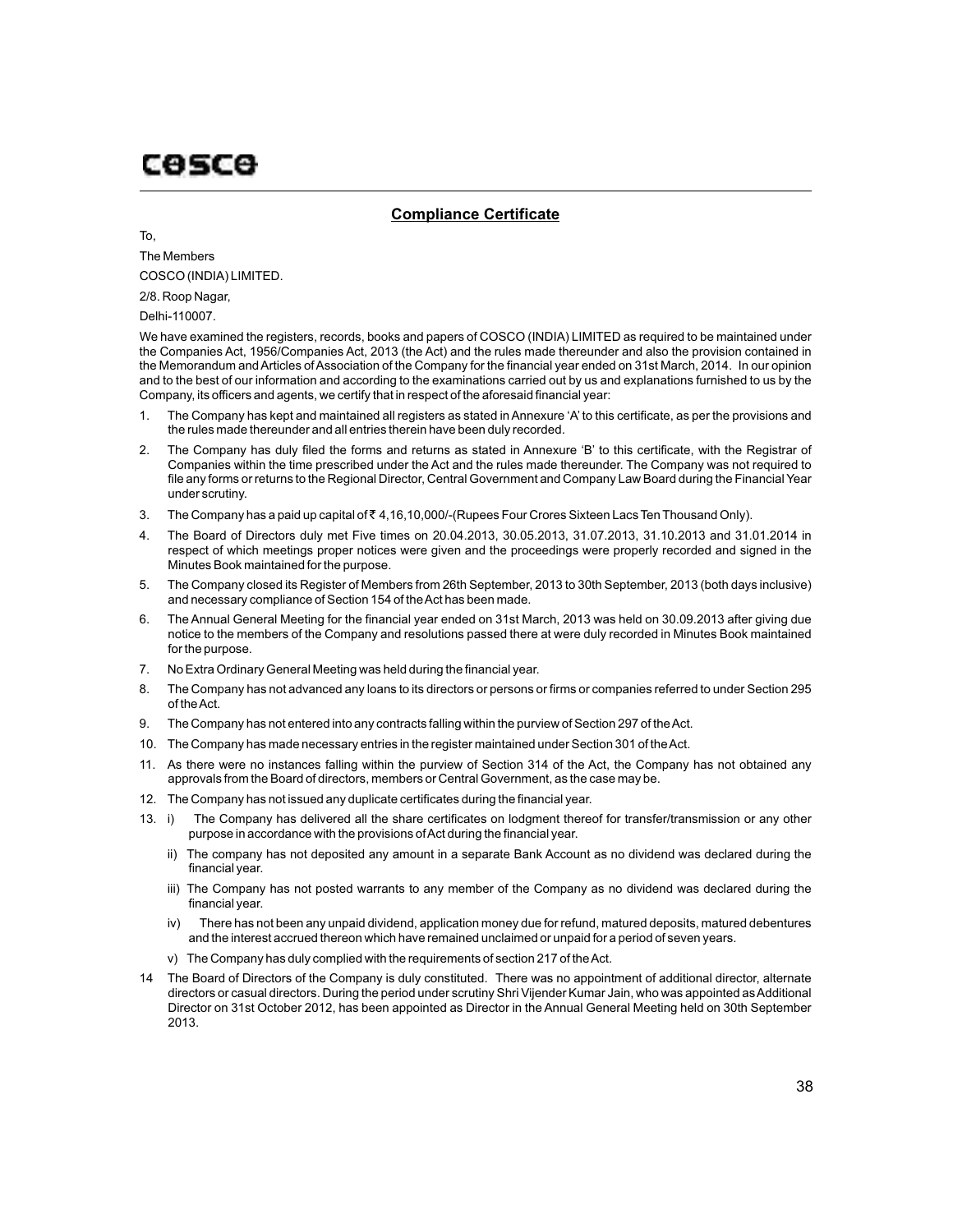## Compliance Certificate

To,

The Members

COSCO (INDIA) LIMITED.

2/8. Roop Nagar,

Delhi-110007.

We have examined the registers, records, books and papers of COSCO (INDIA) LIMITED as required to be maintained under the Companies Act, 1956/Companies Act, 2013 (the Act) and the rules made thereunder and also the provision contained in the Memorandum and Articles of Association of the Company for the financial year ended on 31st March, 2014. In our opinion and to the best of our information and according to the examinations carried out by us and explanations furnished to us by the Company, its officers and agents, we certify that in respect of the aforesaid financial year:

1. The Company has kept and maintained all registers as stated in Annexure 'A' to this certificate, as per the provisions and the rules made thereunder and all entries therein have been duly recorded.
2. The Company has duly filed the forms and returns as stated in Annexure 'B' to this certificate, with the Registrar of Companies within the time prescribed under the Act and the rules made thereunder. The Company was not required to file any forms or returns to the Regional Director, Central Government and Company Law Board during the Financial Year under scrutiny.
3. The Company has a paid up capital of ₹ 4,16,10,000/-(Rupees Four Crores Sixteen Lacs Ten Thousand Only).
4. The Board of Directors duly met Five times on 20.04.2013, 30.05.2013, 31.07.2013, 31.10.2013 and 31.01.2014 in respect of which meetings proper notices were given and the proceedings were properly recorded and signed in the Minutes Book maintained for the purpose.
5. The Company closed its Register of Members from 26th September, 2013 to 30th September, 2013 (both days inclusive) and necessary compliance of Section 154 of the Act has been made.
6. The Annual General Meeting for the financial year ended on 31st March, 2013 was held on 30.09.2013 after giving due notice to the members of the Company and resolutions passed there at were duly recorded in Minutes Book maintained for the purpose.
7. No Extra Ordinary General Meeting was held during the financial year.
8. The Company has not advanced any loans to its directors or persons or firms or companies referred to under Section 295 of the Act.
9. The Company has not entered into any contracts falling within the purview of Section 297 of the Act.
10. The Company has made necessary entries in the register maintained under Section 301 of the Act.
11. As there were no instances falling within the purview of Section 314 of the Act, the Company has not obtained any approvals from the Board of directors, members or Central Government, as the case may be.
12. The Company has not issued any duplicate certificates during the financial year.
13. i) The Company has delivered all the share certificates on lodgment thereof for transfer/transmission or any other purpose in accordance with the provisions of Act during the financial year.

    ii) The company has not deposited any amount in a separate Bank Account as no dividend was declared during the financial year.

    iii) The Company has not posted warrants to any member of the Company as no dividend was declared during the financial year.

    iv) There has not been any unpaid dividend, application money due for refund, matured deposits, matured debentures and the interest accrued thereon which have remained unclaimed or unpaid for a period of seven years.

    v) The Company has duly complied with the requirements of section 217 of the Act.
14. The Board of Directors of the Company is duly constituted. There was no appointment of additional director, alternate directors or casual directors. During the period under scrutiny Shri Vijender Kumar Jain, who was appointed as Additional Director on 31st October 2012, has been appointed as Director in the Annual General Meeting held on 30th September 2013.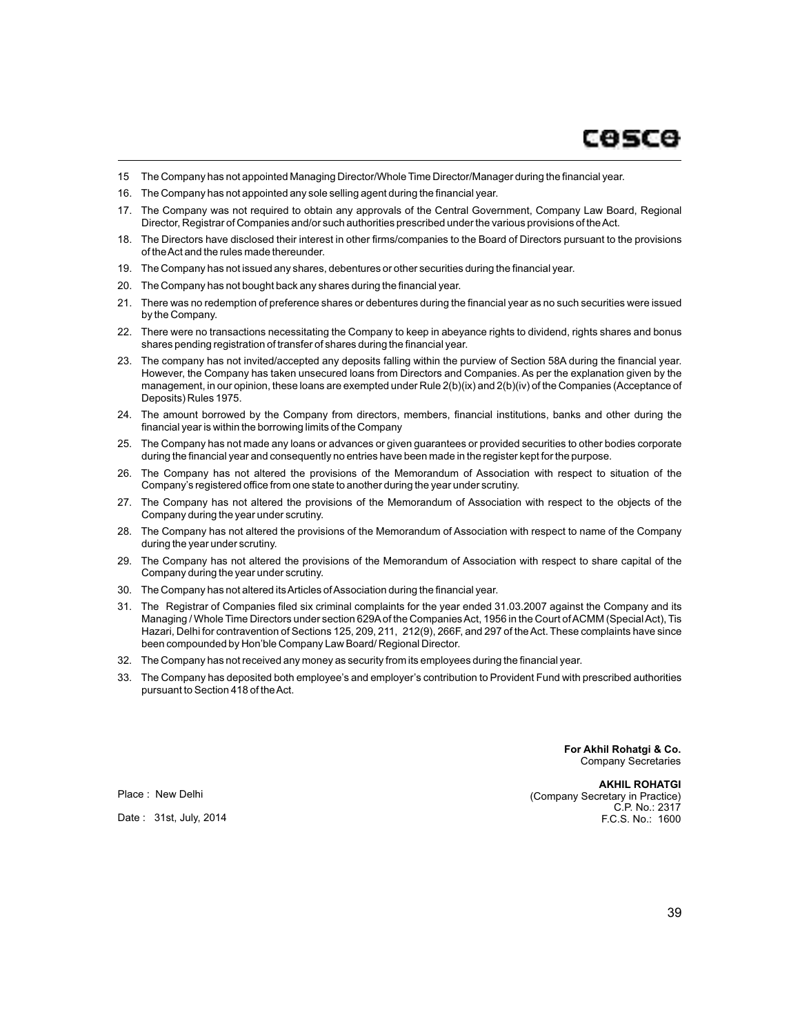15 The Company has not appointed Managing Director/Whole Time Director/Manager during the financial year.

16. The Company has not appointed any sole selling agent during the financial year.

17. The Company was not required to obtain any approvals of the Central Government, Company Law Board, Regional Director, Registrar of Companies and/or such authorities prescribed under the various provisions of the Act.

18. The Directors have disclosed their interest in other firms/companies to the Board of Directors pursuant to the provisions of the Act and the rules made thereunder.

19. The Company has not issued any shares, debentures or other securities during the financial year.

20. The Company has not bought back any shares during the financial year.

21. There was no redemption of preference shares or debentures during the financial year as no such securities were issued by the Company.

22. There were no transactions necessitating the Company to keep in abeyance rights to dividend, rights shares and bonus shares pending registration of transfer of shares during the financial year.

23. The company has not invited/accepted any deposits falling within the purview of Section 58A during the financial year. However, the Company has taken unsecured loans from Directors and Companies. As per the explanation given by the management, in our opinion, these loans are exempted under Rule 2(b)(ix) and 2(b)(iv) of the Companies (Acceptance of Deposits) Rules 1975.

24. The amount borrowed by the Company from directors, members, financial institutions, banks and other during the financial year is within the borrowing limits of the Company

25. The Company has not made any loans or advances or given guarantees or provided securities to other bodies corporate during the financial year and consequently no entries have been made in the register kept for the purpose.

26. The Company has not altered the provisions of the Memorandum of Association with respect to situation of the Company's registered office from one state to another during the year under scrutiny.

27. The Company has not altered the provisions of the Memorandum of Association with respect to the objects of the Company during the year under scrutiny.

28. The Company has not altered the provisions of the Memorandum of Association with respect to name of the Company during the year under scrutiny.

29. The Company has not altered the provisions of the Memorandum of Association with respect to share capital of the Company during the year under scrutiny.

30. The Company has not altered its Articles of Association during the financial year.

31. The Registrar of Companies filed six criminal complaints for the year ended 31.03.2007 against the Company and its Managing / Whole Time Directors under section 629A of the Companies Act, 1956 in the Court of ACMM (Special Act), Tis Hazari, Delhi for contravention of Sections 125, 209, 211, 212(9), 266F, and 297 of the Act. These complaints have since been compounded by Hon'ble Company Law Board/ Regional Director.

32. The Company has not received any money as security from its employees during the financial year.

33. The Company has deposited both employee's and employer's contribution to Provident Fund with prescribed authorities pursuant to Section 418 of the Act.

**For Akhil Rohatgi & Co.**
Company Secretaries

**AKHIL ROHATGI**
(Company Secretary in Practice)
C.P. No.: 2317
F.C.S. No.: 1600

Place : New Delhi

Date : 31st, July, 2014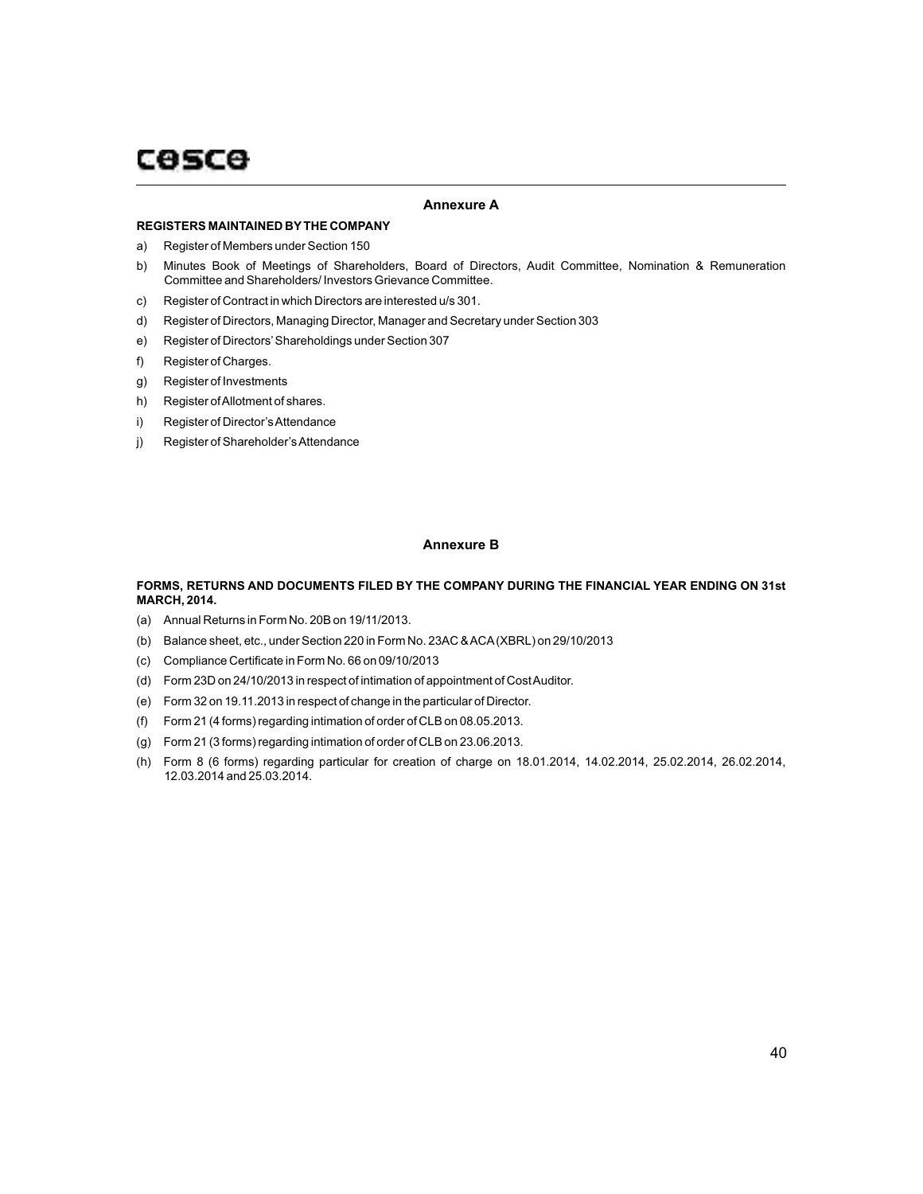## Annexure A

**REGISTERS MAINTAINED BY THE COMPANY**

a) Register of Members under Section 150

b) Minutes Book of Meetings of Shareholders, Board of Directors, Audit Committee, Nomination & Remuneration Committee and Shareholders/ Investors Grievance Committee.

c) Register of Contract in which Directors are interested u/s 301.

d) Register of Directors, Managing Director, Manager and Secretary under Section 303

e) Register of Directors' Shareholdings under Section 307

f) Register of Charges.

g) Register of Investments

h) Register of Allotment of shares.

i) Register of Director's Attendance

j) Register of Shareholder's Attendance

## Annexure B

**FORMS, RETURNS AND DOCUMENTS FILED BY THE COMPANY DURING THE FINANCIAL YEAR ENDING ON 31st MARCH, 2014.**

(a) Annual Returns in Form No. 20B on 19/11/2013.

(b) Balance sheet, etc., under Section 220 in Form No. 23AC & ACA (XBRL) on 29/10/2013

(c) Compliance Certificate in Form No. 66 on 09/10/2013

(d) Form 23D on 24/10/2013 in respect of intimation of appointment of Cost Auditor.

(e) Form 32 on 19.11.2013 in respect of change in the particular of Director.

(f) Form 21 (4 forms) regarding intimation of order of CLB on 08.05.2013.

(g) Form 21 (3 forms) regarding intimation of order of CLB on 23.06.2013.

(h) Form 8 (6 forms) regarding particular for creation of charge on 18.01.2014, 14.02.2014, 25.02.2014, 26.02.2014, 12.03.2014 and 25.03.2014.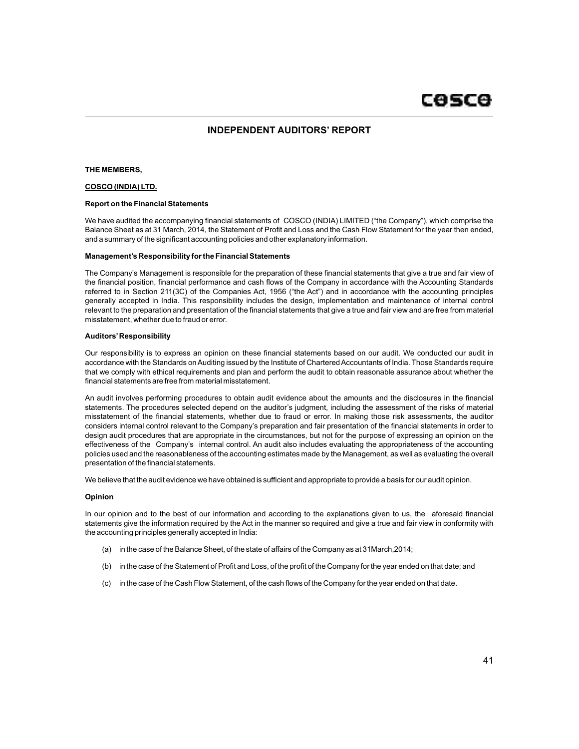# INDEPENDENT AUDITORS' REPORT

**THE MEMBERS,**

**COSCO (INDIA) LTD.**

**Report on the Financial Statements**

We have audited the accompanying financial statements of COSCO (INDIA) LIMITED ("the Company"), which comprise the Balance Sheet as at 31 March, 2014, the Statement of Profit and Loss and the Cash Flow Statement for the year then ended, and a summary of the significant accounting policies and other explanatory information.

**Management's Responsibility for the Financial Statements**

The Company's Management is responsible for the preparation of these financial statements that give a true and fair view of the financial position, financial performance and cash flows of the Company in accordance with the Accounting Standards referred to in Section 211(3C) of the Companies Act, 1956 ("the Act") and in accordance with the accounting principles generally accepted in India. This responsibility includes the design, implementation and maintenance of internal control relevant to the preparation and presentation of the financial statements that give a true and fair view and are free from material misstatement, whether due to fraud or error.

**Auditors' Responsibility**

Our responsibility is to express an opinion on these financial statements based on our audit. We conducted our audit in accordance with the Standards on Auditing issued by the Institute of Chartered Accountants of India. Those Standards require that we comply with ethical requirements and plan and perform the audit to obtain reasonable assurance about whether the financial statements are free from material misstatement.

An audit involves performing procedures to obtain audit evidence about the amounts and the disclosures in the financial statements. The procedures selected depend on the auditor's judgment, including the assessment of the risks of material misstatement of the financial statements, whether due to fraud or error. In making those risk assessments, the auditor considers internal control relevant to the Company's preparation and fair presentation of the financial statements in order to design audit procedures that are appropriate in the circumstances, but not for the purpose of expressing an opinion on the effectiveness of the Company's internal control. An audit also includes evaluating the appropriateness of the accounting policies used and the reasonableness of the accounting estimates made by the Management, as well as evaluating the overall presentation of the financial statements.

We believe that the audit evidence we have obtained is sufficient and appropriate to provide a basis for our audit opinion.

**Opinion**

In our opinion and to the best of our information and according to the explanations given to us, the aforesaid financial statements give the information required by the Act in the manner so required and give a true and fair view in conformity with the accounting principles generally accepted in India:

(a) in the case of the Balance Sheet, of the state of affairs of the Company as at 31March,2014;

(b) in the case of the Statement of Profit and Loss, of the profit of the Company for the year ended on that date; and

(c) in the case of the Cash Flow Statement, of the cash flows of the Company for the year ended on that date.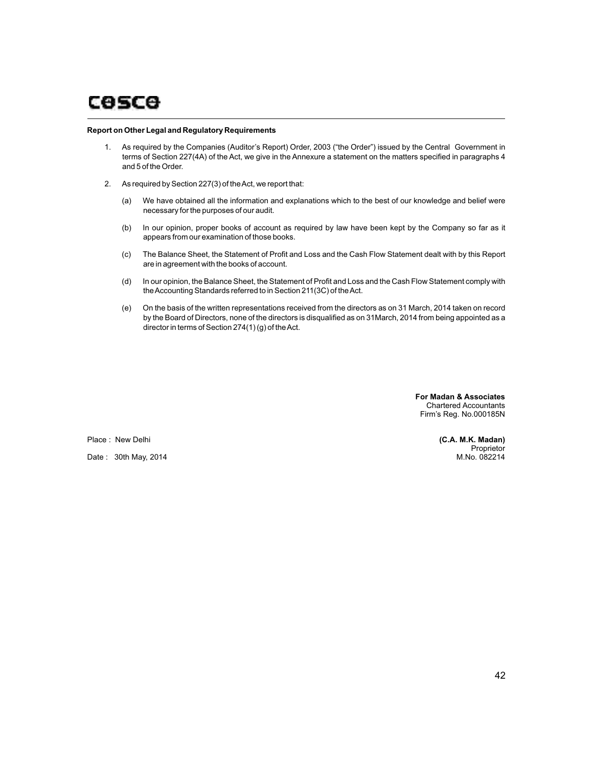**Report on Other Legal and Regulatory Requirements**

1. As required by the Companies (Auditor's Report) Order, 2003 ("the Order") issued by the Central Government in terms of Section 227(4A) of the Act, we give in the Annexure a statement on the matters specified in paragraphs 4 and 5 of the Order.

2. As required by Section 227(3) of the Act, we report that:

   (a) We have obtained all the information and explanations which to the best of our knowledge and belief were necessary for the purposes of our audit.

   (b) In our opinion, proper books of account as required by law have been kept by the Company so far as it appears from our examination of those books.

   (c) The Balance Sheet, the Statement of Profit and Loss and the Cash Flow Statement dealt with by this Report are in agreement with the books of account.

   (d) In our opinion, the Balance Sheet, the Statement of Profit and Loss and the Cash Flow Statement comply with the Accounting Standards referred to in Section 211(3C) of the Act.

   (e) On the basis of the written representations received from the directors as on 31 March, 2014 taken on record by the Board of Directors, none of the directors is disqualified as on 31March, 2014 from being appointed as a director in terms of Section 274(1) (g) of the Act.

**For Madan & Associates**
Chartered Accountants
Firm's Reg. No.000185N

Place : New Delhi

Date : 30th May, 2014

**(C.A. M.K. Madan)**
Proprietor
M.No. 082214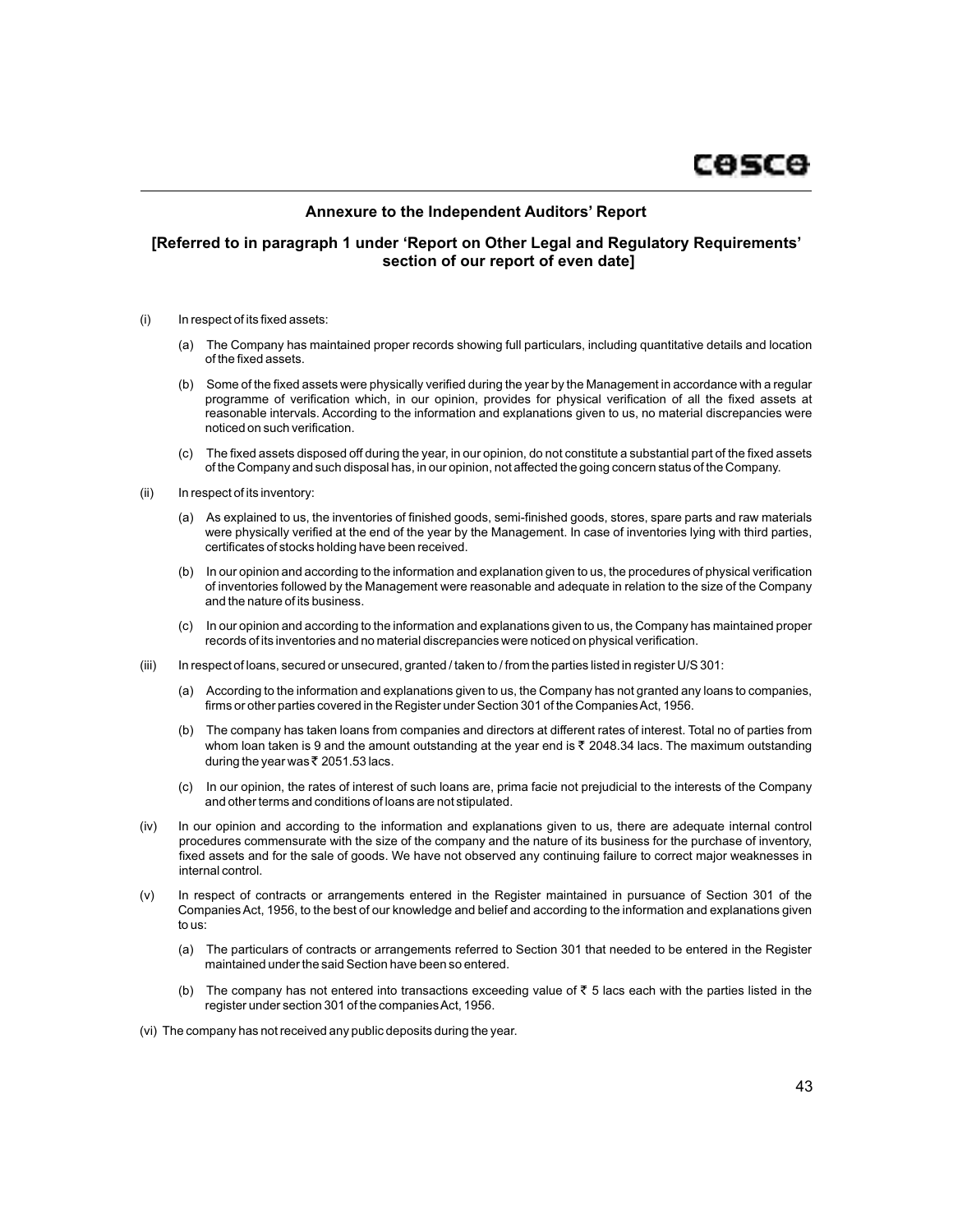## Annexure to the Independent Auditors' Report

### [Referred to in paragraph 1 under 'Report on Other Legal and Regulatory Requirements' section of our report of even date]

(i) In respect of its fixed assets:

(a) The Company has maintained proper records showing full particulars, including quantitative details and location of the fixed assets.

(b) Some of the fixed assets were physically verified during the year by the Management in accordance with a regular programme of verification which, in our opinion, provides for physical verification of all the fixed assets at reasonable intervals. According to the information and explanations given to us, no material discrepancies were noticed on such verification.

(c) The fixed assets disposed off during the year, in our opinion, do not constitute a substantial part of the fixed assets of the Company and such disposal has, in our opinion, not affected the going concern status of the Company.

(ii) In respect of its inventory:

(a) As explained to us, the inventories of finished goods, semi-finished goods, stores, spare parts and raw materials were physically verified at the end of the year by the Management. In case of inventories lying with third parties, certificates of stocks holding have been received.

(b) In our opinion and according to the information and explanation given to us, the procedures of physical verification of inventories followed by the Management were reasonable and adequate in relation to the size of the Company and the nature of its business.

(c) In our opinion and according to the information and explanations given to us, the Company has maintained proper records of its inventories and no material discrepancies were noticed on physical verification.

(iii) In respect of loans, secured or unsecured, granted / taken to / from the parties listed in register U/S 301:

(a) According to the information and explanations given to us, the Company has not granted any loans to companies, firms or other parties covered in the Register under Section 301 of the Companies Act, 1956.

(b) The company has taken loans from companies and directors at different rates of interest. Total no of parties from whom loan taken is 9 and the amount outstanding at the year end is ₹ 2048.34 lacs. The maximum outstanding during the year was ₹ 2051.53 lacs.

(c) In our opinion, the rates of interest of such loans are, prima facie not prejudicial to the interests of the Company and other terms and conditions of loans are not stipulated.

(iv) In our opinion and according to the information and explanations given to us, there are adequate internal control procedures commensurate with the size of the company and the nature of its business for the purchase of inventory, fixed assets and for the sale of goods. We have not observed any continuing failure to correct major weaknesses in internal control.

(v) In respect of contracts or arrangements entered in the Register maintained in pursuance of Section 301 of the Companies Act, 1956, to the best of our knowledge and belief and according to the information and explanations given to us:

(a) The particulars of contracts or arrangements referred to Section 301 that needed to be entered in the Register maintained under the said Section have been so entered.

(b) The company has not entered into transactions exceeding value of ₹ 5 lacs each with the parties listed in the register under section 301 of the companies Act, 1956.

(vi) The company has not received any public deposits during the year.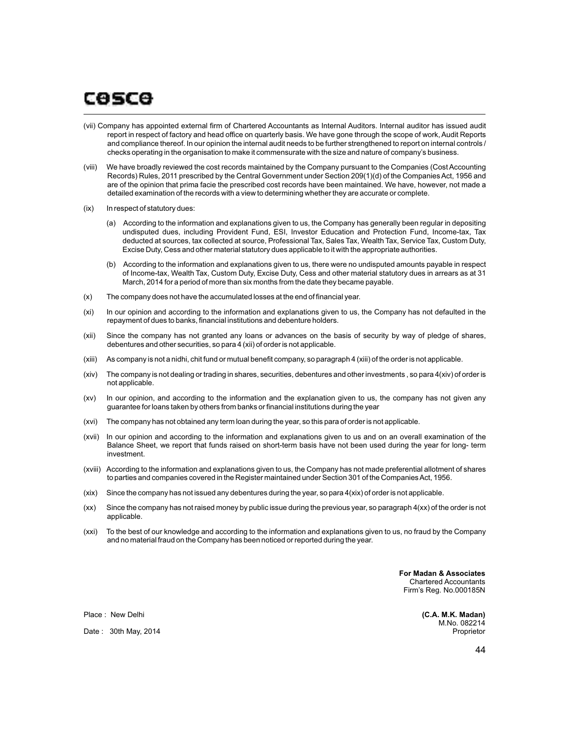(vii) Company has appointed external firm of Chartered Accountants as Internal Auditors. Internal auditor has issued audit report in respect of factory and head office on quarterly basis. We have gone through the scope of work, Audit Reports and compliance thereof. In our opinion the internal audit needs to be further strengthened to report on internal controls / checks operating in the organisation to make it commensurate with the size and nature of company's business.

(viii) We have broadly reviewed the cost records maintained by the Company pursuant to the Companies (Cost Accounting Records) Rules, 2011 prescribed by the Central Government under Section 209(1)(d) of the Companies Act, 1956 and are of the opinion that prima facie the prescribed cost records have been maintained. We have, however, not made a detailed examination of the records with a view to determining whether they are accurate or complete.

(ix) In respect of statutory dues:

(a) According to the information and explanations given to us, the Company has generally been regular in depositing undisputed dues, including Provident Fund, ESI, Investor Education and Protection Fund, Income-tax, Tax deducted at sources, tax collected at source, Professional Tax, Sales Tax, Wealth Tax, Service Tax, Custom Duty, Excise Duty, Cess and other material statutory dues applicable to it with the appropriate authorities.

(b) According to the information and explanations given to us, there were no undisputed amounts payable in respect of Income-tax, Wealth Tax, Custom Duty, Excise Duty, Cess and other material statutory dues in arrears as at 31 March, 2014 for a period of more than six months from the date they became payable.

(x) The company does not have the accumulated losses at the end of financial year.

(xi) In our opinion and according to the information and explanations given to us, the Company has not defaulted in the repayment of dues to banks, financial institutions and debenture holders.

(xii) Since the company has not granted any loans or advances on the basis of security by way of pledge of shares, debentures and other securities, so para 4 (xii) of order is not applicable.

(xiii) As company is not a nidhi, chit fund or mutual benefit company, so paragraph 4 (xiii) of the order is not applicable.

(xiv) The company is not dealing or trading in shares, securities, debentures and other investments , so para 4(xiv) of order is not applicable.

(xv) In our opinion, and according to the information and the explanation given to us, the company has not given any guarantee for loans taken by others from banks or financial institutions during the year

(xvi) The company has not obtained any term loan during the year, so this para of order is not applicable.

(xvii) In our opinion and according to the information and explanations given to us and on an overall examination of the Balance Sheet, we report that funds raised on short-term basis have not been used during the year for long- term investment.

(xviii) According to the information and explanations given to us, the Company has not made preferential allotment of shares to parties and companies covered in the Register maintained under Section 301 of the Companies Act, 1956.

(xix) Since the company has not issued any debentures during the year, so para 4(xix) of order is not applicable.

(xx) Since the company has not raised money by public issue during the previous year, so paragraph 4(xx) of the order is not applicable.

(xxi) To the best of our knowledge and according to the information and explanations given to us, no fraud by the Company and no material fraud on the Company has been noticed or reported during the year.

**For Madan & Associates**
Chartered Accountants
Firm's Reg. No.000185N

Place : New Delhi

Date : 30th May, 2014

**(C.A. M.K. Madan)**
M.No. 082214
Proprietor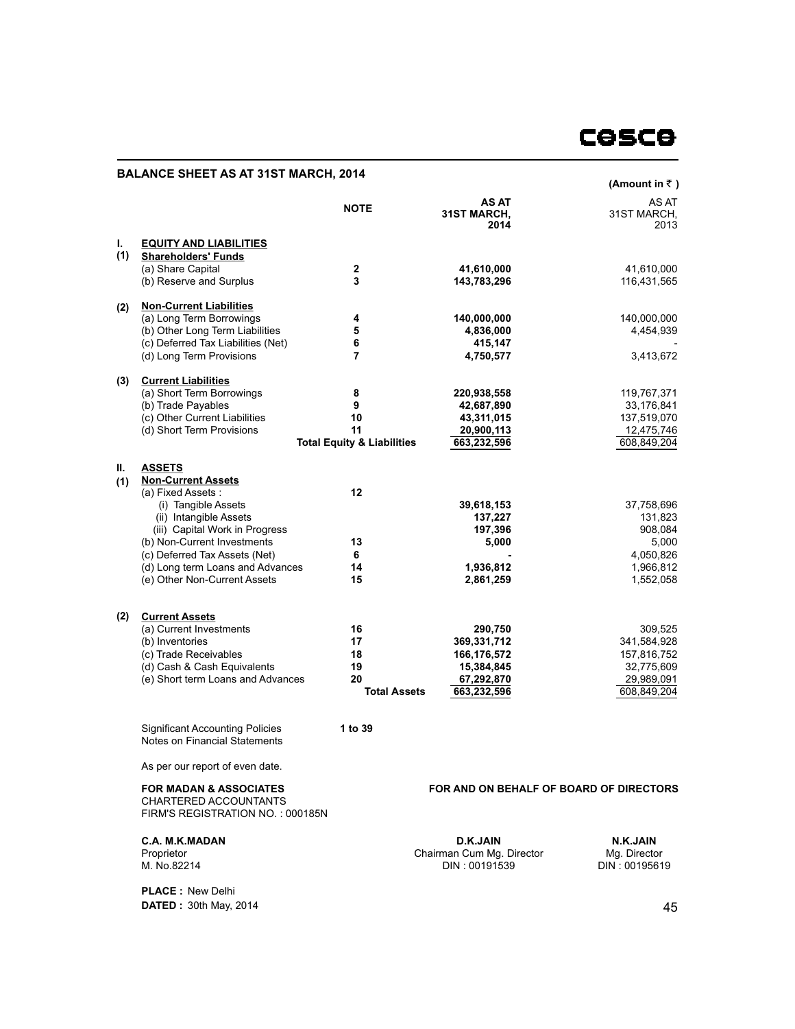## BALANCE SHEET AS AT 31ST MARCH, 2014

(Amount in ₹ )

| | | NOTE | AS AT 31ST MARCH, 2014 | AS AT 31ST MARCH, 2013 |
|---|---|---|---|---|
| **I.** | **EQUITY AND LIABILITIES** | | | |
| **(1)** | **Shareholders' Funds** | | | |
| | (a) Share Capital | **2** | **41,610,000** | 41,610,000 |
| | (b) Reserve and Surplus | **3** | **143,783,296** | 116,431,565 |
| **(2)** | **Non-Current Liabilities** | | | |
| | (a) Long Term Borrowings | **4** | **140,000,000** | 140,000,000 |
| | (b) Other Long Term Liabilities | **5** | **4,836,000** | 4,454,939 |
| | (c) Deferred Tax Liabilities (Net) | **6** | **415,147** | - |
| | (d) Long Term Provisions | **7** | **4,750,577** | 3,413,672 |
| **(3)** | **Current Liabilities** | | | |
| | (a) Short Term Borrowings | **8** | **220,938,558** | 119,767,371 |
| | (b) Trade Payables | **9** | **42,687,890** | 33,176,841 |
| | (c) Other Current Liabilities | **10** | **43,311,015** | 137,519,070 |
| | (d) Short Term Provisions | **11** | **20,900,113** | 12,475,746 |
| | | **Total Equity & Liabilities** | **663,232,596** | 608,849,204 |
| **II.** | **ASSETS** | | | |
| **(1)** | **Non-Current Assets** | | | |
| | (a) Fixed Assets : | **12** | | |
| | (i) Tangible Assets | | **39,618,153** | 37,758,696 |
| | (ii) Intangible Assets | | **137,227** | 131,823 |
| | (iii) Capital Work in Progress | | **197,396** | 908,084 |
| | (b) Non-Current Investments | **13** | **5,000** | 5,000 |
| | (c) Deferred Tax Assets (Net) | **6** | **-** | 4,050,826 |
| | (d) Long term Loans and Advances | **14** | **1,936,812** | 1,966,812 |
| | (e) Other Non-Current Assets | **15** | **2,861,259** | 1,552,058 |
| **(2)** | **Current Assets** | | | |
| | (a) Current Investments | **16** | **290,750** | 309,525 |
| | (b) Inventories | **17** | **369,331,712** | 341,584,928 |
| | (c) Trade Receivables | **18** | **166,176,572** | 157,816,752 |
| | (d) Cash & Cash Equivalents | **19** | **15,384,845** | 32,775,609 |
| | (e) Short term Loans and Advances | **20** | **67,292,870** | 29,989,091 |
| | | **Total Assets** | **663,232,596** | 608,849,204 |

Significant Accounting Policies
Notes on Financial Statements **1 to 39**

As per our report of even date.

**FOR MADAN & ASSOCIATES**
CHARTERED ACCOUNTANTS
FIRM'S REGISTRATION NO. : 000185N

**FOR AND ON BEHALF OF BOARD OF DIRECTORS**

**C.A. M.K.MADAN**
Proprietor
M. No.82214

**D.K.JAIN**
Chairman Cum Mg. Director
DIN : 00191539

**N.K.JAIN**
Mg. Director
DIN : 00195619

**PLACE :** New Delhi
**DATED :** 30th May, 2014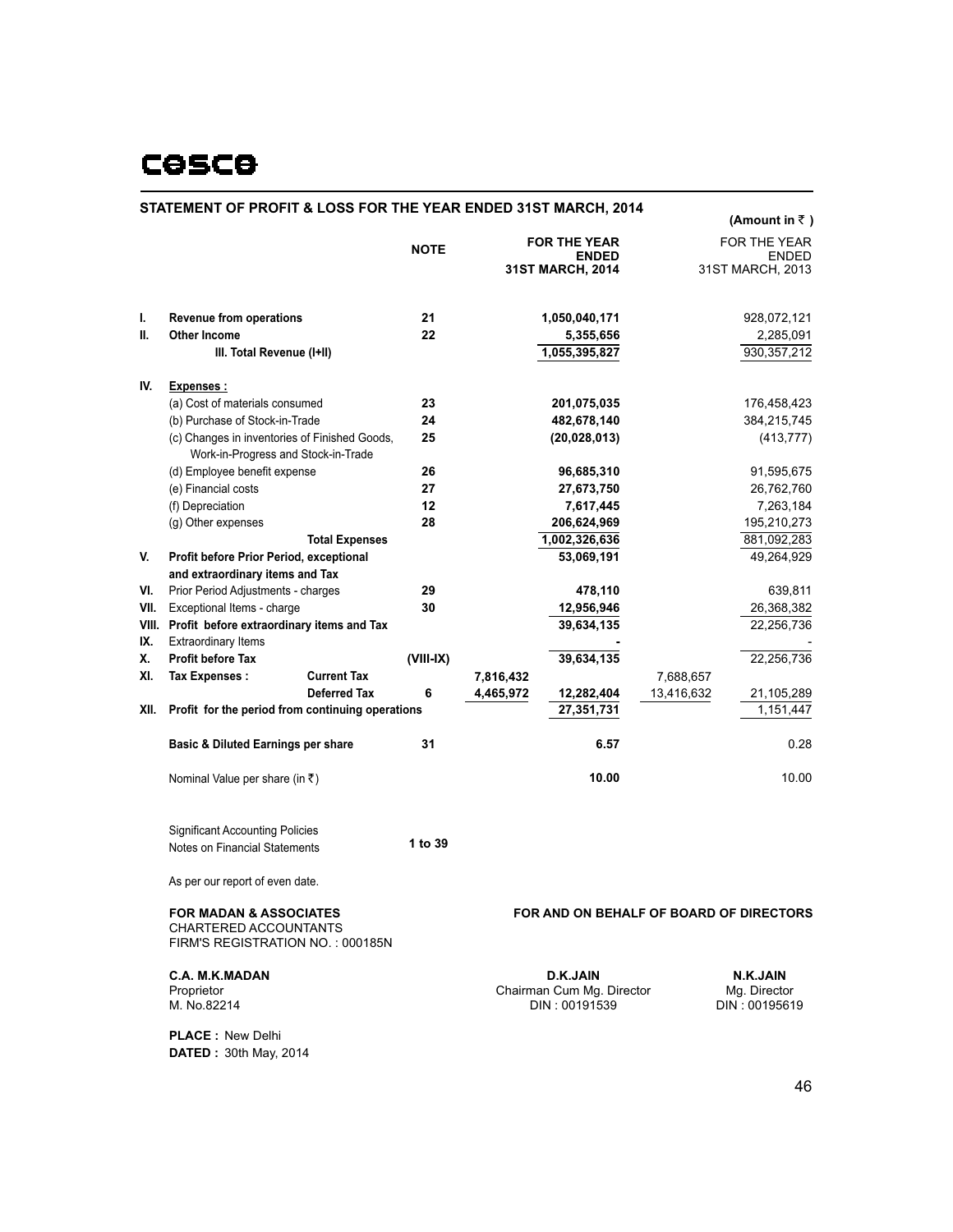# COSCO

## STATEMENT OF PROFIT & LOSS FOR THE YEAR ENDED 31ST MARCH, 2014

(Amount in ₹ )

| | | NOTE | | FOR THE YEAR ENDED 31ST MARCH, 2014 | | FOR THE YEAR ENDED 31ST MARCH, 2013 |
|---|---|---|---|---|---|---|
| I. | Revenue from operations | 21 | | 1,050,040,171 | | 928,072,121 |
| II. | Other Income | 22 | | 5,355,656 | | 2,285,091 |
| | III. Total Revenue (I+II) | | | 1,055,395,827 | | 930,357,212 |
| IV. | Expenses : | | | | | |
| | (a) Cost of materials consumed | 23 | | 201,075,035 | | 176,458,423 |
| | (b) Purchase of Stock-in-Trade | 24 | | 482,678,140 | | 384,215,745 |
| | (c) Changes in inventories of Finished Goods, Work-in-Progress and Stock-in-Trade | 25 | | (20,028,013) | | (413,777) |
| | (d) Employee benefit expense | 26 | | 96,685,310 | | 91,595,675 |
| | (e) Financial costs | 27 | | 27,673,750 | | 26,762,760 |
| | (f) Depreciation | 12 | | 7,617,445 | | 7,263,184 |
| | (g) Other expenses | 28 | | 206,624,969 | | 195,210,273 |
| | Total Expenses | | | 1,002,326,636 | | 881,092,283 |
| V. | Profit before Prior Period, exceptional and extraordinary items and Tax | | | 53,069,191 | | 49,264,929 |
| VI. | Prior Period Adjustments - charges | 29 | | 478,110 | | 639,811 |
| VII. | Exceptional Items - charge | 30 | | 12,956,946 | | 26,368,382 |
| VIII. | Profit before extraordinary items and Tax | | | 39,634,135 | | 22,256,736 |
| IX. | Extraordinary Items | | | - | | - |
| X. | Profit before Tax | (VIII-IX) | | 39,634,135 | | 22,256,736 |
| XI. | Tax Expenses : Current Tax | | 7,816,432 | | 7,688,657 | |
| | Deferred Tax | 6 | 4,465,972 | 12,282,404 | 13,416,632 | 21,105,289 |
| XII. | Profit for the period from continuing operations | | | 27,351,731 | | 1,151,447 |
| | Basic & Diluted Earnings per share | 31 | | 6.57 | | 0.28 |
| | Nominal Value per share (in ₹) | | | 10.00 | | 10.00 |

Significant Accounting Policies
Notes on Financial Statements — 1 to 39

As per our report of even date.

**FOR MADAN & ASSOCIATES**
CHARTERED ACCOUNTANTS
FIRM'S REGISTRATION NO. : 000185N

**FOR AND ON BEHALF OF BOARD OF DIRECTORS**

**C.A. M.K.MADAN**
Proprietor
M. No.82214

**D.K.JAIN**
Chairman Cum Mg. Director
DIN : 00191539

**N.K.JAIN**
Mg. Director
DIN : 00195619

**PLACE :** New Delhi
**DATED :** 30th May, 2014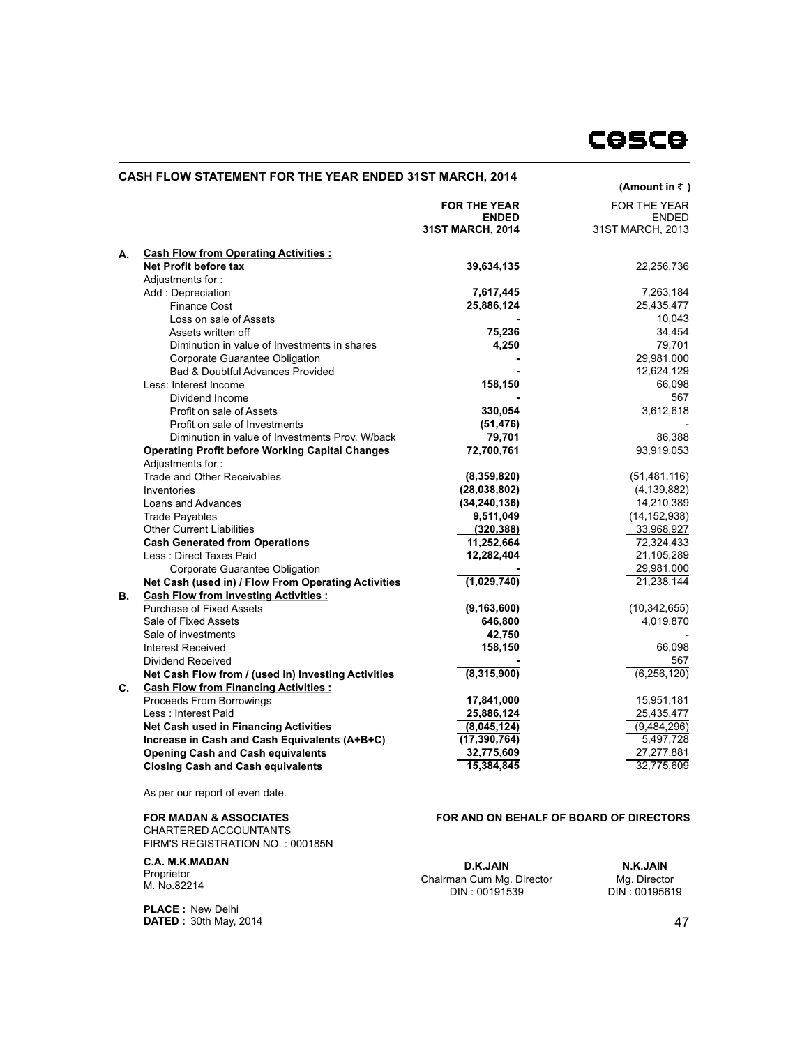## CASH FLOW STATEMENT FOR THE YEAR ENDED 31ST MARCH, 2014

(Amount in ₹ )

| | | FOR THE YEAR ENDED 31ST MARCH, 2014 | FOR THE YEAR ENDED 31ST MARCH, 2013 |
|---|---|---|---|
| **A.** | **Cash Flow from Operating Activities :** | | |
| | **Net Profit before tax** | **39,634,135** | 22,256,736 |
| | Adjustments for : | | |
| | Add : Depreciation | **7,617,445** | 7,263,184 |
| | Finance Cost | **25,886,124** | 25,435,477 |
| | Loss on sale of Assets | **-** | 10,043 |
| | Assets written off | **75,236** | 34,454 |
| | Diminution in value of Investments in shares | **4,250** | 79,701 |
| | Corporate Guarantee Obligation | **-** | 29,981,000 |
| | Bad & Doubtful Advances Provided | **-** | 12,624,129 |
| | Less: Interest Income | **158,150** | 66,098 |
| | Dividend Income | **-** | 567 |
| | Profit on sale of Assets | **330,054** | 3,612,618 |
| | Profit on sale of Investments | **(51,476)** | - |
| | Diminution in value of Investments Prov. W/back | **79,701** | 86,388 |
| | **Operating Profit before Working Capital Changes** | **72,700,761** | 93,919,053 |
| | Adjustments for : | | |
| | Trade and Other Receivables | **(8,359,820)** | (51,481,116) |
| | Inventories | **(28,038,802)** | (4,139,882) |
| | Loans and Advances | **(34,240,136)** | 14,210,389 |
| | Trade Payables | **9,511,049** | (14,152,938) |
| | Other Current Liabilities | **(320,388)** | 33,968,927 |
| | **Cash Generated from Operations** | **11,252,664** | 72,324,433 |
| | Less : Direct Taxes Paid | **12,282,404** | 21,105,289 |
| | Corporate Guarantee Obligation | **-** | 29,981,000 |
| | **Net Cash (used in) / Flow From Operating Activities** | **(1,029,740)** | 21,238,144 |
| **B.** | **Cash Flow from Investing Activities :** | | |
| | Purchase of Fixed Assets | **(9,163,600)** | (10,342,655) |
| | Sale of Fixed Assets | **646,800** | 4,019,870 |
| | Sale of investments | **42,750** | - |
| | Interest Received | **158,150** | 66,098 |
| | Dividend Received | **-** | 567 |
| | **Net Cash Flow from / (used in) Investing Activities** | **(8,315,900)** | (6,256,120) |
| **C.** | **Cash Flow from Financing Activities :** | | |
| | Proceeds From Borrowings | **17,841,000** | 15,951,181 |
| | Less : Interest Paid | **25,886,124** | 25,435,477 |
| | **Net Cash used in Financing Activities** | **(8,045,124)** | (9,484,296) |
| | **Increase in Cash and Cash Equivalents (A+B+C)** | **(17,390,764)** | 5,497,728 |
| | **Opening Cash and Cash equivalents** | **32,775,609** | 27,277,881 |
| | **Closing Cash and Cash equivalents** | **15,384,845** | 32,775,609 |

As per our report of even date.

**FOR MADAN & ASSOCIATES**
CHARTERED ACCOUNTANTS
FIRM'S REGISTRATION NO. : 000185N

**C.A. M.K.MADAN**
Proprietor
M. No.82214

**PLACE :** New Delhi
**DATED :** 30th May, 2014

**FOR AND ON BEHALF OF BOARD OF DIRECTORS**

**D.K.JAIN**
Chairman Cum Mg. Director
DIN : 00191539

**N.K.JAIN**
Mg. Director
DIN : 00195619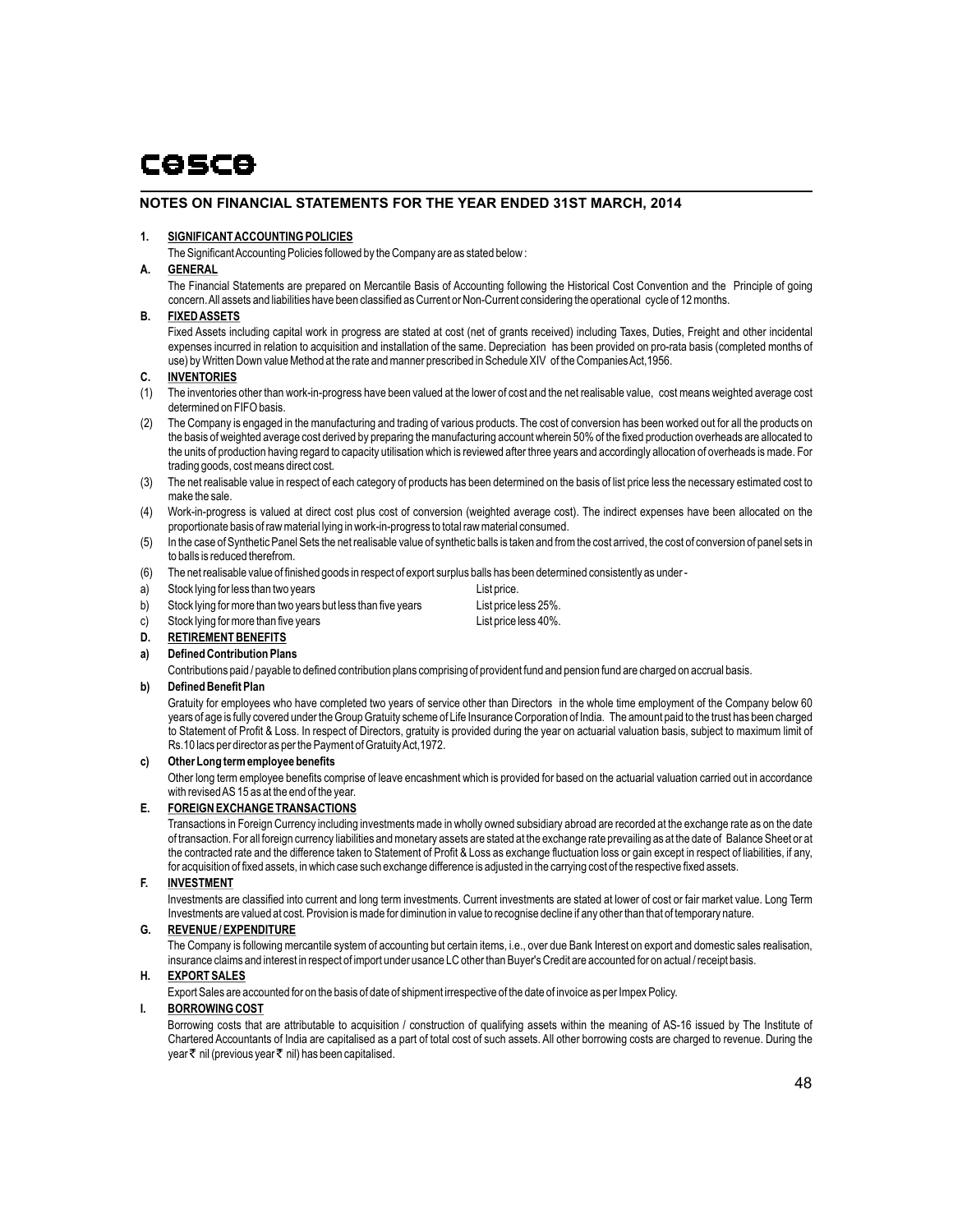# NOTES ON FINANCIAL STATEMENTS FOR THE YEAR ENDED 31ST MARCH, 2014

## 1. SIGNIFICANT ACCOUNTING POLICIES

The Significant Accounting Policies followed by the Company are as stated below :

### A. GENERAL

The Financial Statements are prepared on Mercantile Basis of Accounting following the Historical Cost Convention and the Principle of going concern. All assets and liabilities have been classified as Current or Non-Current considering the operational cycle of 12 months.

### B. FIXED ASSETS

Fixed Assets including capital work in progress are stated at cost (net of grants received) including Taxes, Duties, Freight and other incidental expenses incurred in relation to acquisition and installation of the same. Depreciation has been provided on pro-rata basis (completed months of use) by Written Down value Method at the rate and manner prescribed in Schedule XIV of the Companies Act,1956.

### C. INVENTORIES

(1) The inventories other than work-in-progress have been valued at the lower of cost and the net realisable value, cost means weighted average cost determined on FIFO basis.

(2) The Company is engaged in the manufacturing and trading of various products. The cost of conversion has been worked out for all the products on the basis of weighted average cost derived by preparing the manufacturing account wherein 50% of the fixed production overheads are allocated to the units of production having regard to capacity utilisation which is reviewed after three years and accordingly allocation of overheads is made. For trading goods, cost means direct cost.

(3) The net realisable value in respect of each category of products has been determined on the basis of list price less the necessary estimated cost to make the sale.

(4) Work-in-progress is valued at direct cost plus cost of conversion (weighted average cost). The indirect expenses have been allocated on the proportionate basis of raw material lying in work-in-progress to total raw material consumed.

(5) In the case of Synthetic Panel Sets the net realisable value of synthetic balls is taken and from the cost arrived, the cost of conversion of panel sets in to balls is reduced therefrom.

(6) The net realisable value of finished goods in respect of export surplus balls has been determined consistently as under -

a) Stock lying for less than two years — List price.

b) Stock lying for more than two years but less than five years — List price less 25%.

c) Stock lying for more than five years — List price less 40%.

### D. RETIREMENT BENEFITS

**a) Defined Contribution Plans**

Contributions paid / payable to defined contribution plans comprising of provident fund and pension fund are charged on accrual basis.

**b) Defined Benefit Plan**

Gratuity for employees who have completed two years of service other than Directors in the whole time employment of the Company below 60 years of age is fully covered under the Group Gratuity scheme of Life Insurance Corporation of India. The amount paid to the trust has been charged to Statement of Profit & Loss. In respect of Directors, gratuity is provided during the year on actuarial valuation basis, subject to maximum limit of Rs.10 lacs per director as per the Payment of Gratuity Act,1972.

**c) Other Long term employee benefits**

Other long term employee benefits comprise of leave encashment which is provided for based on the actuarial valuation carried out in accordance with revised AS 15 as at the end of the year.

### E. FOREIGN EXCHANGE TRANSACTIONS

Transactions in Foreign Currency including investments made in wholly owned subsidiary abroad are recorded at the exchange rate as on the date of transaction. For all foreign currency liabilities and monetary assets are stated at the exchange rate prevailing as at the date of Balance Sheet or at the contracted rate and the difference taken to Statement of Profit & Loss as exchange fluctuation loss or gain except in respect of liabilities, if any, for acquisition of fixed assets, in which case such exchange difference is adjusted in the carrying cost of the respective fixed assets.

### F. INVESTMENT

Investments are classified into current and long term investments. Current investments are stated at lower of cost or fair market value. Long Term Investments are valued at cost. Provision is made for diminution in value to recognise decline if any other than that of temporary nature.

### G. REVENUE / EXPENDITURE

The Company is following mercantile system of accounting but certain items, i.e., over due Bank Interest on export and domestic sales realisation, insurance claims and interest in respect of import under usance LC other than Buyer's Credit are accounted for on actual / receipt basis.

### H. EXPORT SALES

Export Sales are accounted for on the basis of date of shipment irrespective of the date of invoice as per Impex Policy.

### I. BORROWING COST

Borrowing costs that are attributable to acquisition / construction of qualifying assets within the meaning of AS-16 issued by The Institute of Chartered Accountants of India are capitalised as a part of total cost of such assets. All other borrowing costs are charged to revenue. During the year ₹ nil (previous year ₹ nil) has been capitalised.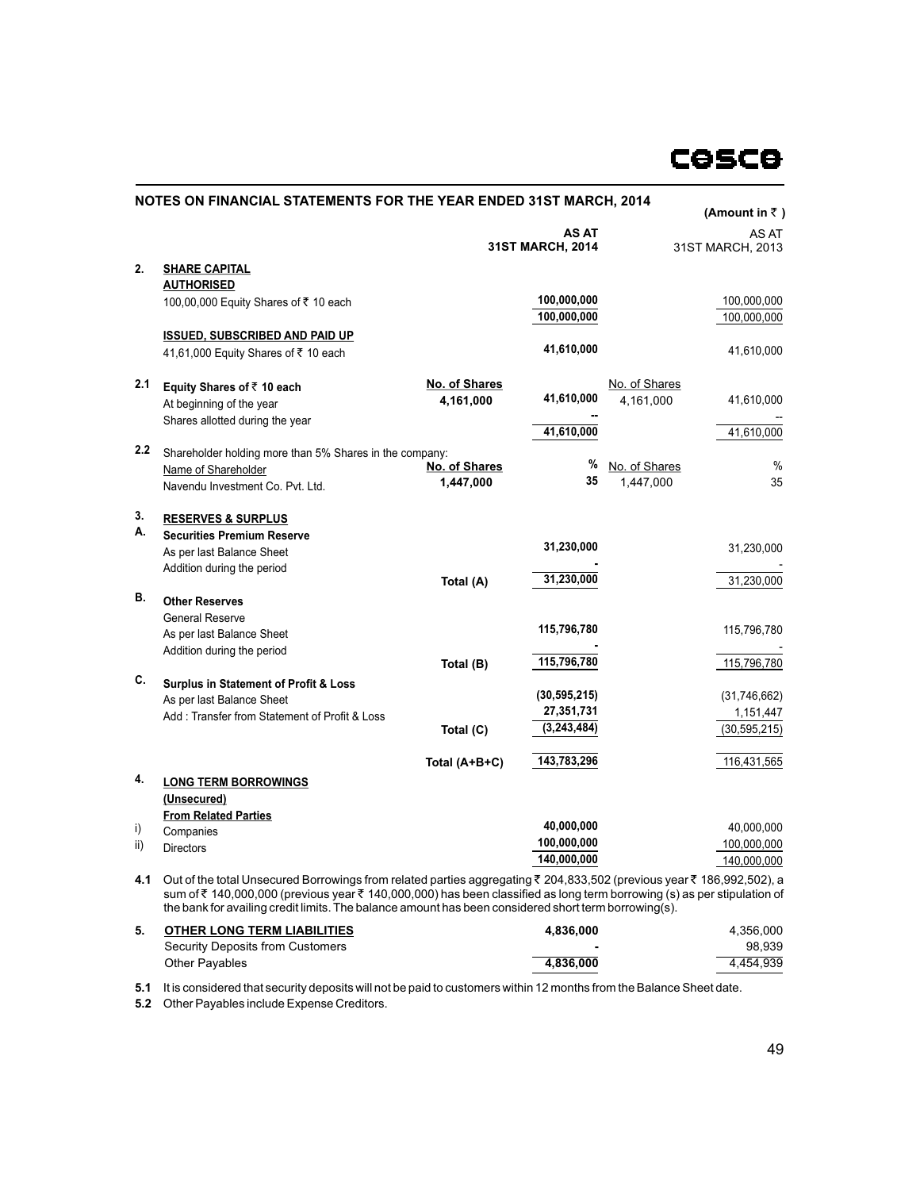## NOTES ON FINANCIAL STATEMENTS FOR THE YEAR ENDED 31ST MARCH, 2014

(Amount in ₹ )

| | | | AS AT 31ST MARCH, 2014 | | AS AT 31ST MARCH, 2013 |
|---|---|---|---|---|---|
| **2.** | **SHARE CAPITAL** | | | | |
| | **AUTHORISED** | | | | |
| | 100,00,000 Equity Shares of ₹ 10 each | | 100,000,000 | | 100,000,000 |
| | | | 100,000,000 | | 100,000,000 |
| | **ISSUED, SUBSCRIBED AND PAID UP** | | | | |
| | 41,61,000 Equity Shares of ₹ 10 each | | 41,610,000 | | 41,610,000 |
| **2.1** | **Equity Shares of ₹ 10 each** | **No. of Shares** | | No. of Shares | |
| | At beginning of the year | 4,161,000 | 41,610,000 | 4,161,000 | 41,610,000 |
| | Shares allotted during the year | | -- | | -- |
| | | | 41,610,000 | | 41,610,000 |
| **2.2** | Shareholder holding more than 5% Shares in the company: | | | | |
| | Name of Shareholder | **No. of Shares** | % | No. of Shares | % |
| | Navendu Investment Co. Pvt. Ltd. | 1,447,000 | 35 | 1,447,000 | 35 |
| **3.** | **RESERVES & SURPLUS** | | | | |
| **A.** | **Securities Premium Reserve** | | | | |
| | As per last Balance Sheet | | 31,230,000 | | 31,230,000 |
| | Addition during the period | | - | | - |
| | | Total (A) | 31,230,000 | | 31,230,000 |
| **B.** | **Other Reserves** | | | | |
| | General Reserve | | | | |
| | As per last Balance Sheet | | 115,796,780 | | 115,796,780 |
| | Addition during the period | | - | | - |
| | | Total (B) | 115,796,780 | | 115,796,780 |
| **C.** | **Surplus in Statement of Profit & Loss** | | | | |
| | As per last Balance Sheet | | (30,595,215) | | (31,746,662) |
| | Add : Transfer from Statement of Profit & Loss | | 27,351,731 | | 1,151,447 |
| | | Total (C) | (3,243,484) | | (30,595,215) |
| | | Total (A+B+C) | 143,783,296 | | 116,431,565 |
| **4.** | **LONG TERM BORROWINGS** | | | | |
| | **(Unsecured)** | | | | |
| | **From Related Parties** | | | | |
| i) | Companies | | 40,000,000 | | 40,000,000 |
| ii) | Directors | | 100,000,000 | | 100,000,000 |
| | | | 140,000,000 | | 140,000,000 |

**4.1** Out of the total Unsecured Borrowings from related parties aggregating ₹ 204,833,502 (previous year ₹ 186,992,502), a sum of ₹ 140,000,000 (previous year ₹ 140,000,000) has been classified as long term borrowing (s) as per stipulation of the bank for availing credit limits. The balance amount has been considered short term borrowing(s).

| | | AS AT 31ST MARCH, 2014 | AS AT 31ST MARCH, 2013 |
|---|---|---|---|
| **5.** | **OTHER LONG TERM LIABILITIES** | 4,836,000 | 4,356,000 |
| | Security Deposits from Customers | - | 98,939 |
| | Other Payables | 4,836,000 | 4,454,939 |

**5.1** It is considered that security deposits will not be paid to customers within 12 months from the Balance Sheet date.

**5.2** Other Payables include Expense Creditors.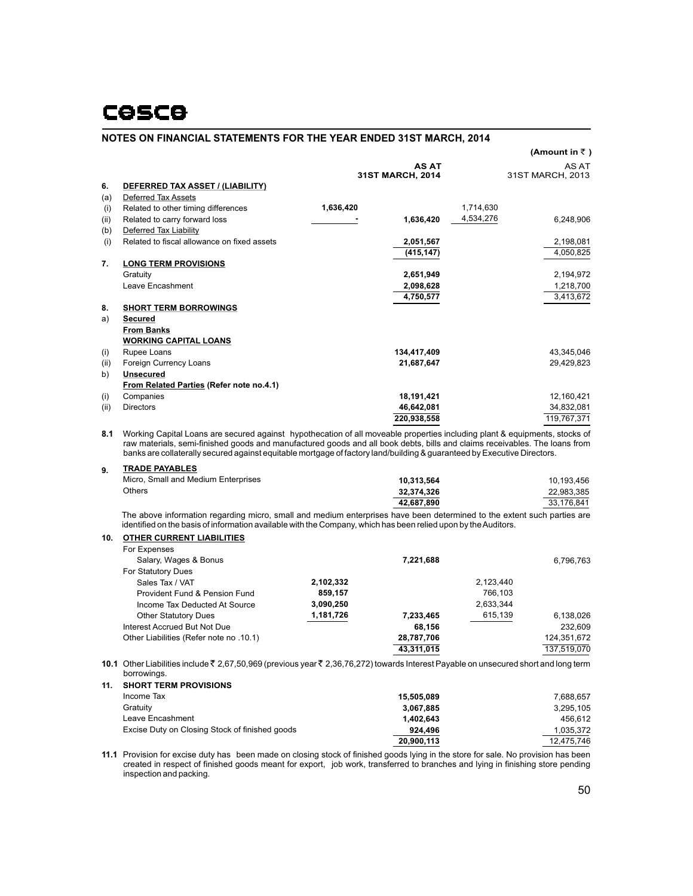## NOTES ON FINANCIAL STATEMENTS FOR THE YEAR ENDED 31ST MARCH, 2014

(Amount in ₹ )

| | | | AS AT 31ST MARCH, 2014 | | AS AT 31ST MARCH, 2013 |
|---|---|---|---|---|---|
| **6.** | **DEFERRED TAX ASSET / (LIABILITY)** | | | | |
| (a) | Deferred Tax Assets | | | | |
| (i) | Related to other timing differences | 1,636,420 | | 1,714,630 | |
| (ii) | Related to carry forward loss | - | 1,636,420 | 4,534,276 | 6,248,906 |
| (b) | Deferred Tax Liability | | | | |
| (i) | Related to fiscal allowance on fixed assets | | 2,051,567 | | 2,198,081 |
| | | | (415,147) | | 4,050,825 |
| **7.** | **LONG TERM PROVISIONS** | | | | |
| | Gratuity | | 2,651,949 | | 2,194,972 |
| | Leave Encashment | | 2,098,628 | | 1,218,700 |
| | | | 4,750,577 | | 3,413,672 |
| **8.** | **SHORT TERM BORROWINGS** | | | | |
| a) | **Secured** | | | | |
| | **From Banks** | | | | |
| | **WORKING CAPITAL LOANS** | | | | |
| (i) | Rupee Loans | | 134,417,409 | | 43,345,046 |
| (ii) | Foreign Currency Loans | | 21,687,647 | | 29,429,823 |
| b) | **Unsecured** | | | | |
| | **From Related Parties (Refer note no.4.1)** | | | | |
| (i) | Companies | | 18,191,421 | | 12,160,421 |
| (ii) | Directors | | 46,642,081 | | 34,832,081 |
| | | | 220,938,558 | | 119,767,371 |

**8.1** Working Capital Loans are secured against hypothecation of all moveable properties including plant & equipments, stocks of raw materials, semi-finished goods and manufactured goods and all book debts, bills and claims receivables. The loans from banks are collaterally secured against equitable mortgage of factory land/building & guaranteed by Executive Directors.

| | | | AS AT 31ST MARCH, 2014 | | AS AT 31ST MARCH, 2013 |
|---|---|---|---|---|---|
| **9.** | **TRADE PAYABLES** | | | | |
| | Micro, Small and Medium Enterprises | | 10,313,564 | | 10,193,456 |
| | Others | | 32,374,326 | | 22,983,385 |
| | | | 42,687,890 | | 33,176,841 |

The above information regarding micro, small and medium enterprises have been determined to the extent such parties are identified on the basis of information available with the Company, which has been relied upon by the Auditors.

| | | | AS AT 31ST MARCH, 2014 | | AS AT 31ST MARCH, 2013 |
|---|---|---|---|---|---|
| **10.** | **OTHER CURRENT LIABILITIES** | | | | |
| | For Expenses | | | | |
| | Salary, Wages & Bonus | | 7,221,688 | | 6,796,763 |
| | For Statutory Dues | | | | |
| | Sales Tax / VAT | 2,102,332 | | 2,123,440 | |
| | Provident Fund & Pension Fund | 859,157 | | 766,103 | |
| | Income Tax Deducted At Source | 3,090,250 | | 2,633,344 | |
| | Other Statutory Dues | 1,181,726 | 7,233,465 | 615,139 | 6,138,026 |
| | Interest Accrued But Not Due | | 68,156 | | 232,609 |
| | Other Liabilities (Refer note no .10.1) | | 28,787,706 | | 124,351,672 |
| | | | 43,311,015 | | 137,519,070 |

**10.1** Other Liabilities include ₹ 2,67,50,969 (previous year ₹ 2,36,76,272) towards Interest Payable on unsecured short and long term borrowings.

| | | | AS AT 31ST MARCH, 2014 | | AS AT 31ST MARCH, 2013 |
|---|---|---|---|---|---|
| **11.** | **SHORT TERM PROVISIONS** | | | | |
| | Income Tax | | 15,505,089 | | 7,688,657 |
| | Gratuity | | 3,067,885 | | 3,295,105 |
| | Leave Encashment | | 1,402,643 | | 456,612 |
| | Excise Duty on Closing Stock of finished goods | | 924,496 | | 1,035,372 |
| | | | 20,900,113 | | 12,475,746 |

**11.1** Provision for excise duty has been made on closing stock of finished goods lying in the store for sale. No provision has been created in respect of finished goods meant for export, job work, transferred to branches and lying in finishing store pending inspection and packing.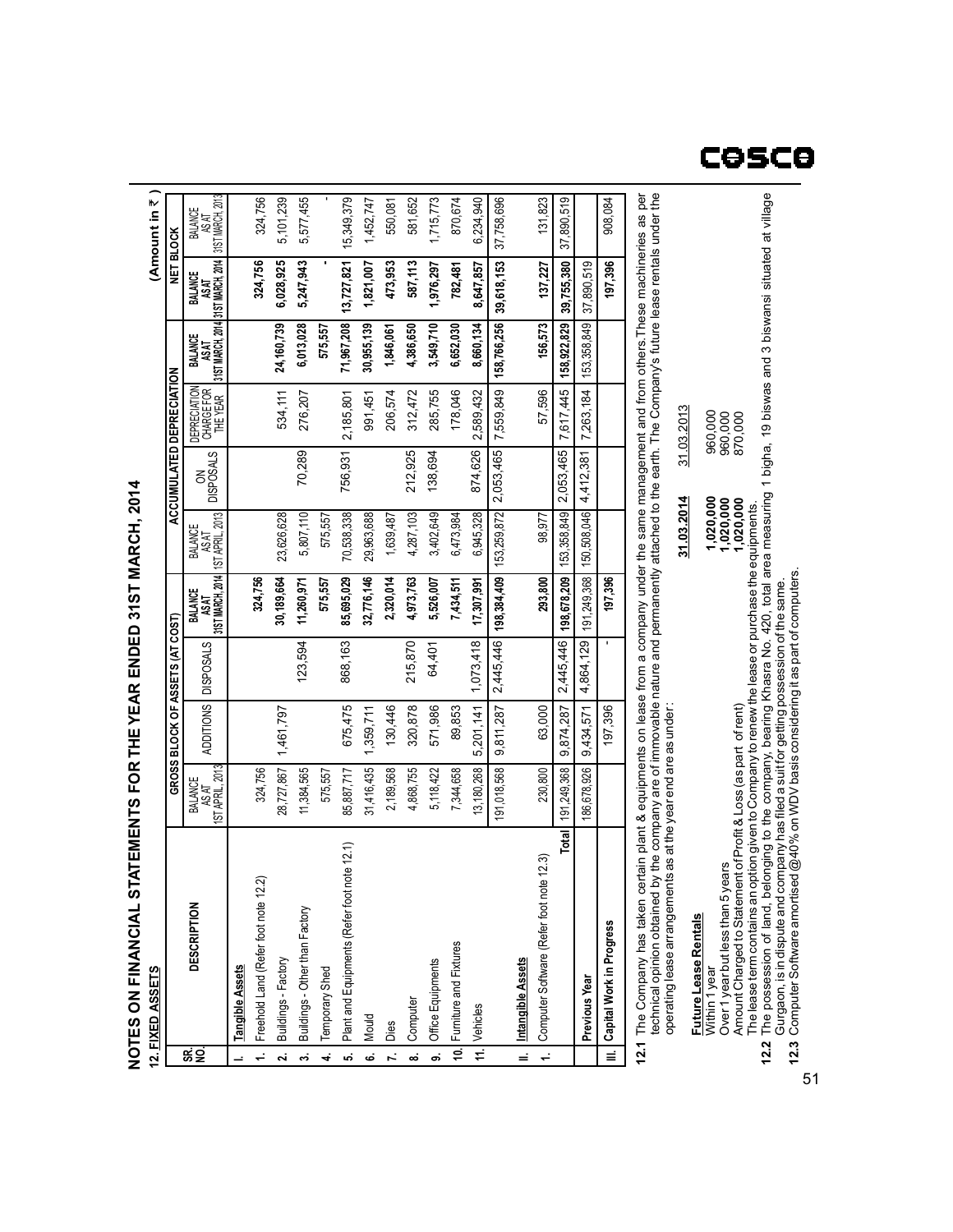# NOTES ON FINANCIAL STATEMENTS FOR THE YEAR ENDED 31ST MARCH, 2014

## 12. FIXED ASSETS

(Amount in ₹ )

| SR. NO. | DESCRIPTION | GROSS BLOCK OF ASSETS (AT COST) | | | | ACCUMULATED DEPRECIATION | | | | NET BLOCK | |
|---|---|---|---|---|---|---|---|---|---|---|---|
| | | BALANCE AS AT 1ST APRIL, 2013 | ADDITIONS | DISPOSALS | BALANCE AS AT 31ST MARCH, 2014 | BALANCE AS AT 1ST APRIL, 2013 | ON DISPOSALS | DEPRECIATION CHARGE FOR THE YEAR | BALANCE AS AT 31ST MARCH, 2014 | BALANCE AS AT 31ST MARCH, 2014 | BALANCE AS AT 31ST MARCH, 2013 |
| **I.** | **Tangible Assets** | | | | | | | | | | |
| 1. | Freehold Land (Refer foot note 12.2) | 324,756 | | | **324,756** | | | | | **324,756** | 324,756 |
| 2. | Buildings - Factory | 28,727,867 | 1,461,797 | | **30,189,664** | 23,626,628 | | 534,111 | **24,160,739** | **6,028,925** | 5,101,239 |
| 3. | Buildings - Other than Factory | 11,384,565 | | 123,594 | **11,260,971** | 5,807,110 | 70,289 | 276,207 | **6,013,028** | **5,247,943** | 5,577,455 |
| 4. | Temporary Shed | 575,557 | | | **575,557** | 575,557 | | | **575,557** | **-** | - |
| 5. | Plant and Equipments (Refer foot note 12.1) | 85,887,717 | 675,475 | 868,163 | **85,695,029** | 70,538,338 | 756,931 | 2,185,801 | **71,967,208** | **13,727,821** | 15,349,379 |
| 6. | Mould | 31,416,435 | 1,359,711 | | **32,776,146** | 29,963,688 | | 991,451 | **30,955,139** | **1,821,007** | 1,452,747 |
| 7. | Dies | 2,189,568 | 130,446 | | **2,320,014** | 1,639,487 | | 206,574 | **1,846,061** | **473,953** | 550,081 |
| 8. | Computer | 4,868,755 | 320,878 | 215,870 | **4,973,763** | 4,287,103 | 212,925 | 312,472 | **4,386,650** | **587,113** | 581,652 |
| 9. | Office Equipments | 5,118,422 | 571,986 | 64,401 | **5,526,007** | 3,402,649 | 138,694 | 285,755 | **3,549,710** | **1,976,297** | 1,715,773 |
| 10. | Furniture and Fixtures | 7,344,658 | 89,853 | | **7,434,511** | 6,473,984 | | 178,046 | **6,652,030** | **782,481** | 870,674 |
| 11. | Vehicles | 13,180,268 | 5,201,141 | 1,073,418 | **17,307,991** | 6,945,328 | 874,626 | 2,589,432 | **8,660,134** | **8,647,857** | 6,234,940 |
| | | 191,018,568 | 9,811,287 | 2,445,446 | **198,384,409** | 153,259,872 | 2,053,465 | 7,559,849 | **158,766,256** | **39,618,153** | 37,758,696 |
| **II.** | **Intangible Assets** | | | | | | | | | | |
| 1. | Computer Software (Refer foot note 12.3) | 230,800 | 63,000 | | **293,800** | 98,977 | | 57,596 | **156,573** | **137,227** | 131,823 |
| | **Total** | 191,249,368 | 9,874,287 | 2,445,446 | **198,678,209** | 153,358,849 | 2,053,465 | 7,617,445 | **158,922,829** | **39,755,380** | 37,890,519 |
| | **Previous Year** | 186,678,926 | 9,434,571 | 4,864,129 | 191,249,368 | 150,508,046 | 4,412,381 | 7,263,184 | 153,358,849 | 37,890,519 | |
| **III.** | **Capital Work in Progress** | | 197,396 | - | **197,396** | | | | | **197,396** | 908,084 |

**12.1** The Company has taken certain plant & equipments on lease from a company under the same management and from others.These machineries as per technical opinion obtained by the company are of immovable nature and permanently attached to the earth. The Company's future lease rentals under the operating lease arrangements as at the year end are as under:

| **Future Lease Rentals** | **31.03.2014** | 31.03.2013 |
|---|---|---|
| Within 1 year | **1,020,000** | 960,000 |
| Over 1 year but less than 5 years | **1,020,000** | 960,000 |
| Amount Charged to Statement of Profit & Loss (as part of rent) | **1,020,000** | 870,000 |

The lease term contains an option given to Company to renew the lease or purchase the equipments.

**12.2** The possession of land, belonging to the company, bearing Khasra No. 420, total area measuring 1 bigha, 19 biswas and 3 biswansi situated at village Gurgaon, is in dispute and company has filed a suit for getting possession of the same.

**12.3** Computer Software amortised @40% on WDV basis considering it as part of computers.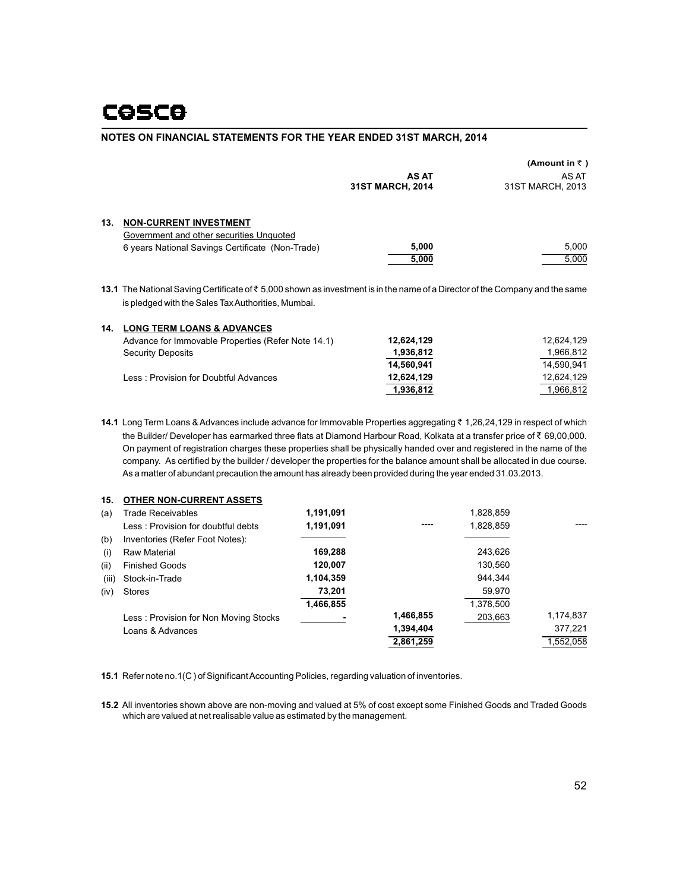# COSCO

## NOTES ON FINANCIAL STATEMENTS FOR THE YEAR ENDED 31ST MARCH, 2014

(Amount in ₹ )

| | AS AT 31ST MARCH, 2014 | AS AT 31ST MARCH, 2013 |
|---|---|---|
| **13. NON-CURRENT INVESTMENT** | | |
| Government and other securities Unquoted | | |
| 6 years National Savings Certificate (Non-Trade) | **5,000** | 5,000 |
| | **5,000** | 5,000 |

**13.1** The National Saving Certificate of ₹ 5,000 shown as investment is in the name of a Director of the Company and the same is pledged with the Sales Tax Authorities, Mumbai.

| | AS AT 31ST MARCH, 2014 | AS AT 31ST MARCH, 2013 |
|---|---|---|
| **14. LONG TERM LOANS & ADVANCES** | | |
| Advance for Immovable Properties (Refer Note 14.1) | **12,624,129** | 12,624,129 |
| Security Deposits | **1,936,812** | 1,966,812 |
| | **14,560,941** | 14,590,941 |
| Less : Provision for Doubtful Advances | **12,624,129** | 12,624,129 |
| | **1,936,812** | 1,966,812 |

**14.1** Long Term Loans & Advances include advance for Immovable Properties aggregating ₹ 1,26,24,129 in respect of which the Builder/ Developer has earmarked three flats at Diamond Harbour Road, Kolkata at a transfer price of ₹ 69,00,000. On payment of registration charges these properties shall be physically handed over and registered in the name of the company. As certified by the builder / developer the properties for the balance amount shall be allocated in due course. As a matter of abundant precaution the amount has already been provided during the year ended 31.03.2013.

| | | 2014 | 2014 | 2013 | 2013 |
|---|---|---|---|---|---|
| **15.** | **OTHER NON-CURRENT ASSETS** | | | | |
| (a) | Trade Receivables | **1,191,091** | | 1,828,859 | |
| | Less : Provision for doubtful debts | **1,191,091** | **----** | 1,828,859 | ---- |
| (b) | Inventories (Refer Foot Notes): | | | | |
| (i) | Raw Material | **169,288** | | 243,626 | |
| (ii) | Finished Goods | **120,007** | | 130,560 | |
| (iii) | Stock-in-Trade | **1,104,359** | | 944,344 | |
| (iv) | Stores | **73,201** | | 59,970 | |
| | | **1,466,855** | | 1,378,500 | |
| | Less : Provision for Non Moving Stocks | **-** | **1,466,855** | 203,663 | 1,174,837 |
| | Loans & Advances | | **1,394,404** | | 377,221 |
| | | | **2,861,259** | | 1,552,058 |

**15.1** Refer note no.1(C ) of Significant Accounting Policies, regarding valuation of inventories.

**15.2** All inventories shown above are non-moving and valued at 5% of cost except some Finished Goods and Traded Goods which are valued at net realisable value as estimated by the management.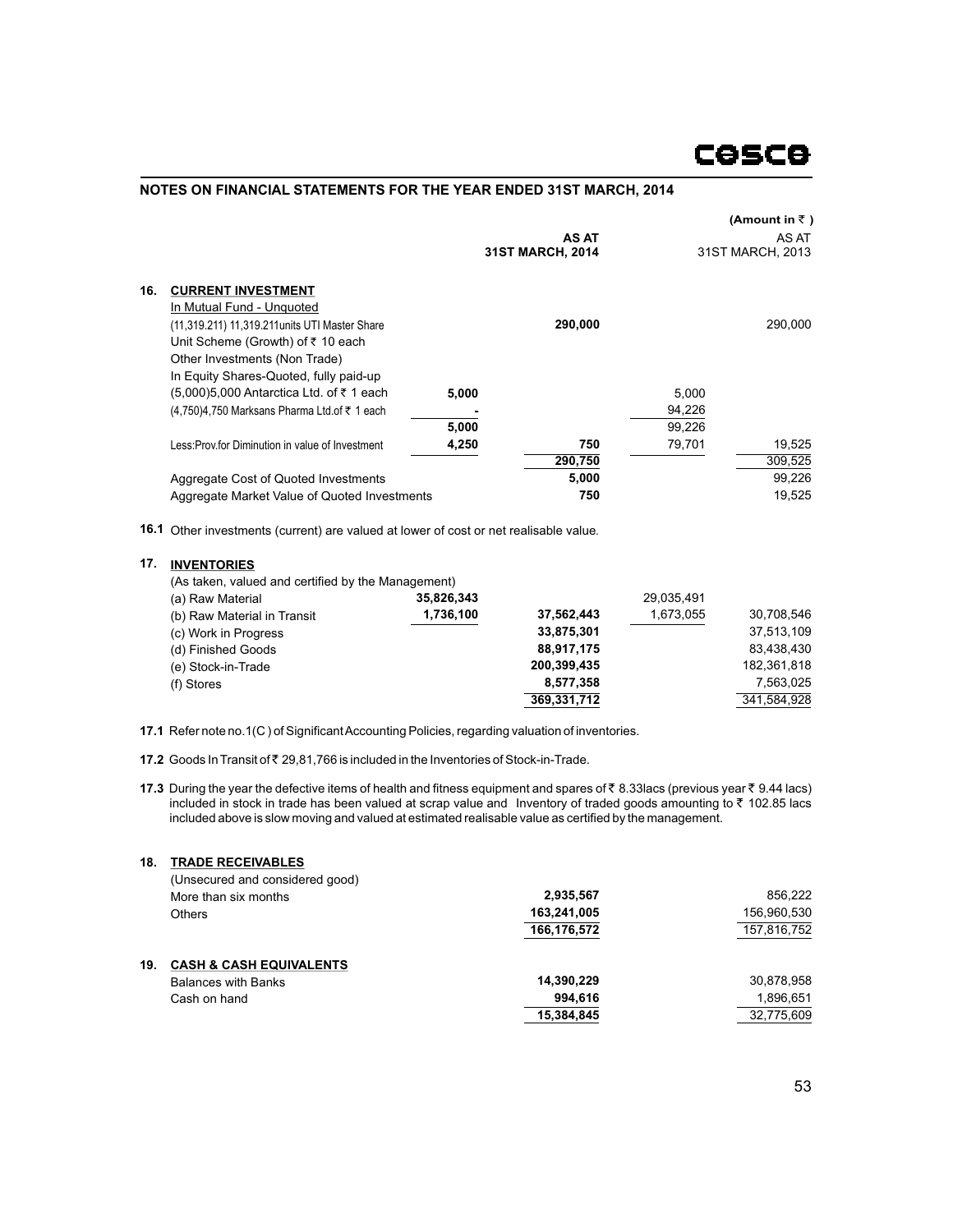## NOTES ON FINANCIAL STATEMENTS FOR THE YEAR ENDED 31ST MARCH, 2014

(Amount in ₹ )

| | | | AS AT 31ST MARCH, 2014 | | AS AT 31ST MARCH, 2013 |
|---|---|---|---|---|---|
| **16.** | **CURRENT INVESTMENT** | | | | |
| | In Mutual Fund - Unquoted | | | | |
| | (11,319.211) 11,319.211units UTI Master Share Unit Scheme (Growth) of ₹ 10 each | | 290,000 | | 290,000 |
| | Other Investments (Non Trade) | | | | |
| | In Equity Shares-Quoted, fully paid-up | | | | |
| | (5,000)5,000 Antarctica Ltd. of ₹ 1 each | 5,000 | | 5,000 | |
| | (4,750)4,750 Marksans Pharma Ltd.of ₹ 1 each | - | | 94,226 | |
| | | 5,000 | | 99,226 | |
| | Less:Prov.for Diminution in value of Investment | 4,250 | 750 | 79,701 | 19,525 |
| | | | 290,750 | | 309,525 |
| | Aggregate Cost of Quoted Investments | | 5,000 | | 99,226 |
| | Aggregate Market Value of Quoted Investments | | 750 | | 19,525 |

**16.1** Other investments (current) are valued at lower of cost or net realisable value.

| | | | AS AT 31ST MARCH, 2014 | | AS AT 31ST MARCH, 2013 |
|---|---|---|---|---|---|
| **17.** | **INVENTORIES** | | | | |
| | (As taken, valued and certified by the Management) | | | | |
| | (a) Raw Material | 35,826,343 | | 29,035,491 | |
| | (b) Raw Material in Transit | 1,736,100 | 37,562,443 | 1,673,055 | 30,708,546 |
| | (c) Work in Progress | | 33,875,301 | | 37,513,109 |
| | (d) Finished Goods | | 88,917,175 | | 83,438,430 |
| | (e) Stock-in-Trade | | 200,399,435 | | 182,361,818 |
| | (f) Stores | | 8,577,358 | | 7,563,025 |
| | | | 369,331,712 | | 341,584,928 |

**17.1** Refer note no.1(C ) of Significant Accounting Policies, regarding valuation of inventories.

**17.2** Goods In Transit of ₹ 29,81,766 is included in the Inventories of Stock-in-Trade.

**17.3** During the year the defective items of health and fitness equipment and spares of ₹ 8.33lacs (previous year ₹ 9.44 lacs) included in stock in trade has been valued at scrap value and Inventory of traded goods amounting to ₹ 102.85 lacs included above is slow moving and valued at estimated realisable value as certified by the management.

| | | AS AT 31ST MARCH, 2014 | AS AT 31ST MARCH, 2013 |
|---|---|---|---|
| **18.** | **TRADE RECEIVABLES** | | |
| | (Unsecured and considered good) | | |
| | More than six months | 2,935,567 | 856,222 |
| | Others | 163,241,005 | 156,960,530 |
| | | 166,176,572 | 157,816,752 |
| **19.** | **CASH & CASH EQUIVALENTS** | | |
| | Balances with Banks | 14,390,229 | 30,878,958 |
| | Cash on hand | 994,616 | 1,896,651 |
| | | 15,384,845 | 32,775,609 |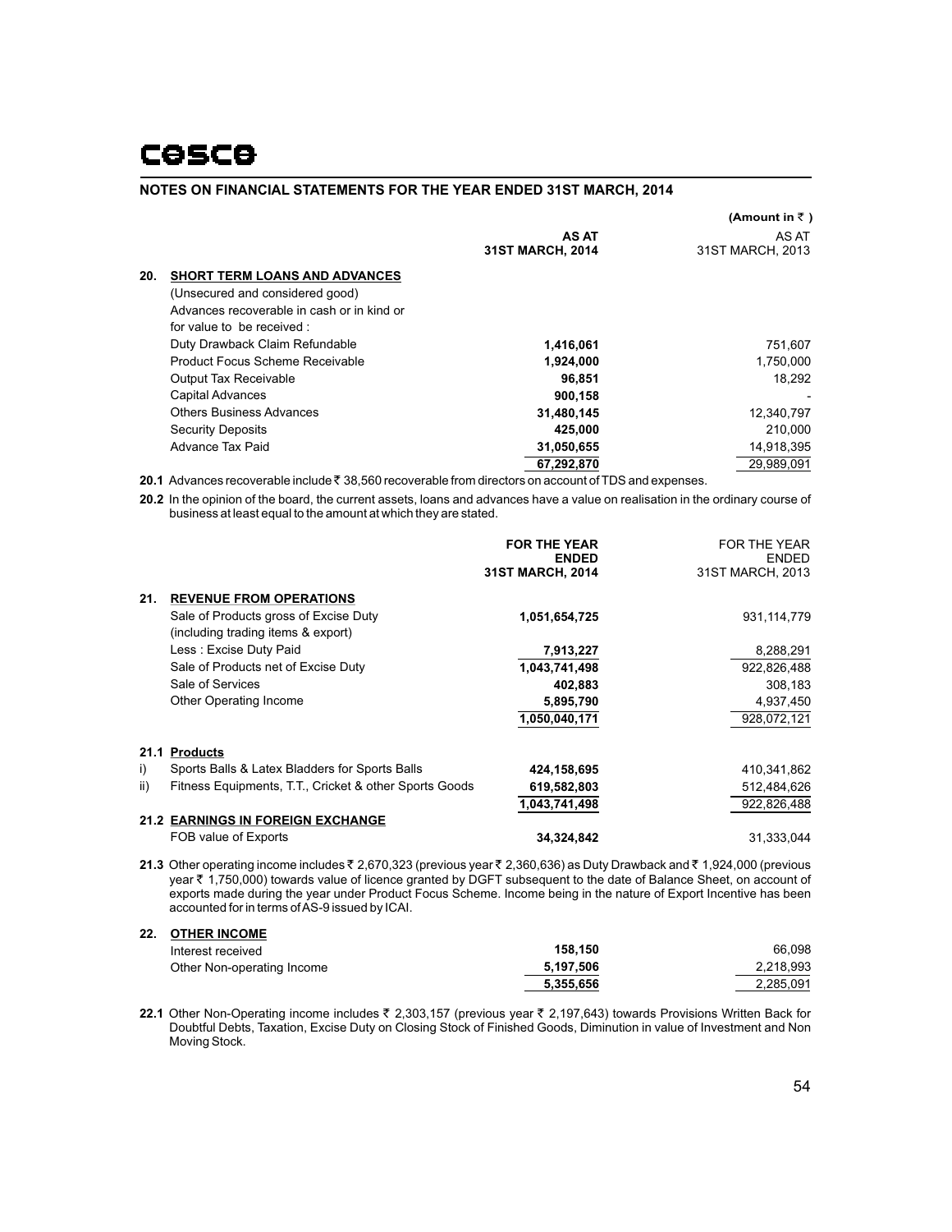## NOTES ON FINANCIAL STATEMENTS FOR THE YEAR ENDED 31ST MARCH, 2014

(Amount in ₹ )

| | | AS AT 31ST MARCH, 2014 | AS AT 31ST MARCH, 2013 |
|---|---|---|---|
| **20.** | **SHORT TERM LOANS AND ADVANCES** | | |
| | (Unsecured and considered good) | | |
| | Advances recoverable in cash or in kind or for value to be received : | | |
| | Duty Drawback Claim Refundable | **1,416,061** | 751,607 |
| | Product Focus Scheme Receivable | **1,924,000** | 1,750,000 |
| | Output Tax Receivable | **96,851** | 18,292 |
| | Capital Advances | **900,158** | - |
| | Others Business Advances | **31,480,145** | 12,340,797 |
| | Security Deposits | **425,000** | 210,000 |
| | Advance Tax Paid | **31,050,655** | 14,918,395 |
| | | **67,292,870** | 29,989,091 |

**20.1** Advances recoverable include ₹ 38,560 recoverable from directors on account of TDS and expenses.

**20.2** In the opinion of the board, the current assets, loans and advances have a value on realisation in the ordinary course of business at least equal to the amount at which they are stated.

| | | FOR THE YEAR ENDED 31ST MARCH, 2014 | FOR THE YEAR ENDED 31ST MARCH, 2013 |
|---|---|---|---|
| **21.** | **REVENUE FROM OPERATIONS** | | |
| | Sale of Products gross of Excise Duty (including trading items & export) | **1,051,654,725** | 931,114,779 |
| | Less : Excise Duty Paid | **7,913,227** | 8,288,291 |
| | Sale of Products net of Excise Duty | **1,043,741,498** | 922,826,488 |
| | Sale of Services | **402,883** | 308,183 |
| | Other Operating Income | **5,895,790** | 4,937,450 |
| | | **1,050,040,171** | 928,072,121 |
| **21.1** | **Products** | | |
| i) | Sports Balls & Latex Bladders for Sports Balls | **424,158,695** | 410,341,862 |
| ii) | Fitness Equipments, T.T., Cricket & other Sports Goods | **619,582,803** | 512,484,626 |
| | | **1,043,741,498** | 922,826,488 |
| **21.2** | **EARNINGS IN FOREIGN EXCHANGE** | | |
| | FOB value of Exports | **34,324,842** | 31,333,044 |

**21.3** Other operating income includes ₹ 2,670,323 (previous year ₹ 2,360,636) as Duty Drawback and ₹ 1,924,000 (previous year ₹ 1,750,000) towards value of licence granted by DGFT subsequent to the date of Balance Sheet, on account of exports made during the year under Product Focus Scheme. Income being in the nature of Export Incentive has been accounted for in terms of AS-9 issued by ICAI.

| | | FOR THE YEAR ENDED 31ST MARCH, 2014 | FOR THE YEAR ENDED 31ST MARCH, 2013 |
|---|---|---|---|
| **22.** | **OTHER INCOME** | | |
| | Interest received | **158,150** | 66,098 |
| | Other Non-operating Income | **5,197,506** | 2,218,993 |
| | | **5,355,656** | 2,285,091 |

**22.1** Other Non-Operating income includes ₹ 2,303,157 (previous year ₹ 2,197,643) towards Provisions Written Back for Doubtful Debts, Taxation, Excise Duty on Closing Stock of Finished Goods, Diminution in value of Investment and Non Moving Stock.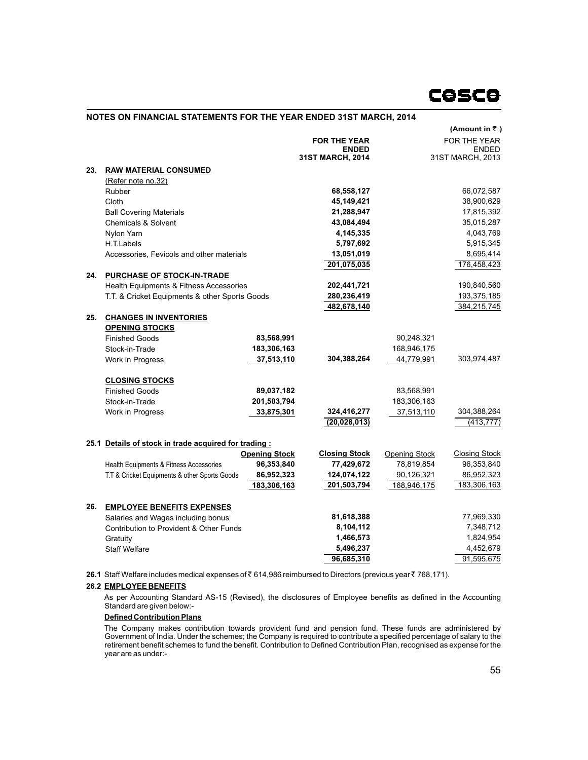## NOTES ON FINANCIAL STATEMENTS FOR THE YEAR ENDED 31ST MARCH, 2014

(Amount in ₹ )

| | | | FOR THE YEAR ENDED 31ST MARCH, 2014 | | FOR THE YEAR ENDED 31ST MARCH, 2013 |
|---|---|---|---|---|---|
| **23.** | **RAW MATERIAL CONSUMED** | | | | |
| | (Refer note no.32) | | | | |
| | Rubber | | **68,558,127** | | 66,072,587 |
| | Cloth | | **45,149,421** | | 38,900,629 |
| | Ball Covering Materials | | **21,288,947** | | 17,815,392 |
| | Chemicals & Solvent | | **43,084,494** | | 35,015,287 |
| | Nylon Yarn | | **4,145,335** | | 4,043,769 |
| | H.T.Labels | | **5,797,692** | | 5,915,345 |
| | Accessories, Fevicols and other materials | | **13,051,019** | | 8,695,414 |
| | | | **201,075,035** | | 176,458,423 |
| **24.** | **PURCHASE OF STOCK-IN-TRADE** | | | | |
| | Health Equipments & Fitness Accessories | | **202,441,721** | | 190,840,560 |
| | T.T. & Cricket Equipments & other Sports Goods | | **280,236,419** | | 193,375,185 |
| | | | **482,678,140** | | 384,215,745 |
| **25.** | **CHANGES IN INVENTORIES** | | | | |
| | **OPENING STOCKS** | | | | |
| | Finished Goods | **83,568,991** | | 90,248,321 | |
| | Stock-in-Trade | **183,306,163** | | 168,946,175 | |
| | Work in Progress | **37,513,110** | **304,388,264** | 44,779,991 | 303,974,487 |
| | **CLOSING STOCKS** | | | | |
| | Finished Goods | **89,037,182** | | 83,568,991 | |
| | Stock-in-Trade | **201,503,794** | | 183,306,163 | |
| | Work in Progress | **33,875,301** | **324,416,277** | 37,513,110 | 304,388,264 |
| | | | **(20,028,013)** | | (413,777) |

**25.1 Details of stock in trade acquired for trading :**

| | Opening Stock | Closing Stock | Opening Stock | Closing Stock |
|---|---|---|---|---|
| Health Equipments & Fitness Accessories | **96,353,840** | **77,429,672** | 78,819,854 | 96,353,840 |
| T.T & Cricket Equipments & other Sports Goods | **86,952,323** | **124,074,122** | 90,126,321 | 86,952,323 |
| | **183,306,163** | **201,503,794** | 168,946,175 | 183,306,163 |

| | | FOR THE YEAR ENDED 31ST MARCH, 2014 | FOR THE YEAR ENDED 31ST MARCH, 2013 |
|---|---|---|---|
| **26.** | **EMPLOYEE BENEFITS EXPENSES** | | |
| | Salaries and Wages including bonus | **81,618,388** | 77,969,330 |
| | Contribution to Provident & Other Funds | **8,104,112** | 7,348,712 |
| | Gratuity | **1,466,573** | 1,824,954 |
| | Staff Welfare | **5,496,237** | 4,452,679 |
| | | **96,685,310** | 91,595,675 |

**26.1** Staff Welfare includes medical expenses of ₹ 614,986 reimbursed to Directors (previous year ₹ 768,171).

**26.2 EMPLOYEE BENEFITS**

As per Accounting Standard AS-15 (Revised), the disclosures of Employee benefits as defined in the Accounting Standard are given below:-

**Defined Contribution Plans**

The Company makes contribution towards provident fund and pension fund. These funds are administered by Government of India. Under the schemes; the Company is required to contribute a specified percentage of salary to the retirement benefit schemes to fund the benefit. Contribution to Defined Contribution Plan, recognised as expense for the year are as under:-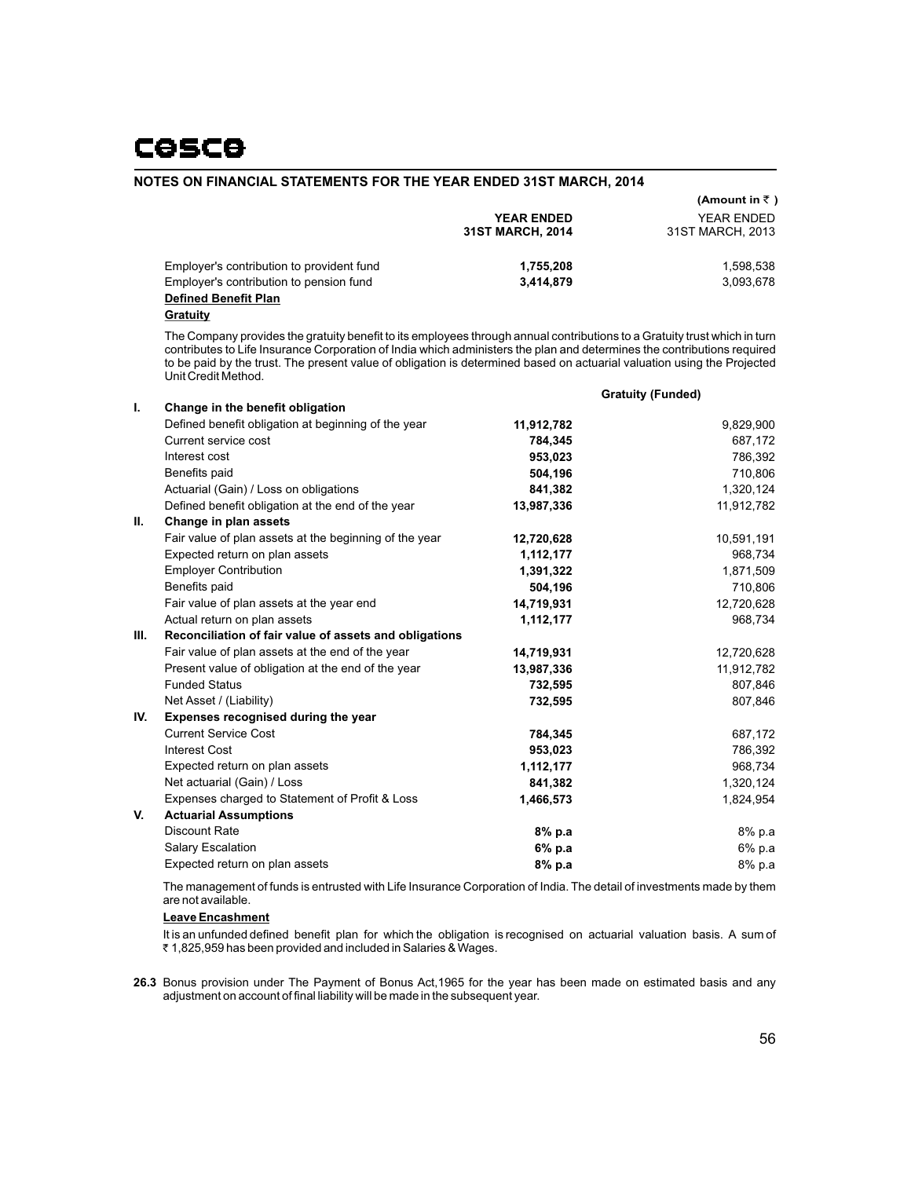## NOTES ON FINANCIAL STATEMENTS FOR THE YEAR ENDED 31ST MARCH, 2014

(Amount in ₹ )

| | YEAR ENDED 31ST MARCH, 2014 | YEAR ENDED 31ST MARCH, 2013 |
|---|---|---|
| Employer's contribution to provident fund | **1,755,208** | 1,598,538 |
| Employer's contribution to pension fund | **3,414,879** | 3,093,678 |

**Defined Benefit Plan**

**Gratuity**

The Company provides the gratuity benefit to its employees through annual contributions to a Gratuity trust which in turn contributes to Life Insurance Corporation of India which administers the plan and determines the contributions required to be paid by the trust. The present value of obligation is determined based on actuarial valuation using the Projected Unit Credit Method.

| | | Gratuity (Funded) | |
|---|---|---|---|
| **I.** | **Change in the benefit obligation** | | |
| | Defined benefit obligation at beginning of the year | **11,912,782** | 9,829,900 |
| | Current service cost | **784,345** | 687,172 |
| | Interest cost | **953,023** | 786,392 |
| | Benefits paid | **504,196** | 710,806 |
| | Actuarial (Gain) / Loss on obligations | **841,382** | 1,320,124 |
| | Defined benefit obligation at the end of the year | **13,987,336** | 11,912,782 |
| **II.** | **Change in plan assets** | | |
| | Fair value of plan assets at the beginning of the year | **12,720,628** | 10,591,191 |
| | Expected return on plan assets | **1,112,177** | 968,734 |
| | Employer Contribution | **1,391,322** | 1,871,509 |
| | Benefits paid | **504,196** | 710,806 |
| | Fair value of plan assets at the year end | **14,719,931** | 12,720,628 |
| | Actual return on plan assets | **1,112,177** | 968,734 |
| **III.** | **Reconciliation of fair value of assets and obligations** | | |
| | Fair value of plan assets at the end of the year | **14,719,931** | 12,720,628 |
| | Present value of obligation at the end of the year | **13,987,336** | 11,912,782 |
| | Funded Status | **732,595** | 807,846 |
| | Net Asset / (Liability) | **732,595** | 807,846 |
| **IV.** | **Expenses recognised during the year** | | |
| | Current Service Cost | **784,345** | 687,172 |
| | Interest Cost | **953,023** | 786,392 |
| | Expected return on plan assets | **1,112,177** | 968,734 |
| | Net actuarial (Gain) / Loss | **841,382** | 1,320,124 |
| | Expenses charged to Statement of Profit & Loss | **1,466,573** | 1,824,954 |
| **V.** | **Actuarial Assumptions** | | |
| | Discount Rate | **8% p.a** | 8% p.a |
| | Salary Escalation | **6% p.a** | 6% p.a |
| | Expected return on plan assets | **8% p.a** | 8% p.a |

The management of funds is entrusted with Life Insurance Corporation of India. The detail of investments made by them are not available.

**Leave Encashment**

It is an unfunded defined benefit plan for which the obligation is recognised on actuarial valuation basis. A sum of ₹ 1,825,959 has been provided and included in Salaries & Wages.

**26.3** Bonus provision under The Payment of Bonus Act,1965 for the year has been made on estimated basis and any adjustment on account of final liability will be made in the subsequent year.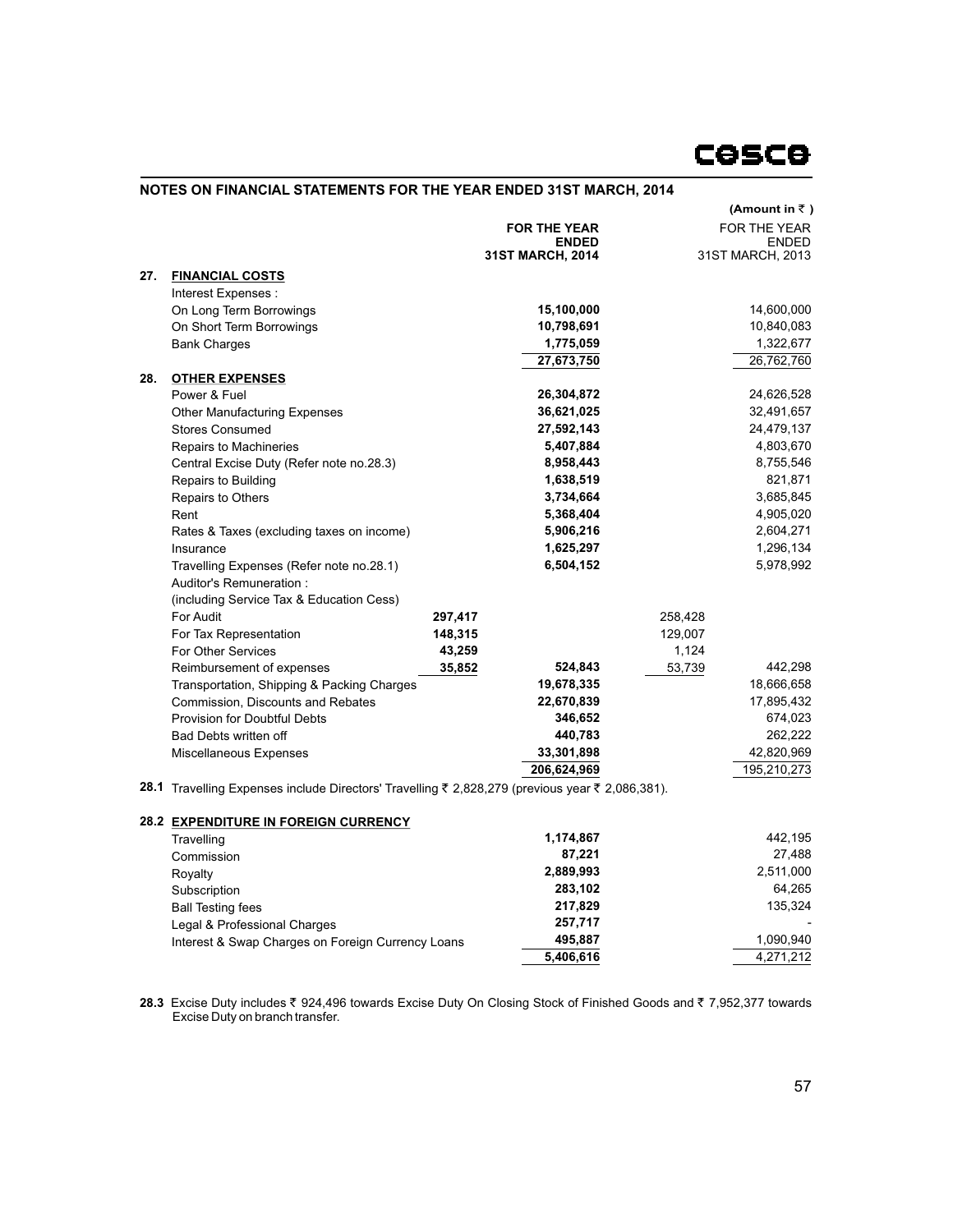## NOTES ON FINANCIAL STATEMENTS FOR THE YEAR ENDED 31ST MARCH, 2014

(Amount in ₹ )

| | | | FOR THE YEAR ENDED 31ST MARCH, 2014 | | FOR THE YEAR ENDED 31ST MARCH, 2013 |
|---|---|---|---|---|---|
| **27.** | **FINANCIAL COSTS** | | | | |
| | Interest Expenses : | | | | |
| | On Long Term Borrowings | | **15,100,000** | | 14,600,000 |
| | On Short Term Borrowings | | **10,798,691** | | 10,840,083 |
| | Bank Charges | | **1,775,059** | | 1,322,677 |
| | | | **27,673,750** | | 26,762,760 |
| **28.** | **OTHER EXPENSES** | | | | |
| | Power & Fuel | | **26,304,872** | | 24,626,528 |
| | Other Manufacturing Expenses | | **36,621,025** | | 32,491,657 |
| | Stores Consumed | | **27,592,143** | | 24,479,137 |
| | Repairs to Machineries | | **5,407,884** | | 4,803,670 |
| | Central Excise Duty (Refer note no.28.3) | | **8,958,443** | | 8,755,546 |
| | Repairs to Building | | **1,638,519** | | 821,871 |
| | Repairs to Others | | **3,734,664** | | 3,685,845 |
| | Rent | | **5,368,404** | | 4,905,020 |
| | Rates & Taxes (excluding taxes on income) | | **5,906,216** | | 2,604,271 |
| | Insurance | | **1,625,297** | | 1,296,134 |
| | Travelling Expenses (Refer note no.28.1) | | **6,504,152** | | 5,978,992 |
| | Auditor's Remuneration : | | | | |
| | (including Service Tax & Education Cess) | | | | |
| | For Audit | **297,417** | | 258,428 | |
| | For Tax Representation | **148,315** | | 129,007 | |
| | For Other Services | **43,259** | | 1,124 | |
| | Reimbursement of expenses | **35,852** | **524,843** | 53,739 | 442,298 |
| | Transportation, Shipping & Packing Charges | | **19,678,335** | | 18,666,658 |
| | Commission, Discounts and Rebates | | **22,670,839** | | 17,895,432 |
| | Provision for Doubtful Debts | | **346,652** | | 674,023 |
| | Bad Debts written off | | **440,783** | | 262,222 |
| | Miscellaneous Expenses | | **33,301,898** | | 42,820,969 |
| | | | **206,624,969** | | 195,210,273 |

**28.1** Travelling Expenses include Directors' Travelling ₹ 2,828,279 (previous year ₹ 2,086,381).

**28.2 EXPENDITURE IN FOREIGN CURRENCY**

| | FOR THE YEAR ENDED 31ST MARCH, 2014 | FOR THE YEAR ENDED 31ST MARCH, 2013 |
|---|---|---|
| Travelling | **1,174,867** | 442,195 |
| Commission | **87,221** | 27,488 |
| Royalty | **2,889,993** | 2,511,000 |
| Subscription | **283,102** | 64,265 |
| Ball Testing fees | **217,829** | 135,324 |
| Legal & Professional Charges | **257,717** | - |
| Interest & Swap Charges on Foreign Currency Loans | **495,887** | 1,090,940 |
| | **5,406,616** | 4,271,212 |

**28.3** Excise Duty includes ₹ 924,496 towards Excise Duty On Closing Stock of Finished Goods and ₹ 7,952,377 towards Excise Duty on branch transfer.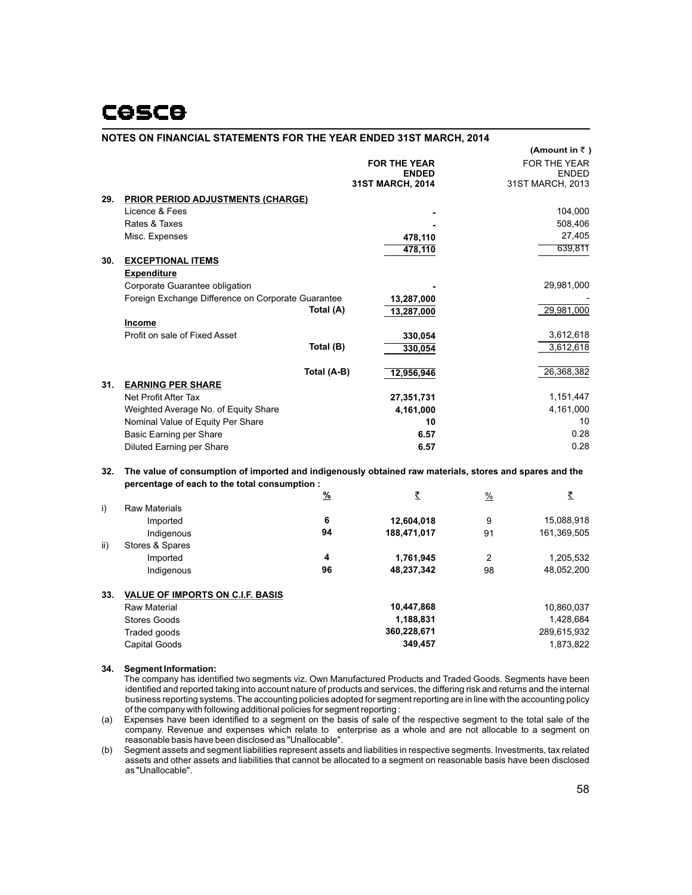## NOTES ON FINANCIAL STATEMENTS FOR THE YEAR ENDED 31ST MARCH, 2014

(Amount in ₹ )

| | | FOR THE YEAR ENDED 31ST MARCH, 2014 | FOR THE YEAR ENDED 31ST MARCH, 2013 |
|---|---|---|---|
| **29.** | **PRIOR PERIOD ADJUSTMENTS (CHARGE)** | | |
| | Licence & Fees | - | 104,000 |
| | Rates & Taxes | - | 508,406 |
| | Misc. Expenses | 478,110 | 27,405 |
| | | 478,110 | 639,811 |
| **30.** | **EXCEPTIONAL ITEMS** | | |
| | **Expenditure** | | |
| | Corporate Guarantee obligation | - | 29,981,000 |
| | Foreign Exchange Difference on Corporate Guarantee | 13,287,000 | - |
| | Total (A) | 13,287,000 | 29,981,000 |
| | **Income** | | |
| | Profit on sale of Fixed Asset | 330,054 | 3,612,618 |
| | Total (B) | 330,054 | 3,612,618 |
| | Total (A-B) | 12,956,946 | 26,368,382 |
| **31.** | **EARNING PER SHARE** | | |
| | Net Profit After Tax | 27,351,731 | 1,151,447 |
| | Weighted Average No. of Equity Share | 4,161,000 | 4,161,000 |
| | Nominal Value of Equity Per Share | 10 | 10 |
| | Basic Earning per Share | 6.57 | 0.28 |
| | Diluted Earning per Share | 6.57 | 0.28 |

**32. The value of consumption of imported and indigenously obtained raw materials, stores and spares and the percentage of each to the total consumption :**

| | | % | ₹ | % | ₹ |
|---|---|---|---|---|---|
| i) | Raw Materials | | | | |
| | Imported | 6 | 12,604,018 | 9 | 15,088,918 |
| | Indigenous | 94 | 188,471,017 | 91 | 161,369,505 |
| ii) | Stores & Spares | | | | |
| | Imported | 4 | 1,761,945 | 2 | 1,205,532 |
| | Indigenous | 96 | 48,237,342 | 98 | 48,052,200 |

| | | 2014 | 2013 |
|---|---|---|---|
| **33.** | **VALUE OF IMPORTS ON C.I.F. BASIS** | | |
| | Raw Material | 10,447,868 | 10,860,037 |
| | Stores Goods | 1,188,831 | 1,428,684 |
| | Traded goods | 360,228,671 | 289,615,932 |
| | Capital Goods | 349,457 | 1,873,822 |

**34. Segment Information:**

The company has identified two segments viz. Own Manufactured Products and Traded Goods. Segments have been identified and reported taking into account nature of products and services, the differing risk and returns and the internal business reporting systems. The accounting policies adopted for segment reporting are in line with the accounting policy of the company with following additional policies for segment reporting :

(a) Expenses have been identified to a segment on the basis of sale of the respective segment to the total sale of the company. Revenue and expenses which relate to enterprise as a whole and are not allocable to a segment on reasonable basis have been disclosed as "Unallocable".

(b) Segment assets and segment liabilities represent assets and liabilities in respective segments. Investments, tax related assets and other assets and liabilities that cannot be allocated to a segment on reasonable basis have been disclosed as "Unallocable".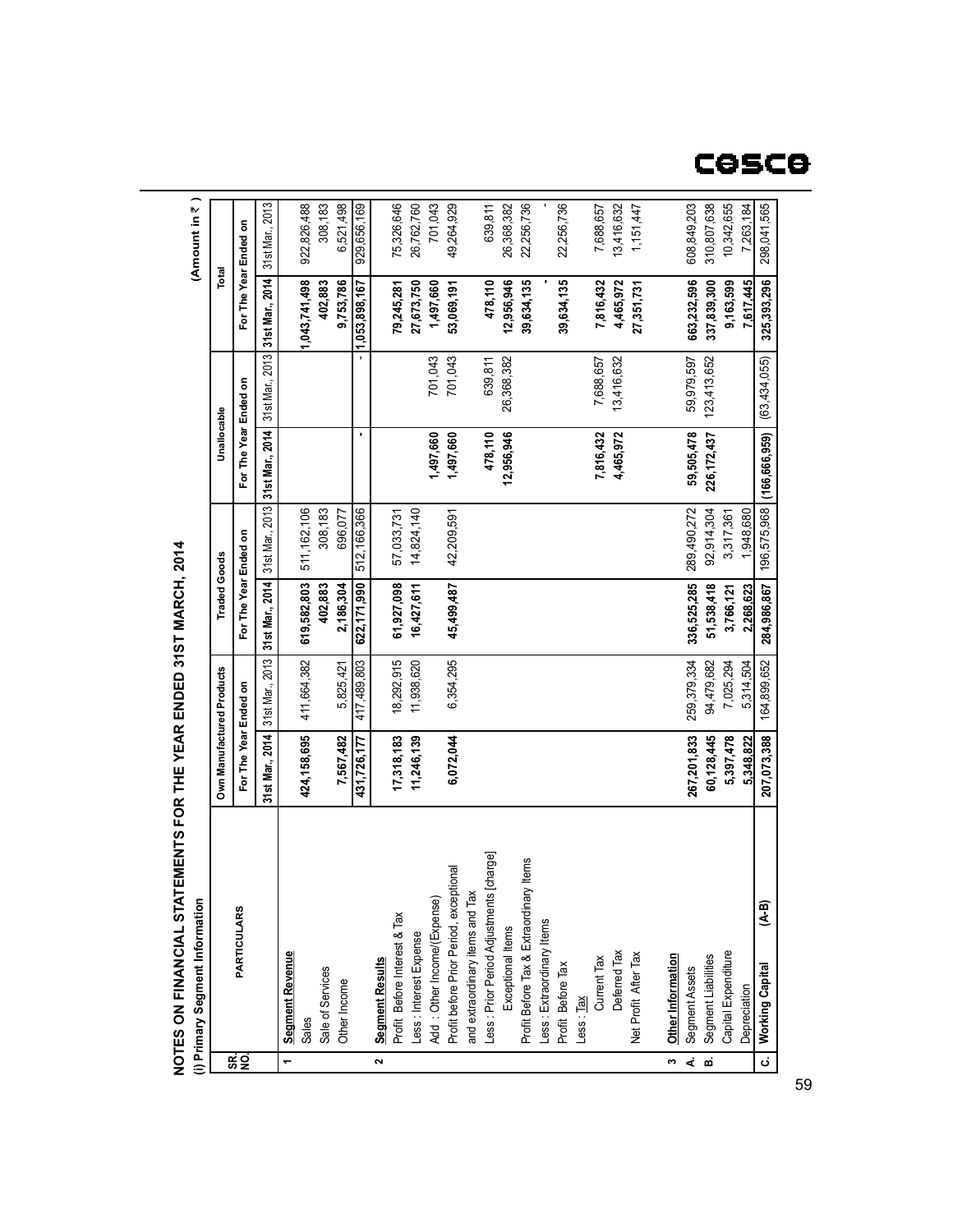## NOTES ON FINANCIAL STATEMENTS FOR THE YEAR ENDED 31ST MARCH, 2014

### (i) Primary Segment Information

(Amount in ₹ )

| SR. NO. | PARTICULARS | Own Manufactured Products | | Traded Goods | | Unallocable | | Total | |
|---|---|---|---|---|---|---|---|---|---|
| | | For The Year Ended on | | For The Year Ended on | | For The Year Ended on | | For The Year Ended on | |
| | | 31st Mar., 2014 | 31st Mar., 2013 | 31st Mar., 2014 | 31st Mar., 2013 | 31st Mar., 2014 | 31st Mar., 2013 | 31st Mar., 2014 | 31st Mar., 2013 |
| 1 | **Segment Revenue** | | | | | | | | |
| | Sales | **424,158,695** | 411,664,382 | **619,582,803** | 511,162,106 | | | **1,043,741,498** | 922,826,488 |
| | Sale of Services | | | **402,883** | 308,183 | | | **402,883** | 308,183 |
| | Other Income | **7,567,482** | 5,825,421 | **2,186,304** | 696,077 | | | **9,753,786** | 6,521,498 |
| | | **431,726,177** | 417,489,803 | **622,171,990** | 512,166,366 | **-** | - | **1,053,898,167** | 929,656,169 |
| 2 | **Segment Results** | | | | | | | | |
| | Profit Before Interest & Tax | **17,318,183** | 18,292,915 | **61,927,098** | 57,033,731 | | | **79,245,281** | 75,326,646 |
| | Less : Interest Expense | **11,246,139** | 11,938,620 | **16,427,611** | 14,824,140 | | | **27,673,750** | 26,762,760 |
| | Add : Other Income/(Expense) | | | | | **1,497,660** | 701,043 | **1,497,660** | 701,043 |
| | Profit before Prior Period, exceptional and extraordinary items and Tax | **6,072,044** | 6,354,295 | **45,499,487** | 42,209,591 | **1,497,660** | 701,043 | **53,069,191** | 49,264,929 |
| | Less : Prior Period Adjustments [charge] | | | | | **478,110** | 639,811 | **478,110** | 639,811 |
| | Exceptional Items | | | | | **12,956,946** | 26,368,382 | **12,956,946** | 26,368,382 |
| | Profit Before Tax & Extraordinary Items | | | | | | | **39,634,135** | 22,256,736 |
| | Less : Extraordinary Items | | | | | | | **-** | - |
| | Profit Before Tax | | | | | | | **39,634,135** | 22,256,736 |
| | Less : Tax | | | | | | | | |
| | Current Tax | | | | | **7,816,432** | 7,688,657 | **7,816,432** | 7,688,657 |
| | Deferred Tax | | | | | **4,465,972** | 13,416,632 | **4,465,972** | 13,416,632 |
| | Net Profit After Tax | | | | | | | **27,351,731** | 1,151,447 |
| 3 | **Other Information** | | | | | | | | |
| A. | Segment Assets | **267,201,833** | 259,379,334 | **336,525,285** | 289,490,272 | **59,505,478** | 59,979,597 | **663,232,596** | 608,849,203 |
| B. | Segment Liabilities | **60,128,445** | 94,479,682 | **51,538,418** | 92,914,304 | **226,172,437** | 123,413,652 | **337,839,300** | 310,807,638 |
| | Capital Expenditure | **5,397,478** | 7,025,294 | **3,766,121** | 3,317,361 | | | **9,163,599** | 10,342,655 |
| | Depreciation | **5,348,822** | 5,314,504 | **2,268,623** | 1,948,680 | | | **7,617,445** | 7,263,184 |
| C. | **Working Capital** (A-B) | **207,073,388** | 164,899,652 | **284,986,867** | 196,575,968 | **(166,666,959)** | (63,434,055) | **325,393,296** | 298,041,565 |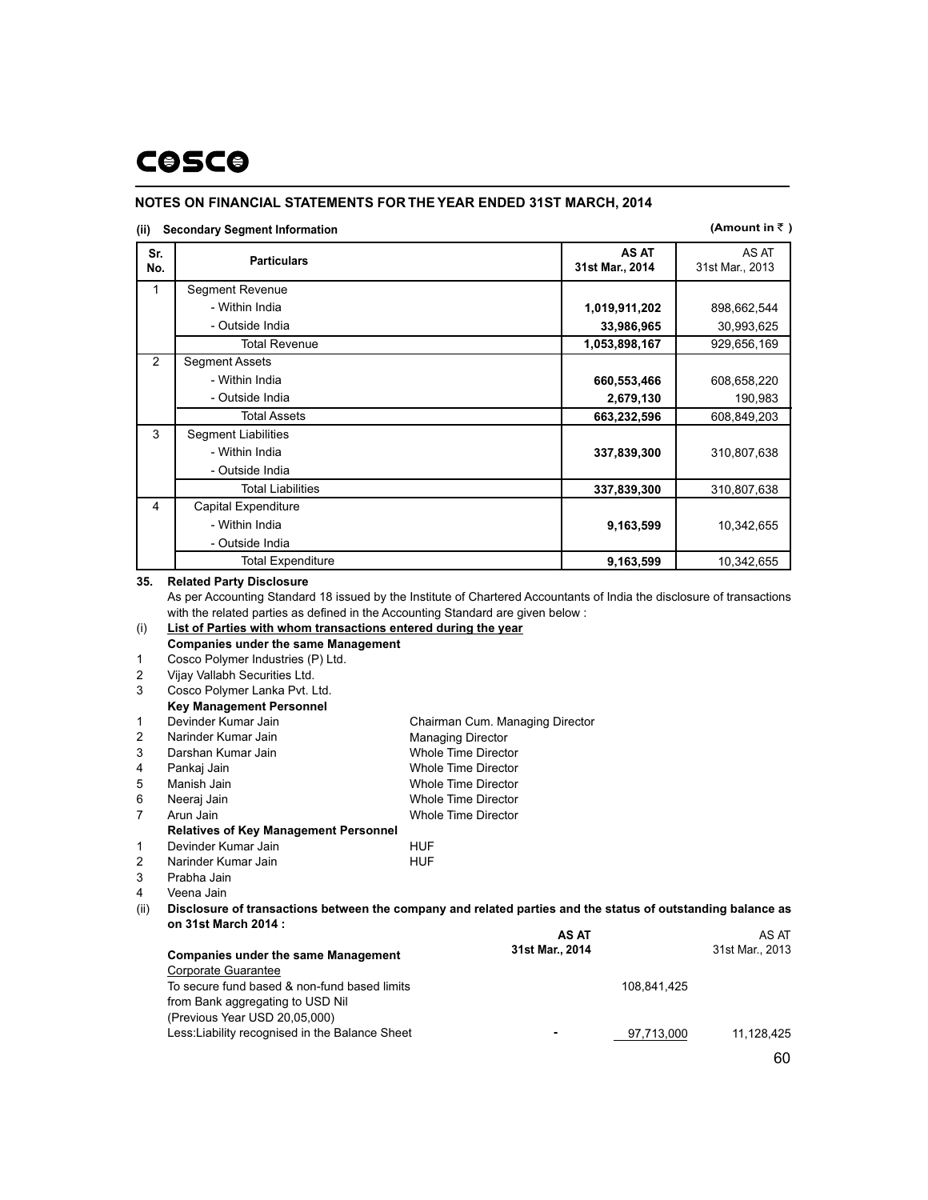## NOTES ON FINANCIAL STATEMENTS FOR THE YEAR ENDED 31ST MARCH, 2014

**(ii) Secondary Segment Information**

**(Amount in ₹ )**

| Sr. No. | Particulars | AS AT 31st Mar., 2014 | AS AT 31st Mar., 2013 |
|---|---|---|---|
| 1 | Segment Revenue | | |
| | - Within India | **1,019,911,202** | 898,662,544 |
| | - Outside India | **33,986,965** | 30,993,625 |
| | Total Revenue | **1,053,898,167** | 929,656,169 |
| 2 | Segment Assets | | |
| | - Within India | **660,553,466** | 608,658,220 |
| | - Outside India | **2,679,130** | 190,983 |
| | Total Assets | **663,232,596** | 608,849,203 |
| 3 | Segment Liabilities | | |
| | - Within India | **337,839,300** | 310,807,638 |
| | - Outside India | | |
| | Total Liabilities | **337,839,300** | 310,807,638 |
| 4 | Capital Expenditure | | |
| | - Within India | **9,163,599** | 10,342,655 |
| | - Outside India | | |
| | Total Expenditure | **9,163,599** | 10,342,655 |

**35. Related Party Disclosure**

As per Accounting Standard 18 issued by the Institute of Chartered Accountants of India the disclosure of transactions with the related parties as defined in the Accounting Standard are given below :

(i) **List of Parties with whom transactions entered during the year**

**Companies under the same Management**

1. Cosco Polymer Industries (P) Ltd.
2. Vijay Vallabh Securities Ltd.
3. Cosco Polymer Lanka Pvt. Ltd.

**Key Management Personnel**

| | Name | Designation |
|---|---|---|
| 1 | Devinder Kumar Jain | Chairman Cum. Managing Director |
| 2 | Narinder Kumar Jain | Managing Director |
| 3 | Darshan Kumar Jain | Whole Time Director |
| 4 | Pankaj Jain | Whole Time Director |
| 5 | Manish Jain | Whole Time Director |
| 6 | Neeraj Jain | Whole Time Director |
| 7 | Arun Jain | Whole Time Director |

**Relatives of Key Management Personnel**

1. Devinder Kumar Jain HUF
2. Narinder Kumar Jain HUF
3. Prabha Jain
4. Veena Jain

(ii) **Disclosure of transactions between the company and related parties and the status of outstanding balance as on 31st March 2014 :**

| | AS AT 31st Mar., 2014 | | AS AT 31st Mar., 2013 |
|---|---|---|---|
| **Companies under the same Management** | | | |
| Corporate Guarantee | | | |
| To secure fund based & non-fund based limits from Bank aggregating to USD Nil (Previous Year USD 20,05,000) | | 108,841,425 | |
| Less:Liability recognised in the Balance Sheet | - | 97,713,000 | 11,128,425 |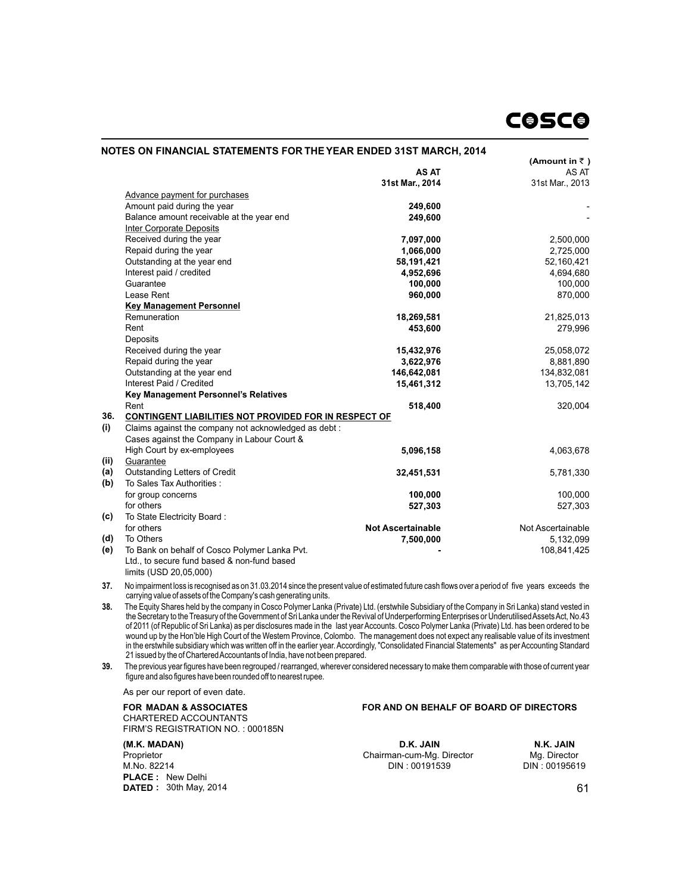## NOTES ON FINANCIAL STATEMENTS FOR THE YEAR ENDED 31ST MARCH, 2014

(Amount in ₹ )

| | | AS AT 31st Mar., 2014 | AS AT 31st Mar., 2013 |
|---|---|---|---|
| | Advance payment for purchases | | |
| | Amount paid during the year | **249,600** | - |
| | Balance amount receivable at the year end | **249,600** | - |
| | Inter Corporate Deposits | | |
| | Received during the year | **7,097,000** | 2,500,000 |
| | Repaid during the year | **1,066,000** | 2,725,000 |
| | Outstanding at the year end | **58,191,421** | 52,160,421 |
| | Interest paid / credited | **4,952,696** | 4,694,680 |
| | Guarantee | **100,000** | 100,000 |
| | Lease Rent | **960,000** | 870,000 |
| | **Key Management Personnel** | | |
| | Remuneration | **18,269,581** | 21,825,013 |
| | Rent | **453,600** | 279,996 |
| | Deposits | | |
| | Received during the year | **15,432,976** | 25,058,072 |
| | Repaid during the year | **3,622,976** | 8,881,890 |
| | Outstanding at the year end | **146,642,081** | 134,832,081 |
| | Interest Paid / Credited | **15,461,312** | 13,705,142 |
| | **Key Management Personnel's Relatives** | | |
| | Rent | **518,400** | 320,004 |
| **36.** | **CONTINGENT LIABILITIES NOT PROVIDED FOR IN RESPECT OF** | | |
| **(i)** | Claims against the company not acknowledged as debt : Cases against the Company in Labour Court & High Court by ex-employees | **5,096,158** | 4,063,678 |
| **(ii)** | Guarantee | | |
| **(a)** | Outstanding Letters of Credit | **32,451,531** | 5,781,330 |
| **(b)** | To Sales Tax Authorities : | | |
| | for group concerns | **100,000** | 100,000 |
| | for others | **527,303** | 527,303 |
| **(c)** | To State Electricity Board : | | |
| | for others | **Not Ascertainable** | Not Ascertainable |
| **(d)** | To Others | **7,500,000** | 5,132,099 |
| **(e)** | To Bank on behalf of Cosco Polymer Lanka Pvt. Ltd., to secure fund based & non-fund based limits (USD 20,05,000) | **-** | 108,841,425 |

**37.** No impairment loss is recognised as on 31.03.2014 since the present value of estimated future cash flows over a period of five years exceeds the carrying value of assets of the Company's cash generating units.

**38.** The Equity Shares held by the company in Cosco Polymer Lanka (Private) Ltd. (erstwhile Subsidiary of the Company in Sri Lanka) stand vested in the Secretary to the Treasury of the Government of Sri Lanka under the Revival of Underperforming Enterprises or Underutilised Assets Act, No.43 of 2011 (of Republic of Sri Lanka) as per disclosures made in the last year Accounts. Cosco Polymer Lanka (Private) Ltd. has been ordered to be wound up by the Hon'ble High Court of the Western Province, Colombo. The management does not expect any realisable value of its investment in the erstwhile subsidiary which was written off in the earlier year. Accordingly, "Consolidated Financial Statements" as per Accounting Standard 21 issued by the of Chartered Accountants of India, have not been prepared.

**39.** The previous year figures have been regrouped / rearranged, wherever considered necessary to make them comparable with those of current year figure and also figures have been rounded off to nearest rupee.

As per our report of even date.

**FOR MADAN & ASSOCIATES**
CHARTERED ACCOUNTANTS
FIRM'S REGISTRATION NO. : 000185N

**(M.K. MADAN)**
Proprietor
M.No. 82214
**PLACE :** New Delhi
**DATED :** 30th May, 2014

**FOR AND ON BEHALF OF BOARD OF DIRECTORS**

**D.K. JAIN**
Chairman-cum-Mg. Director
DIN : 00191539

**N.K. JAIN**
Mg. Director
DIN : 00195619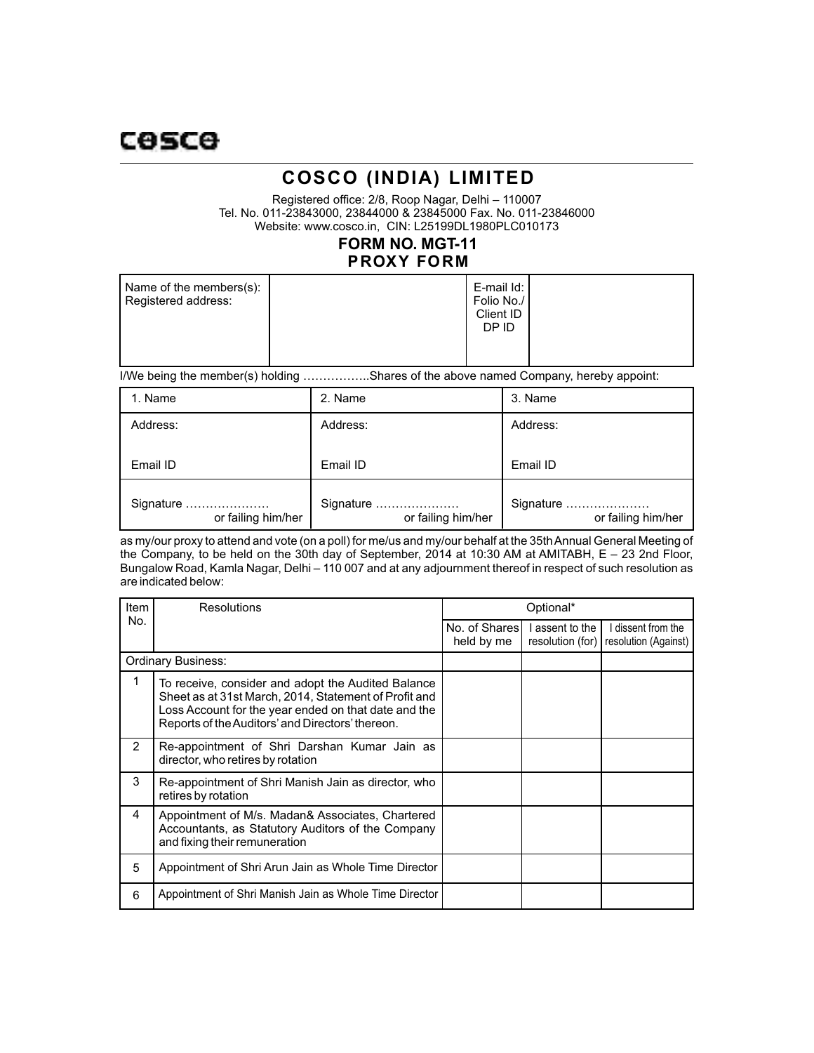cosco

# COSCO (INDIA) LIMITED

Registered office: 2/8, Roop Nagar, Delhi – 110007
Tel. No. 011-23843000, 23844000 & 23845000 Fax. No. 011-23846000
Website: www.cosco.in, CIN: L25199DL1980PLC010173

## FORM NO. MGT-11
## PROXY FORM

| Name of the members(s): Registered address: | | E-mail Id: Folio No./ Client ID DP ID | |
|---|---|---|---|

I/We being the member(s) holding ……………..Shares of the above named Company, hereby appoint:

| 1. Name | 2. Name | 3. Name |
|---|---|---|
| Address: <br><br> Email ID | Address: <br><br> Email ID | Address: <br><br> Email ID |
| Signature ………………… or failing him/her | Signature ………………… or failing him/her | Signature ………………… or failing him/her |

as my/our proxy to attend and vote (on a poll) for me/us and my/our behalf at the 35th Annual General Meeting of the Company, to be held on the 30th day of September, 2014 at 10:30 AM at AMITABH, E – 23 2nd Floor, Bungalow Road, Kamla Nagar, Delhi – 110 007 and at any adjournment thereof in respect of such resolution as are indicated below:

| Item No. | Resolutions | Optional* | | |
|---|---|---|---|---|
| | | No. of Shares held by me | I assent to the resolution (for) | I dissent from the resolution (Against) |
| Ordinary Business: | | | | |
| 1 | To receive, consider and adopt the Audited Balance Sheet as at 31st March, 2014, Statement of Profit and Loss Account for the year ended on that date and the Reports of the Auditors' and Directors' thereon. | | | |
| 2 | Re-appointment of Shri Darshan Kumar Jain as director, who retires by rotation | | | |
| 3 | Re-appointment of Shri Manish Jain as director, who retires by rotation | | | |
| 4 | Appointment of M/s. Madan& Associates, Chartered Accountants, as Statutory Auditors of the Company and fixing their remuneration | | | |
| 5 | Appointment of Shri Arun Jain as Whole Time Director | | | |
| 6 | Appointment of Shri Manish Jain as Whole Time Director | | | |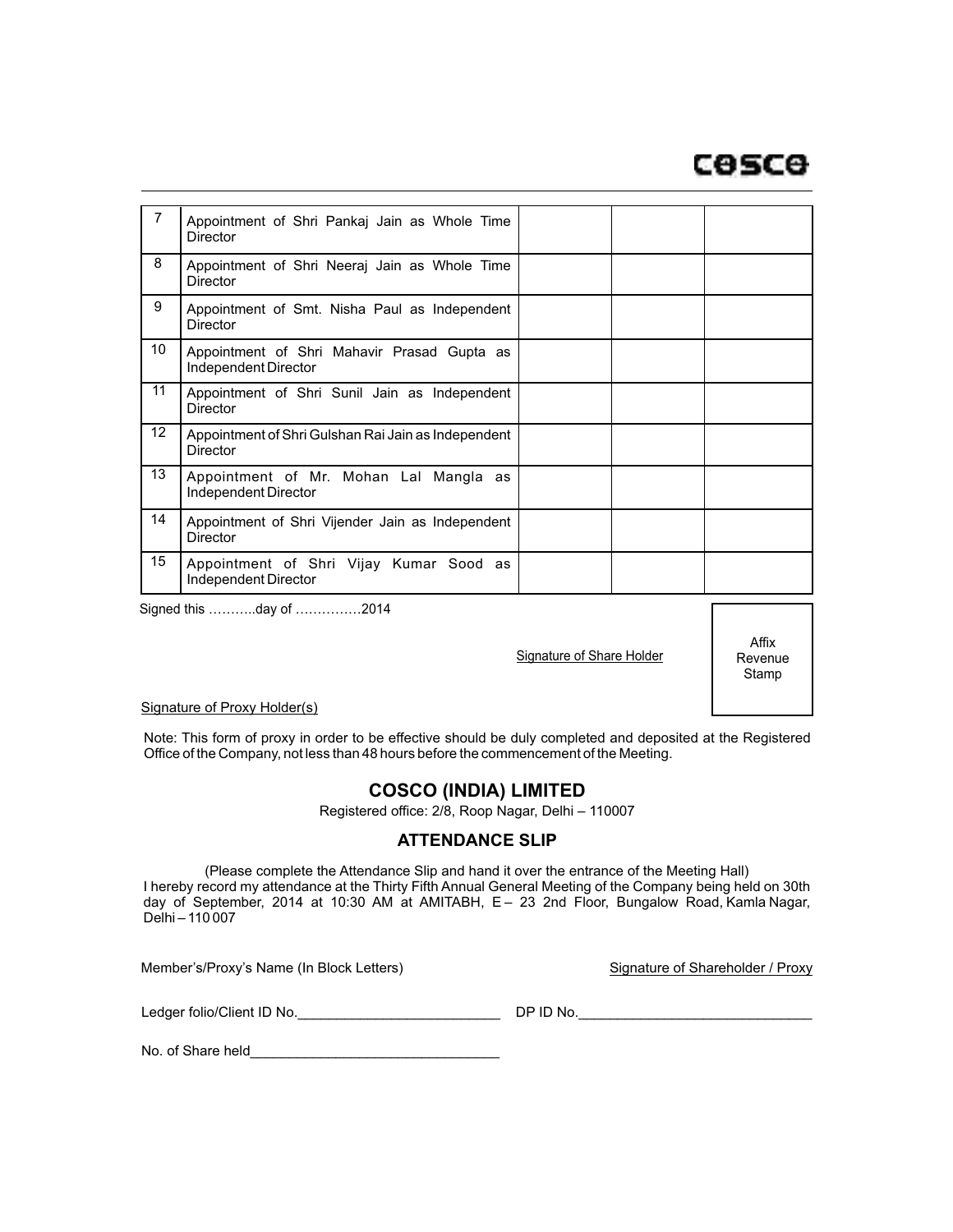| | | | | |
|---|---|---|---|---|
| 7 | Appointment of Shri Pankaj Jain as Whole Time Director | | | |
| 8 | Appointment of Shri Neeraj Jain as Whole Time Director | | | |
| 9 | Appointment of Smt. Nisha Paul as Independent Director | | | |
| 10 | Appointment of Shri Mahavir Prasad Gupta as Independent Director | | | |
| 11 | Appointment of Shri Sunil Jain as Independent Director | | | |
| 12 | Appointment of Shri Gulshan Rai Jain as Independent Director | | | |
| 13 | Appointment of Mr. Mohan Lal Mangla as Independent Director | | | |
| 14 | Appointment of Shri Vijender Jain as Independent Director | | | |
| 15 | Appointment of Shri Vijay Kumar Sood as Independent Director | | | |

Signed this ………..day of ……………2014

Signature of Share Holder

Affix Revenue Stamp

Signature of Proxy Holder(s)

Note: This form of proxy in order to be effective should be duly completed and deposited at the Registered Office of the Company, not less than 48 hours before the commencement of the Meeting.

## COSCO (INDIA) LIMITED

Registered office: 2/8, Roop Nagar, Delhi – 110007

## ATTENDANCE SLIP

(Please complete the Attendance Slip and hand it over the entrance of the Meeting Hall)

I hereby record my attendance at the Thirty Fifth Annual General Meeting of the Company being held on 30th day of September, 2014 at 10:30 AM at AMITABH, E – 23 2nd Floor, Bungalow Road, Kamla Nagar, Delhi – 110 007

Member's/Proxy's Name (In Block Letters) Signature of Shareholder / Proxy

Ledger folio/Client ID No.__________________________ DP ID No.______________________________

No. of Share held________________________________